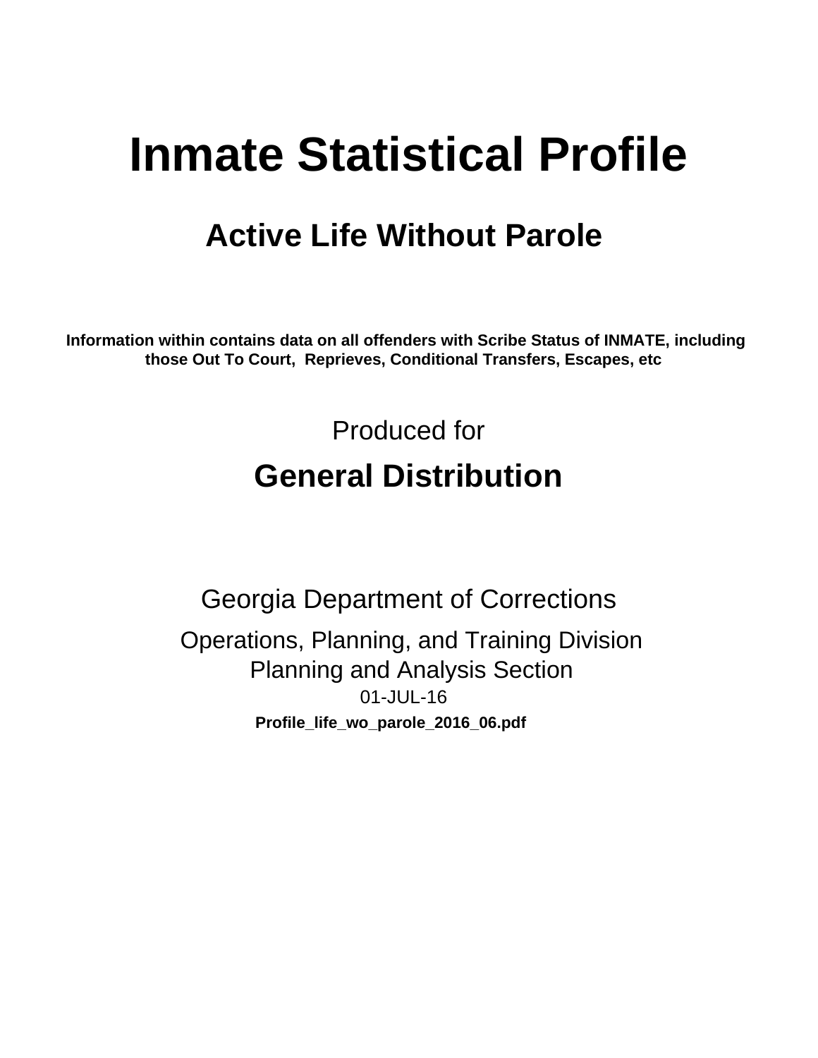# Inmate Statistical Profile

## Active Life Without Parole

**Information within contains data on all offenders with Scribe Status of INMATE, including those Out To Court, Reprieves, Conditional Transfers, Escapes, etc**

Produced for

## General Distribution

Georgia Department of Corrections

Operations, Planning, and Training Division
Planning and Analysis Section
01-JUL-16

**Profile_life_wo_parole_2016_06.pdf**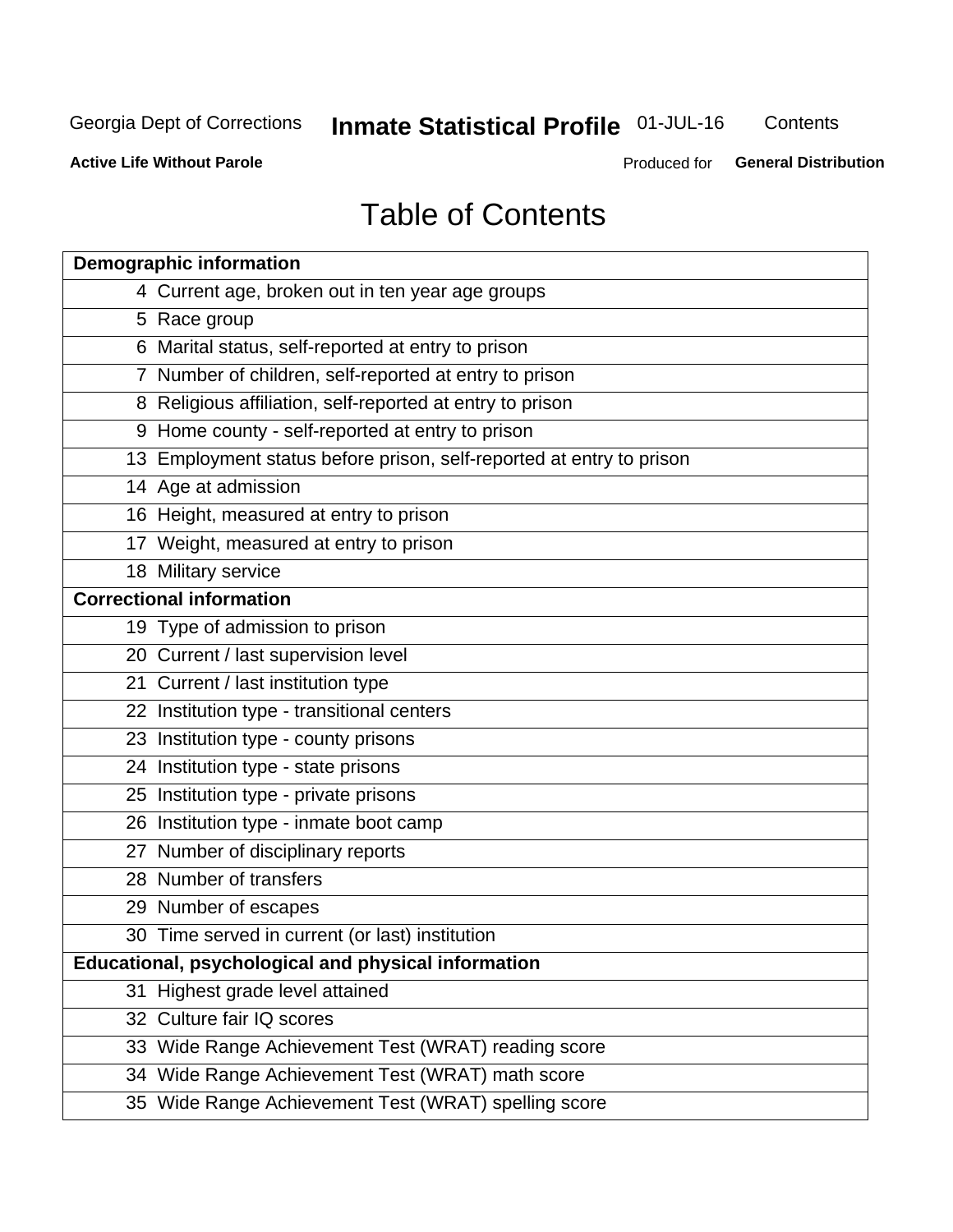Georgia Dept of Corrections **Inmate Statistical Profile** 01-JUL-16 Contents

**Active Life Without Parole** Produced for **General Distribution**

# Table of Contents

| **Demographic information** | |
|---|---|
| 4 | Current age, broken out in ten year age groups |
| 5 | Race group |
| 6 | Marital status, self-reported at entry to prison |
| 7 | Number of children, self-reported at entry to prison |
| 8 | Religious affiliation, self-reported at entry to prison |
| 9 | Home county - self-reported at entry to prison |
| 13 | Employment status before prison, self-reported at entry to prison |
| 14 | Age at admission |
| 16 | Height, measured at entry to prison |
| 17 | Weight, measured at entry to prison |
| 18 | Military service |
| **Correctional information** | |
| 19 | Type of admission to prison |
| 20 | Current / last supervision level |
| 21 | Current / last institution type |
| 22 | Institution type - transitional centers |
| 23 | Institution type - county prisons |
| 24 | Institution type - state prisons |
| 25 | Institution type - private prisons |
| 26 | Institution type - inmate boot camp |
| 27 | Number of disciplinary reports |
| 28 | Number of transfers |
| 29 | Number of escapes |
| 30 | Time served in current (or last) institution |
| **Educational, psychological and physical information** | |
| 31 | Highest grade level attained |
| 32 | Culture fair IQ scores |
| 33 | Wide Range Achievement Test (WRAT) reading score |
| 34 | Wide Range Achievement Test (WRAT) math score |
| 35 | Wide Range Achievement Test (WRAT) spelling score |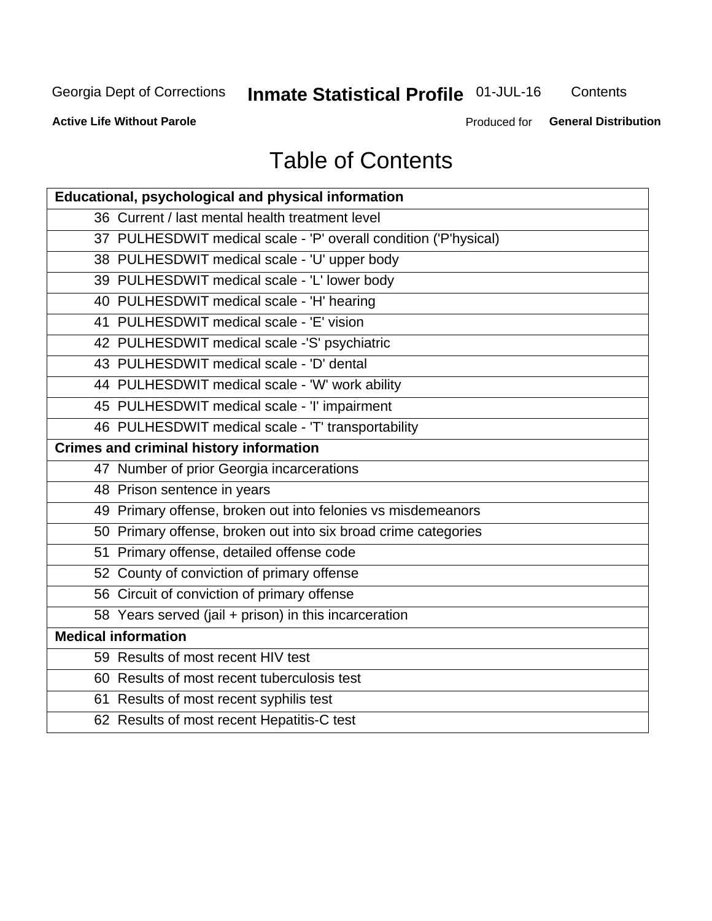# Table of Contents

| Educational, psychological and physical information |
|---|
| 36 Current / last mental health treatment level |
| 37 PULHESDWIT medical scale - 'P' overall condition ('P'hysical) |
| 38 PULHESDWIT medical scale - 'U' upper body |
| 39 PULHESDWIT medical scale - 'L' lower body |
| 40 PULHESDWIT medical scale - 'H' hearing |
| 41 PULHESDWIT medical scale - 'E' vision |
| 42 PULHESDWIT medical scale -'S' psychiatric |
| 43 PULHESDWIT medical scale - 'D' dental |
| 44 PULHESDWIT medical scale - 'W' work ability |
| 45 PULHESDWIT medical scale - 'I' impairment |
| 46 PULHESDWIT medical scale - 'T' transportability |
| **Crimes and criminal history information** |
| 47 Number of prior Georgia incarcerations |
| 48 Prison sentence in years |
| 49 Primary offense, broken out into felonies vs misdemeanors |
| 50 Primary offense, broken out into six broad crime categories |
| 51 Primary offense, detailed offense code |
| 52 County of conviction of primary offense |
| 56 Circuit of conviction of primary offense |
| 58 Years served (jail + prison) in this incarceration |
| **Medical information** |
| 59 Results of most recent HIV test |
| 60 Results of most recent tuberculosis test |
| 61 Results of most recent syphilis test |
| 62 Results of most recent Hepatitis-C test |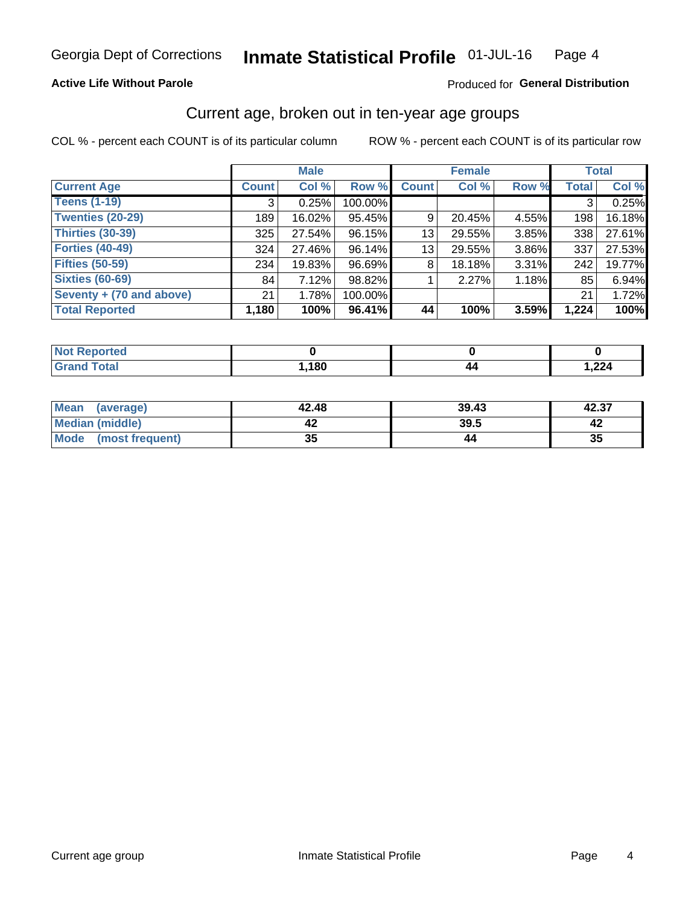Georgia Dept of Corrections **Inmate Statistical Profile** 01-JUL-16

**Active Life Without Parole**

Produced for **General Distribution**

## Current age, broken out in ten-year age groups

COL % - percent each COUNT is of its particular column

ROW % - percent each COUNT is of its particular row

| | Male | | | Female | | | Total | |
|---|---|---|---|---|---|---|---|---|
| **Current Age** | **Count** | **Col %** | **Row %** | **Count** | **Col %** | **Row %** | **Total** | **Col %** |
| **Teens (1-19)** | 3 | 0.25% | 100.00% | | | | 3 | 0.25% |
| **Twenties (20-29)** | 189 | 16.02% | 95.45% | 9 | 20.45% | 4.55% | 198 | 16.18% |
| **Thirties (30-39)** | 325 | 27.54% | 96.15% | 13 | 29.55% | 3.85% | 338 | 27.61% |
| **Forties (40-49)** | 324 | 27.46% | 96.14% | 13 | 29.55% | 3.86% | 337 | 27.53% |
| **Fifties (50-59)** | 234 | 19.83% | 96.69% | 8 | 18.18% | 3.31% | 242 | 19.77% |
| **Sixties (60-69)** | 84 | 7.12% | 98.82% | 1 | 2.27% | 1.18% | 85 | 6.94% |
| **Seventy + (70 and above)** | 21 | 1.78% | 100.00% | | | | 21 | 1.72% |
| **Total Reported** | **1,180** | **100%** | **96.41%** | **44** | **100%** | **3.59%** | **1,224** | **100%** |

| | Male | Female | Total |
|---|---|---|---|
| **Not Reported** | **0** | **0** | **0** |
| **Grand Total** | **1,180** | **44** | **1,224** |

| | Male | Female | Total |
|---|---|---|---|
| **Mean (average)** | **42.48** | **39.43** | **42.37** |
| **Median (middle)** | **42** | **39.5** | **42** |
| **Mode (most frequent)** | **35** | **44** | **35** |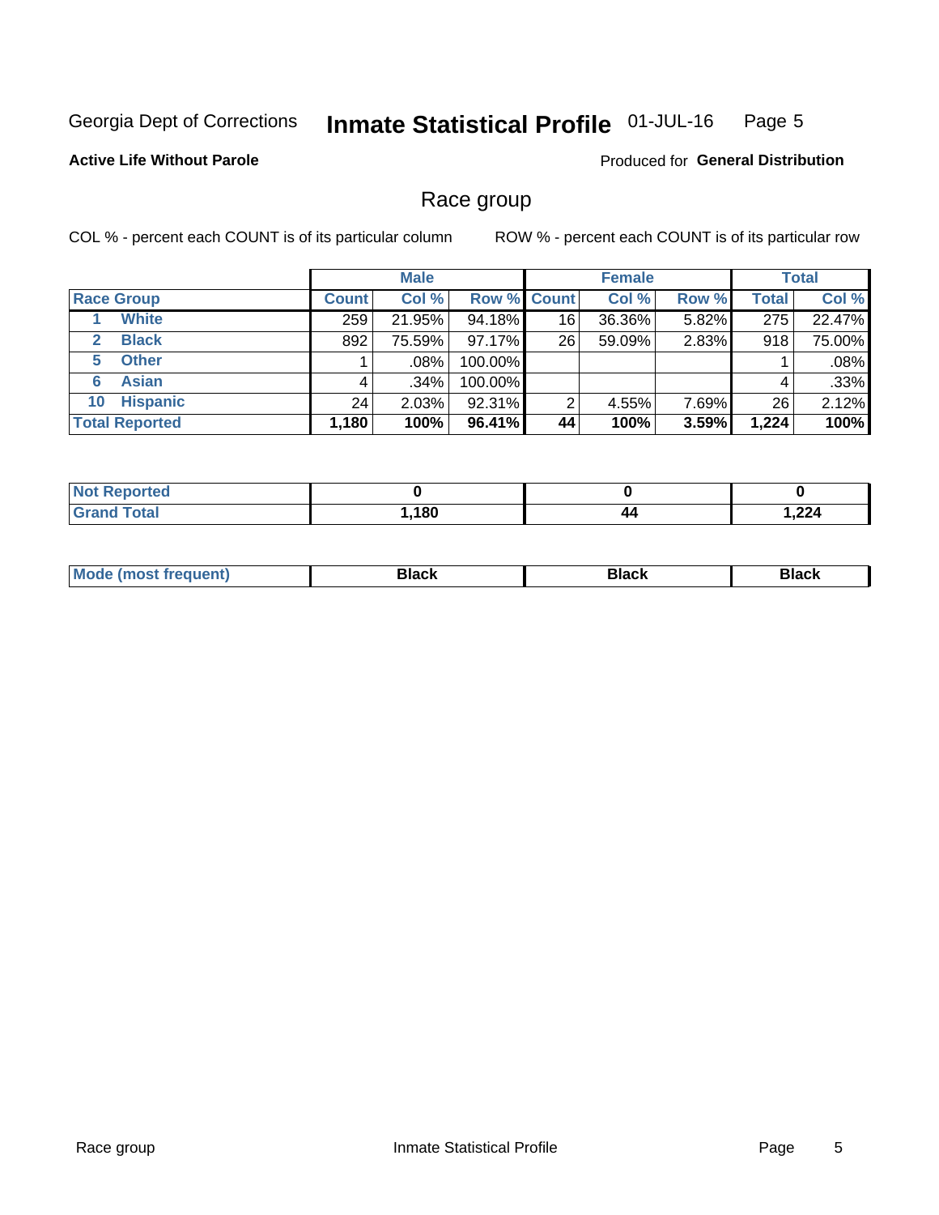Georgia Dept of Corrections **Inmate Statistical Profile** 01-JUL-16

**Active Life Without Parole**

Produced for **General Distribution**

## Race group

COL % - percent each COUNT is of its particular column    ROW % - percent each COUNT is of its particular row

| | Male | | | Female | | | Total | |
|---|---|---|---|---|---|---|---|---|
| **Race Group** | **Count** | **Col %** | **Row %** | **Count** | **Col %** | **Row %** | **Total** | **Col %** |
| 1 **White** | 259 | 21.95% | 94.18% | 16 | 36.36% | 5.82% | 275 | 22.47% |
| 2 **Black** | 892 | 75.59% | 97.17% | 26 | 59.09% | 2.83% | 918 | 75.00% |
| 5 **Other** | 1 | .08% | 100.00% | | | | 1 | .08% |
| 6 **Asian** | 4 | .34% | 100.00% | | | | 4 | .33% |
| 10 **Hispanic** | 24 | 2.03% | 92.31% | 2 | 4.55% | 7.69% | 26 | 2.12% |
| **Total Reported** | **1,180** | **100%** | **96.41%** | **44** | **100%** | **3.59%** | **1,224** | **100%** |

| | Male | Female | Total |
|---|---|---|---|
| **Not Reported** | **0** | **0** | **0** |
| **Grand Total** | **1,180** | **44** | **1,224** |

| | Male | Female | Total |
|---|---|---|---|
| **Mode (most frequent)** | **Black** | **Black** | **Black** |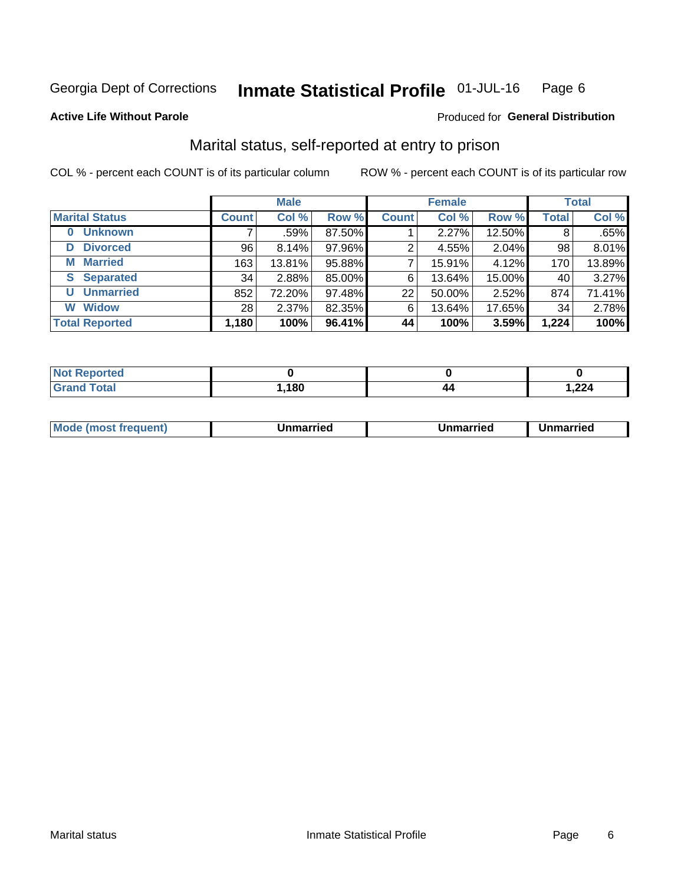Georgia Dept of Corrections **Inmate Statistical Profile** 01-JUL-16

**Active Life Without Parole**

Produced for **General Distribution**

## Marital status, self-reported at entry to prison

COL % - percent each COUNT is of its particular column

ROW % - percent each COUNT is of its particular row

| | Male | | | Female | | | Total | |
|---|---|---|---|---|---|---|---|---|
| **Marital Status** | **Count** | **Col %** | **Row %** | **Count** | **Col %** | **Row %** | **Total** | **Col %** |
| **0 Unknown** | 7 | .59% | 87.50% | 1 | 2.27% | 12.50% | 8 | .65% |
| **D Divorced** | 96 | 8.14% | 97.96% | 2 | 4.55% | 2.04% | 98 | 8.01% |
| **M Married** | 163 | 13.81% | 95.88% | 7 | 15.91% | 4.12% | 170 | 13.89% |
| **S Separated** | 34 | 2.88% | 85.00% | 6 | 13.64% | 15.00% | 40 | 3.27% |
| **U Unmarried** | 852 | 72.20% | 97.48% | 22 | 50.00% | 2.52% | 874 | 71.41% |
| **W Widow** | 28 | 2.37% | 82.35% | 6 | 13.64% | 17.65% | 34 | 2.78% |
| **Total Reported** | **1,180** | **100%** | **96.41%** | **44** | **100%** | **3.59%** | **1,224** | **100%** |

| | Male | Female | Total |
|---|---|---|---|
| **Not Reported** | **0** | **0** | **0** |
| **Grand Total** | **1,180** | **44** | **1,224** |

| | Male | Female | Total |
|---|---|---|---|
| **Mode (most frequent)** | **Unmarried** | **Unmarried** | **Unmarried** |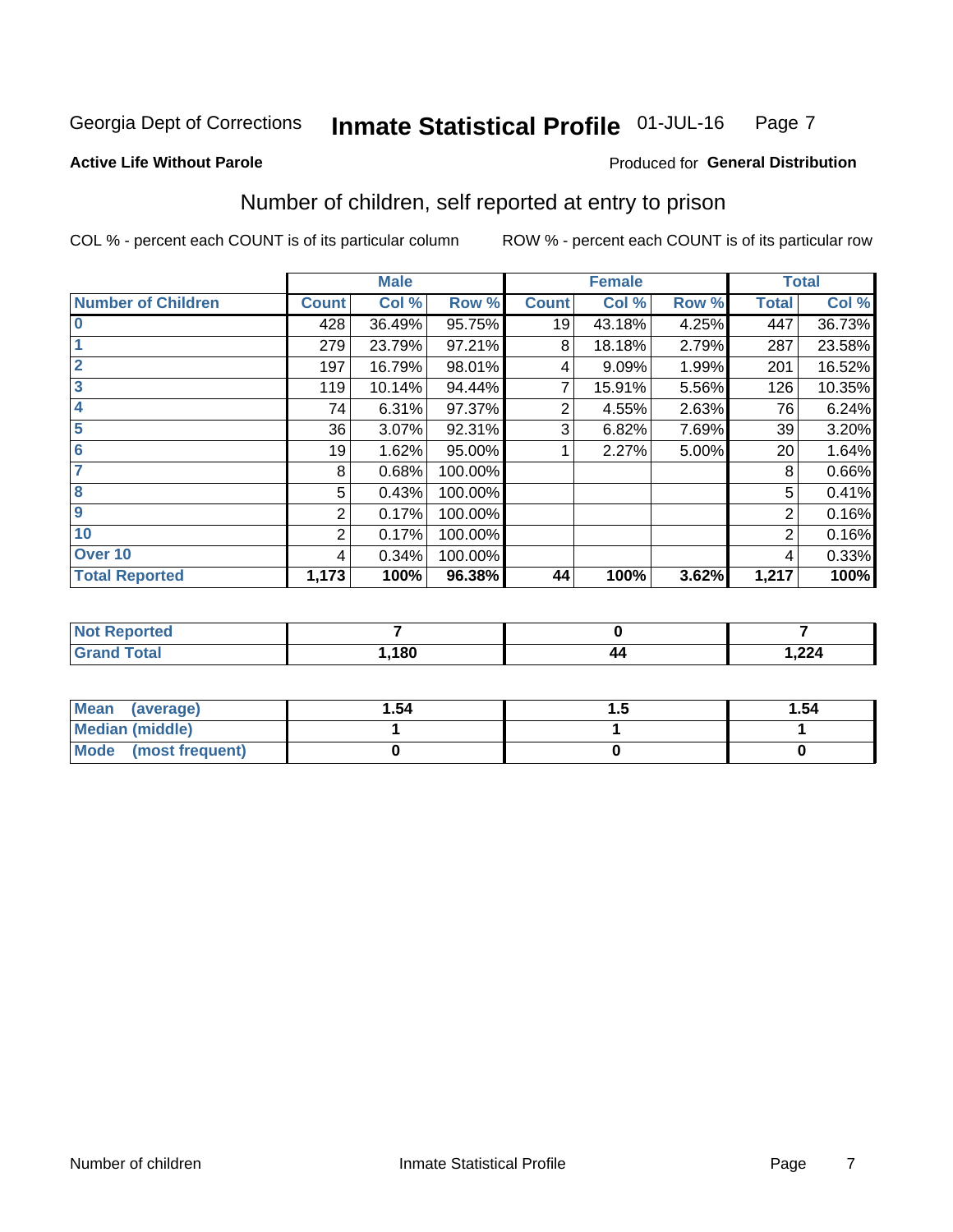Georgia Dept of Corrections **Inmate Statistical Profile** 01-JUL-16

**Active Life Without Parole**

Produced for **General Distribution**

## Number of children, self reported at entry to prison

COL % - percent each COUNT is of its particular column ROW % - percent each COUNT is of its particular row

| | Male | | | Female | | | Total | |
|---|---|---|---|---|---|---|---|---|
| **Number of Children** | **Count** | **Col %** | **Row %** | **Count** | **Col %** | **Row %** | **Total** | **Col %** |
| **0** | 428 | 36.49% | 95.75% | 19 | 43.18% | 4.25% | 447 | 36.73% |
| **1** | 279 | 23.79% | 97.21% | 8 | 18.18% | 2.79% | 287 | 23.58% |
| **2** | 197 | 16.79% | 98.01% | 4 | 9.09% | 1.99% | 201 | 16.52% |
| **3** | 119 | 10.14% | 94.44% | 7 | 15.91% | 5.56% | 126 | 10.35% |
| **4** | 74 | 6.31% | 97.37% | 2 | 4.55% | 2.63% | 76 | 6.24% |
| **5** | 36 | 3.07% | 92.31% | 3 | 6.82% | 7.69% | 39 | 3.20% |
| **6** | 19 | 1.62% | 95.00% | 1 | 2.27% | 5.00% | 20 | 1.64% |
| **7** | 8 | 0.68% | 100.00% | | | | 8 | 0.66% |
| **8** | 5 | 0.43% | 100.00% | | | | 5 | 0.41% |
| **9** | 2 | 0.17% | 100.00% | | | | 2 | 0.16% |
| **10** | 2 | 0.17% | 100.00% | | | | 2 | 0.16% |
| **Over 10** | 4 | 0.34% | 100.00% | | | | 4 | 0.33% |
| **Total Reported** | **1,173** | **100%** | **96.38%** | **44** | **100%** | **3.62%** | **1,217** | **100%** |

| | Male | Female | Total |
|---|---|---|---|
| **Not Reported** | **7** | **0** | **7** |
| **Grand Total** | **1,180** | **44** | **1,224** |

| | Male | Female | Total |
|---|---|---|---|
| **Mean (average)** | **1.54** | **1.5** | **1.54** |
| **Median (middle)** | **1** | **1** | **1** |
| **Mode (most frequent)** | **0** | **0** | **0** |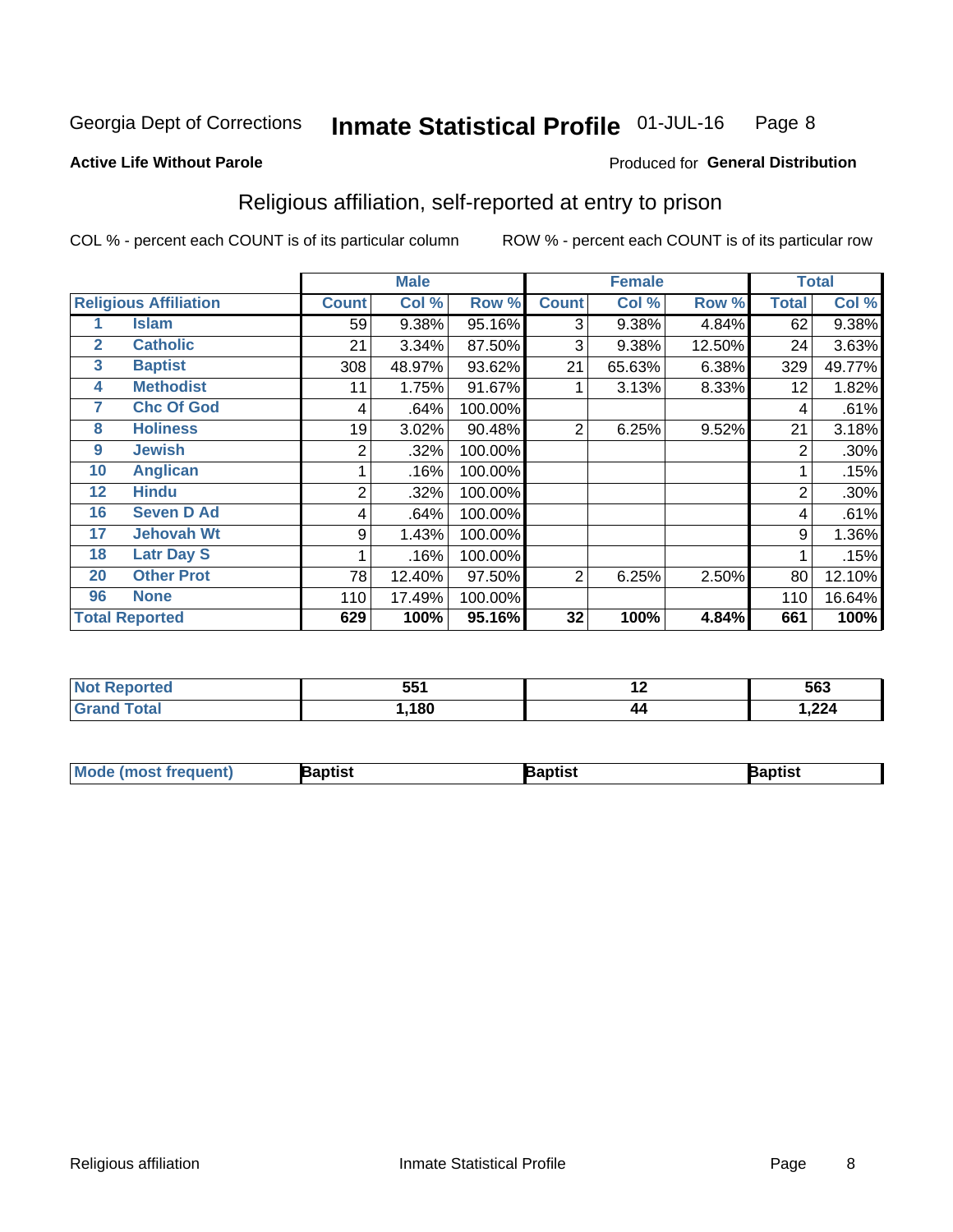Georgia Dept of Corrections **Inmate Statistical Profile** 01-JUL-16 Page 8

**Active Life Without Parole**

Produced for **General Distribution**

## Religious affiliation, self-reported at entry to prison

COL % - percent each COUNT is of its particular column ROW % - percent each COUNT is of its particular row

| | | Male | | | Female | | | Total | |
|---|---|---|---|---|---|---|---|---|---|
| **Religious Affiliation** | | **Count** | **Col %** | **Row %** | **Count** | **Col %** | **Row %** | **Total** | **Col %** |
| 1 | Islam | 59 | 9.38% | 95.16% | 3 | 9.38% | 4.84% | 62 | 9.38% |
| 2 | Catholic | 21 | 3.34% | 87.50% | 3 | 9.38% | 12.50% | 24 | 3.63% |
| 3 | Baptist | 308 | 48.97% | 93.62% | 21 | 65.63% | 6.38% | 329 | 49.77% |
| 4 | Methodist | 11 | 1.75% | 91.67% | 1 | 3.13% | 8.33% | 12 | 1.82% |
| 7 | Chc Of God | 4 | .64% | 100.00% | | | | 4 | .61% |
| 8 | Holiness | 19 | 3.02% | 90.48% | 2 | 6.25% | 9.52% | 21 | 3.18% |
| 9 | Jewish | 2 | .32% | 100.00% | | | | 2 | .30% |
| 10 | Anglican | 1 | .16% | 100.00% | | | | 1 | .15% |
| 12 | Hindu | 2 | .32% | 100.00% | | | | 2 | .30% |
| 16 | Seven D Ad | 4 | .64% | 100.00% | | | | 4 | .61% |
| 17 | Jehovah Wt | 9 | 1.43% | 100.00% | | | | 9 | 1.36% |
| 18 | Latr Day S | 1 | .16% | 100.00% | | | | 1 | .15% |
| 20 | Other Prot | 78 | 12.40% | 97.50% | 2 | 6.25% | 2.50% | 80 | 12.10% |
| 96 | None | 110 | 17.49% | 100.00% | | | | 110 | 16.64% |
| **Total Reported** | | **629** | **100%** | **95.16%** | **32** | **100%** | **4.84%** | **661** | **100%** |

| | Male | Female | Total |
|---|---|---|---|
| **Not Reported** | **551** | **12** | **563** |
| **Grand Total** | **1,180** | **44** | **1,224** |

| | Male | Female | Total |
|---|---|---|---|
| **Mode (most frequent)** | **Baptist** | **Baptist** | **Baptist** |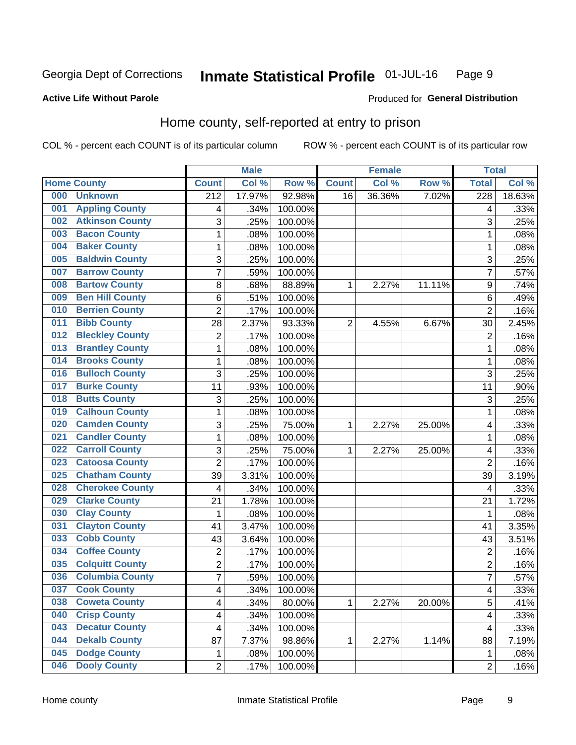Georgia Dept of Corrections **Inmate Statistical Profile** 01-JUL-16

**Active Life Without Parole** Produced for **General Distribution**

## Home county, self-reported at entry to prison

COL % - percent each COUNT is of its particular column ROW % - percent each COUNT is of its particular row

| Home County | | Male | | | Female | | | Total | |
|---|---|---|---|---|---|---|---|---|---|
| | | Count | Col % | Row % | Count | Col % | Row % | Total | Col % |
| 000 | Unknown | 212 | 17.97% | 92.98% | 16 | 36.36% | 7.02% | 228 | 18.63% |
| 001 | Appling County | 4 | .34% | 100.00% | | | | 4 | .33% |
| 002 | Atkinson County | 3 | .25% | 100.00% | | | | 3 | .25% |
| 003 | Bacon County | 1 | .08% | 100.00% | | | | 1 | .08% |
| 004 | Baker County | 1 | .08% | 100.00% | | | | 1 | .08% |
| 005 | Baldwin County | 3 | .25% | 100.00% | | | | 3 | .25% |
| 007 | Barrow County | 7 | .59% | 100.00% | | | | 7 | .57% |
| 008 | Bartow County | 8 | .68% | 88.89% | 1 | 2.27% | 11.11% | 9 | .74% |
| 009 | Ben Hill County | 6 | .51% | 100.00% | | | | 6 | .49% |
| 010 | Berrien County | 2 | .17% | 100.00% | | | | 2 | .16% |
| 011 | Bibb County | 28 | 2.37% | 93.33% | 2 | 4.55% | 6.67% | 30 | 2.45% |
| 012 | Bleckley County | 2 | .17% | 100.00% | | | | 2 | .16% |
| 013 | Brantley County | 1 | .08% | 100.00% | | | | 1 | .08% |
| 014 | Brooks County | 1 | .08% | 100.00% | | | | 1 | .08% |
| 016 | Bulloch County | 3 | .25% | 100.00% | | | | 3 | .25% |
| 017 | Burke County | 11 | .93% | 100.00% | | | | 11 | .90% |
| 018 | Butts County | 3 | .25% | 100.00% | | | | 3 | .25% |
| 019 | Calhoun County | 1 | .08% | 100.00% | | | | 1 | .08% |
| 020 | Camden County | 3 | .25% | 75.00% | 1 | 2.27% | 25.00% | 4 | .33% |
| 021 | Candler County | 1 | .08% | 100.00% | | | | 1 | .08% |
| 022 | Carroll County | 3 | .25% | 75.00% | 1 | 2.27% | 25.00% | 4 | .33% |
| 023 | Catoosa County | 2 | .17% | 100.00% | | | | 2 | .16% |
| 025 | Chatham County | 39 | 3.31% | 100.00% | | | | 39 | 3.19% |
| 028 | Cherokee County | 4 | .34% | 100.00% | | | | 4 | .33% |
| 029 | Clarke County | 21 | 1.78% | 100.00% | | | | 21 | 1.72% |
| 030 | Clay County | 1 | .08% | 100.00% | | | | 1 | .08% |
| 031 | Clayton County | 41 | 3.47% | 100.00% | | | | 41 | 3.35% |
| 033 | Cobb County | 43 | 3.64% | 100.00% | | | | 43 | 3.51% |
| 034 | Coffee County | 2 | .17% | 100.00% | | | | 2 | .16% |
| 035 | Colquitt County | 2 | .17% | 100.00% | | | | 2 | .16% |
| 036 | Columbia County | 7 | .59% | 100.00% | | | | 7 | .57% |
| 037 | Cook County | 4 | .34% | 100.00% | | | | 4 | .33% |
| 038 | Coweta County | 4 | .34% | 80.00% | 1 | 2.27% | 20.00% | 5 | .41% |
| 040 | Crisp County | 4 | .34% | 100.00% | | | | 4 | .33% |
| 043 | Decatur County | 4 | .34% | 100.00% | | | | 4 | .33% |
| 044 | Dekalb County | 87 | 7.37% | 98.86% | 1 | 2.27% | 1.14% | 88 | 7.19% |
| 045 | Dodge County | 1 | .08% | 100.00% | | | | 1 | .08% |
| 046 | Dooly County | 2 | .17% | 100.00% | | | | 2 | .16% |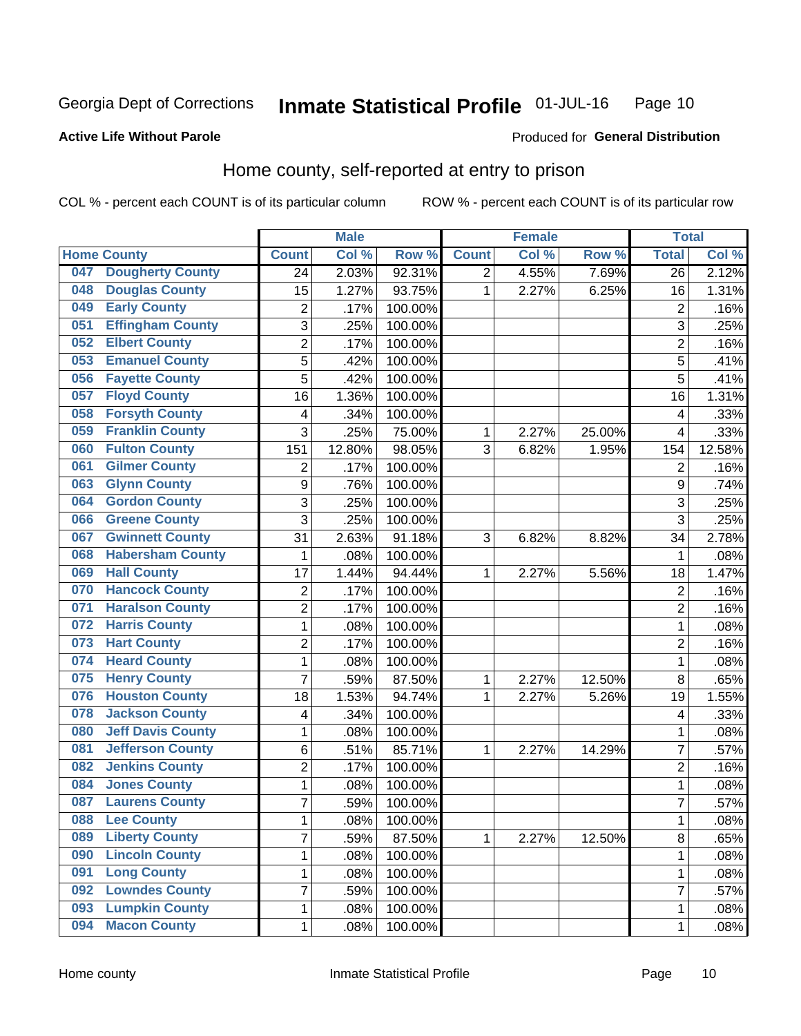Georgia Dept of Corrections **Inmate Statistical Profile** 01-JUL-16

**Active Life Without Parole**

Produced for **General Distribution**

## Home county, self-reported at entry to prison

COL % - percent each COUNT is of its particular column ROW % - percent each COUNT is of its particular row

| Home County | | Male | | | Female | | | Total | |
|---|---|---|---|---|---|---|---|---|---|
| | | Count | Col % | Row % | Count | Col % | Row % | Total | Col % |
| 047 | Dougherty County | 24 | 2.03% | 92.31% | 2 | 4.55% | 7.69% | 26 | 2.12% |
| 048 | Douglas County | 15 | 1.27% | 93.75% | 1 | 2.27% | 6.25% | 16 | 1.31% |
| 049 | Early County | 2 | .17% | 100.00% | | | | 2 | .16% |
| 051 | Effingham County | 3 | .25% | 100.00% | | | | 3 | .25% |
| 052 | Elbert County | 2 | .17% | 100.00% | | | | 2 | .16% |
| 053 | Emanuel County | 5 | .42% | 100.00% | | | | 5 | .41% |
| 056 | Fayette County | 5 | .42% | 100.00% | | | | 5 | .41% |
| 057 | Floyd County | 16 | 1.36% | 100.00% | | | | 16 | 1.31% |
| 058 | Forsyth County | 4 | .34% | 100.00% | | | | 4 | .33% |
| 059 | Franklin County | 3 | .25% | 75.00% | 1 | 2.27% | 25.00% | 4 | .33% |
| 060 | Fulton County | 151 | 12.80% | 98.05% | 3 | 6.82% | 1.95% | 154 | 12.58% |
| 061 | Gilmer County | 2 | .17% | 100.00% | | | | 2 | .16% |
| 063 | Glynn County | 9 | .76% | 100.00% | | | | 9 | .74% |
| 064 | Gordon County | 3 | .25% | 100.00% | | | | 3 | .25% |
| 066 | Greene County | 3 | .25% | 100.00% | | | | 3 | .25% |
| 067 | Gwinnett County | 31 | 2.63% | 91.18% | 3 | 6.82% | 8.82% | 34 | 2.78% |
| 068 | Habersham County | 1 | .08% | 100.00% | | | | 1 | .08% |
| 069 | Hall County | 17 | 1.44% | 94.44% | 1 | 2.27% | 5.56% | 18 | 1.47% |
| 070 | Hancock County | 2 | .17% | 100.00% | | | | 2 | .16% |
| 071 | Haralson County | 2 | .17% | 100.00% | | | | 2 | .16% |
| 072 | Harris County | 1 | .08% | 100.00% | | | | 1 | .08% |
| 073 | Hart County | 2 | .17% | 100.00% | | | | 2 | .16% |
| 074 | Heard County | 1 | .08% | 100.00% | | | | 1 | .08% |
| 075 | Henry County | 7 | .59% | 87.50% | 1 | 2.27% | 12.50% | 8 | .65% |
| 076 | Houston County | 18 | 1.53% | 94.74% | 1 | 2.27% | 5.26% | 19 | 1.55% |
| 078 | Jackson County | 4 | .34% | 100.00% | | | | 4 | .33% |
| 080 | Jeff Davis County | 1 | .08% | 100.00% | | | | 1 | .08% |
| 081 | Jefferson County | 6 | .51% | 85.71% | 1 | 2.27% | 14.29% | 7 | .57% |
| 082 | Jenkins County | 2 | .17% | 100.00% | | | | 2 | .16% |
| 084 | Jones County | 1 | .08% | 100.00% | | | | 1 | .08% |
| 087 | Laurens County | 7 | .59% | 100.00% | | | | 7 | .57% |
| 088 | Lee County | 1 | .08% | 100.00% | | | | 1 | .08% |
| 089 | Liberty County | 7 | .59% | 87.50% | 1 | 2.27% | 12.50% | 8 | .65% |
| 090 | Lincoln County | 1 | .08% | 100.00% | | | | 1 | .08% |
| 091 | Long County | 1 | .08% | 100.00% | | | | 1 | .08% |
| 092 | Lowndes County | 7 | .59% | 100.00% | | | | 7 | .57% |
| 093 | Lumpkin County | 1 | .08% | 100.00% | | | | 1 | .08% |
| 094 | Macon County | 1 | .08% | 100.00% | | | | 1 | .08% |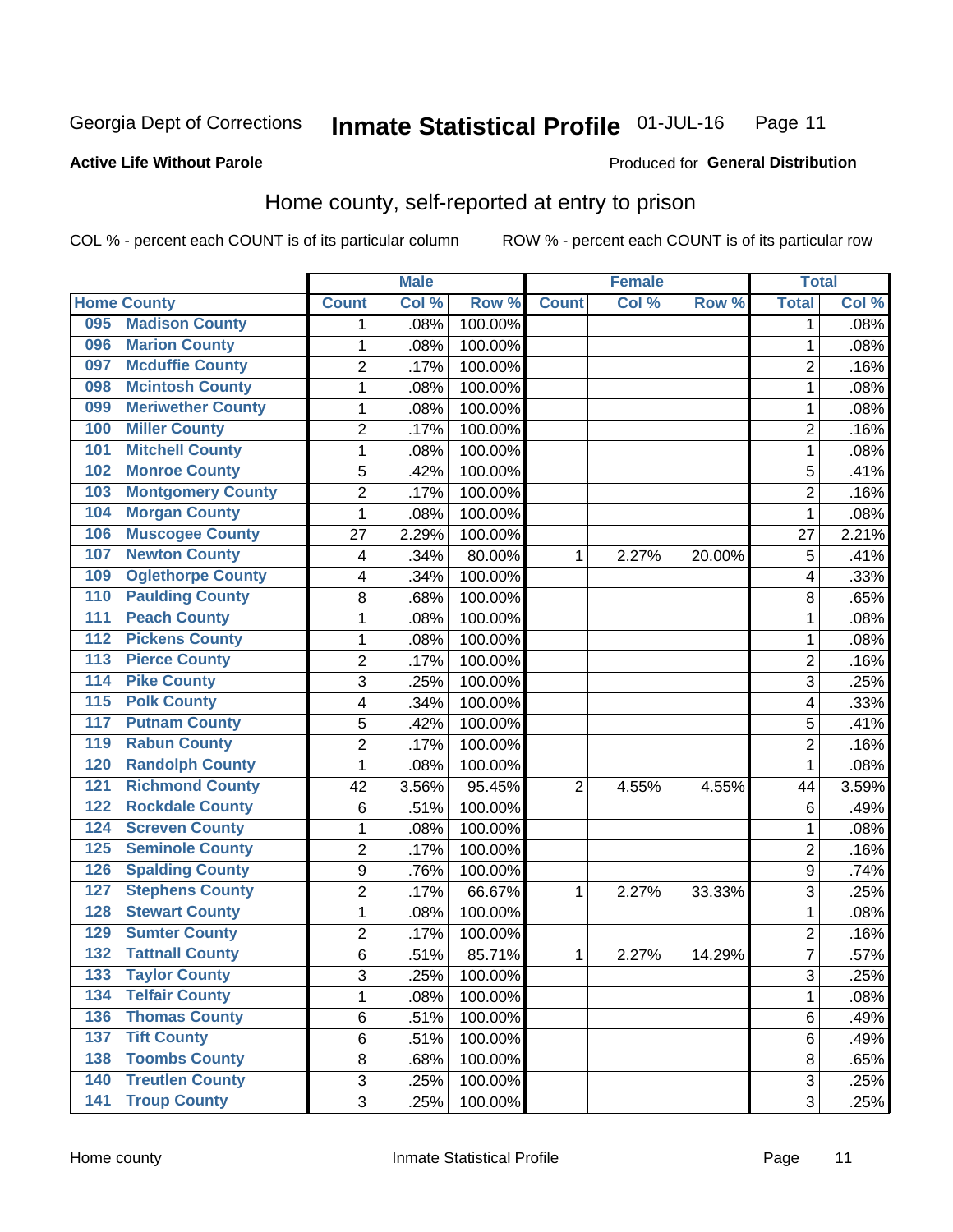Georgia Dept of Corrections **Inmate Statistical Profile** 01-JUL-16

**Active Life Without Parole**

Produced for **General Distribution**

## Home county, self-reported at entry to prison

COL % - percent each COUNT is of its particular column ROW % - percent each COUNT is of its particular row

| Home County | | Male | | | Female | | | Total | |
|---|---|---|---|---|---|---|---|---|---|
| | | Count | Col % | Row % | Count | Col % | Row % | Total | Col % |
| 095 | Madison County | 1 | .08% | 100.00% | | | | 1 | .08% |
| 096 | Marion County | 1 | .08% | 100.00% | | | | 1 | .08% |
| 097 | Mcduffie County | 2 | .17% | 100.00% | | | | 2 | .16% |
| 098 | Mcintosh County | 1 | .08% | 100.00% | | | | 1 | .08% |
| 099 | Meriwether County | 1 | .08% | 100.00% | | | | 1 | .08% |
| 100 | Miller County | 2 | .17% | 100.00% | | | | 2 | .16% |
| 101 | Mitchell County | 1 | .08% | 100.00% | | | | 1 | .08% |
| 102 | Monroe County | 5 | .42% | 100.00% | | | | 5 | .41% |
| 103 | Montgomery County | 2 | .17% | 100.00% | | | | 2 | .16% |
| 104 | Morgan County | 1 | .08% | 100.00% | | | | 1 | .08% |
| 106 | Muscogee County | 27 | 2.29% | 100.00% | | | | 27 | 2.21% |
| 107 | Newton County | 4 | .34% | 80.00% | 1 | 2.27% | 20.00% | 5 | .41% |
| 109 | Oglethorpe County | 4 | .34% | 100.00% | | | | 4 | .33% |
| 110 | Paulding County | 8 | .68% | 100.00% | | | | 8 | .65% |
| 111 | Peach County | 1 | .08% | 100.00% | | | | 1 | .08% |
| 112 | Pickens County | 1 | .08% | 100.00% | | | | 1 | .08% |
| 113 | Pierce County | 2 | .17% | 100.00% | | | | 2 | .16% |
| 114 | Pike County | 3 | .25% | 100.00% | | | | 3 | .25% |
| 115 | Polk County | 4 | .34% | 100.00% | | | | 4 | .33% |
| 117 | Putnam County | 5 | .42% | 100.00% | | | | 5 | .41% |
| 119 | Rabun County | 2 | .17% | 100.00% | | | | 2 | .16% |
| 120 | Randolph County | 1 | .08% | 100.00% | | | | 1 | .08% |
| 121 | Richmond County | 42 | 3.56% | 95.45% | 2 | 4.55% | 4.55% | 44 | 3.59% |
| 122 | Rockdale County | 6 | .51% | 100.00% | | | | 6 | .49% |
| 124 | Screven County | 1 | .08% | 100.00% | | | | 1 | .08% |
| 125 | Seminole County | 2 | .17% | 100.00% | | | | 2 | .16% |
| 126 | Spalding County | 9 | .76% | 100.00% | | | | 9 | .74% |
| 127 | Stephens County | 2 | .17% | 66.67% | 1 | 2.27% | 33.33% | 3 | .25% |
| 128 | Stewart County | 1 | .08% | 100.00% | | | | 1 | .08% |
| 129 | Sumter County | 2 | .17% | 100.00% | | | | 2 | .16% |
| 132 | Tattnall County | 6 | .51% | 85.71% | 1 | 2.27% | 14.29% | 7 | .57% |
| 133 | Taylor County | 3 | .25% | 100.00% | | | | 3 | .25% |
| 134 | Telfair County | 1 | .08% | 100.00% | | | | 1 | .08% |
| 136 | Thomas County | 6 | .51% | 100.00% | | | | 6 | .49% |
| 137 | Tift County | 6 | .51% | 100.00% | | | | 6 | .49% |
| 138 | Toombs County | 8 | .68% | 100.00% | | | | 8 | .65% |
| 140 | Treutlen County | 3 | .25% | 100.00% | | | | 3 | .25% |
| 141 | Troup County | 3 | .25% | 100.00% | | | | 3 | .25% |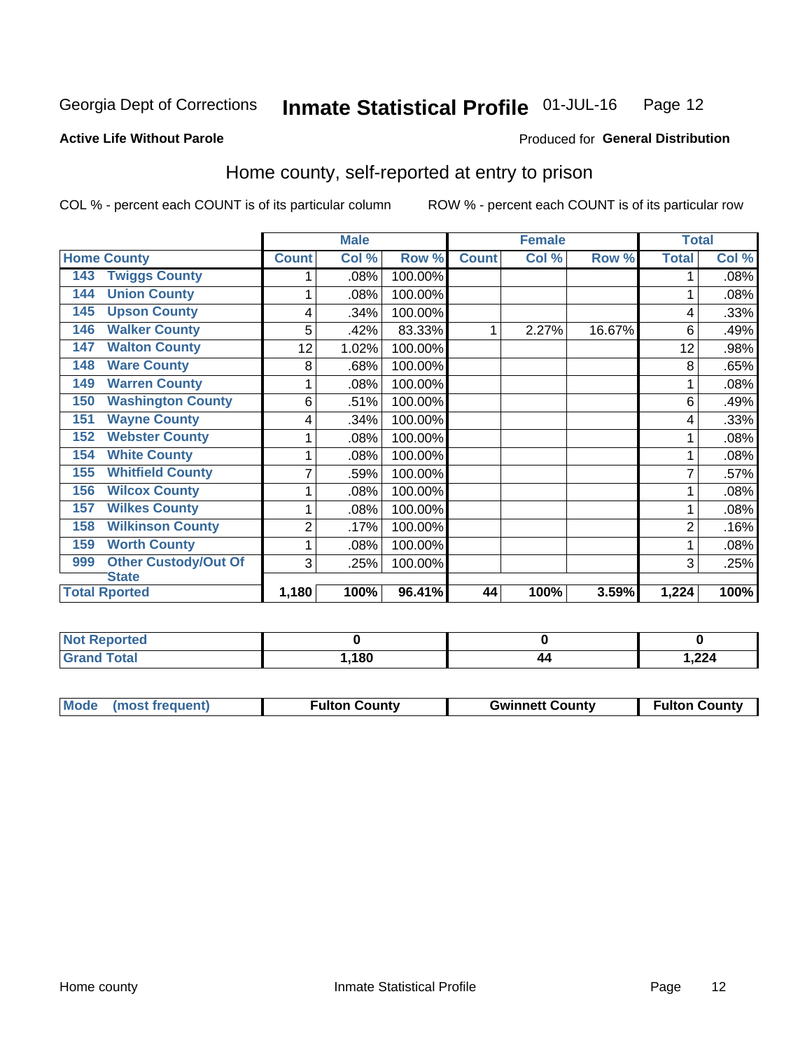Georgia Dept of Corrections **Inmate Statistical Profile** 01-JUL-16

**Active Life Without Parole** Produced for **General Distribution**

## Home county, self-reported at entry to prison

COL % - percent each COUNT is of its particular column ROW % - percent each COUNT is of its particular row

| | | Male | | | Female | | | Total | |
|---|---|---|---|---|---|---|---|---|---|
| **Home County** | | **Count** | **Col %** | **Row %** | **Count** | **Col %** | **Row %** | **Total** | **Col %** |
| 143 | Twiggs County | 1 | .08% | 100.00% | | | | 1 | .08% |
| 144 | Union County | 1 | .08% | 100.00% | | | | 1 | .08% |
| 145 | Upson County | 4 | .34% | 100.00% | | | | 4 | .33% |
| 146 | Walker County | 5 | .42% | 83.33% | 1 | 2.27% | 16.67% | 6 | .49% |
| 147 | Walton County | 12 | 1.02% | 100.00% | | | | 12 | .98% |
| 148 | Ware County | 8 | .68% | 100.00% | | | | 8 | .65% |
| 149 | Warren County | 1 | .08% | 100.00% | | | | 1 | .08% |
| 150 | Washington County | 6 | .51% | 100.00% | | | | 6 | .49% |
| 151 | Wayne County | 4 | .34% | 100.00% | | | | 4 | .33% |
| 152 | Webster County | 1 | .08% | 100.00% | | | | 1 | .08% |
| 154 | White County | 1 | .08% | 100.00% | | | | 1 | .08% |
| 155 | Whitfield County | 7 | .59% | 100.00% | | | | 7 | .57% |
| 156 | Wilcox County | 1 | .08% | 100.00% | | | | 1 | .08% |
| 157 | Wilkes County | 1 | .08% | 100.00% | | | | 1 | .08% |
| 158 | Wilkinson County | 2 | .17% | 100.00% | | | | 2 | .16% |
| 159 | Worth County | 1 | .08% | 100.00% | | | | 1 | .08% |
| 999 | Other Custody/Out Of State | 3 | .25% | 100.00% | | | | 3 | .25% |
| **Total Rported** | | **1,180** | **100%** | **96.41%** | **44** | **100%** | **3.59%** | **1,224** | **100%** |

| | Male | Female | Total |
|---|---|---|---|
| **Not Reported** | **0** | **0** | **0** |
| **Grand Total** | **1,180** | **44** | **1,224** |

| | Male | Female | Total |
|---|---|---|---|
| **Mode (most frequent)** | **Fulton County** | **Gwinnett County** | **Fulton County** |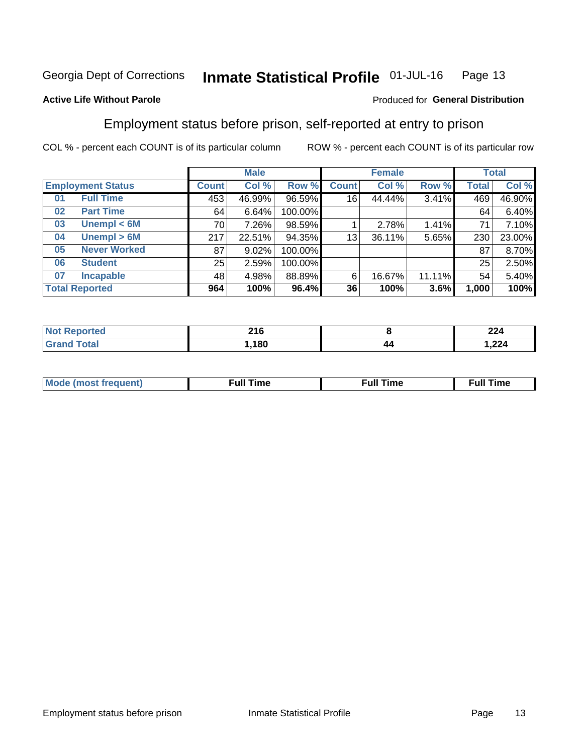Georgia Dept of Corrections **Inmate Statistical Profile** 01-JUL-16

**Active Life Without Parole**

Produced for **General Distribution**

## Employment status before prison, self-reported at entry to prison

COL % - percent each COUNT is of its particular column    ROW % - percent each COUNT is of its particular row

| Employment Status | | Male | | | Female | | | Total | |
|---|---|---|---|---|---|---|---|---|---|
| | | Count | Col % | Row % | Count | Col % | Row % | Total | Col % |
| 01 | Full Time | 453 | 46.99% | 96.59% | 16 | 44.44% | 3.41% | 469 | 46.90% |
| 02 | Part Time | 64 | 6.64% | 100.00% | | | | 64 | 6.40% |
| 03 | Unempl < 6M | 70 | 7.26% | 98.59% | 1 | 2.78% | 1.41% | 71 | 7.10% |
| 04 | Unempl > 6M | 217 | 22.51% | 94.35% | 13 | 36.11% | 5.65% | 230 | 23.00% |
| 05 | Never Worked | 87 | 9.02% | 100.00% | | | | 87 | 8.70% |
| 06 | Student | 25 | 2.59% | 100.00% | | | | 25 | 2.50% |
| 07 | Incapable | 48 | 4.98% | 88.89% | 6 | 16.67% | 11.11% | 54 | 5.40% |
| **Total Reported** | | **964** | **100%** | **96.4%** | **36** | **100%** | **3.6%** | **1,000** | **100%** |

| | Male | Female | Total |
|---|---|---|---|
| Not Reported | 216 | 8 | 224 |
| Grand Total | 1,180 | 44 | 1,224 |

| | Male | Female | Total |
|---|---|---|---|
| Mode (most frequent) | Full Time | Full Time | Full Time |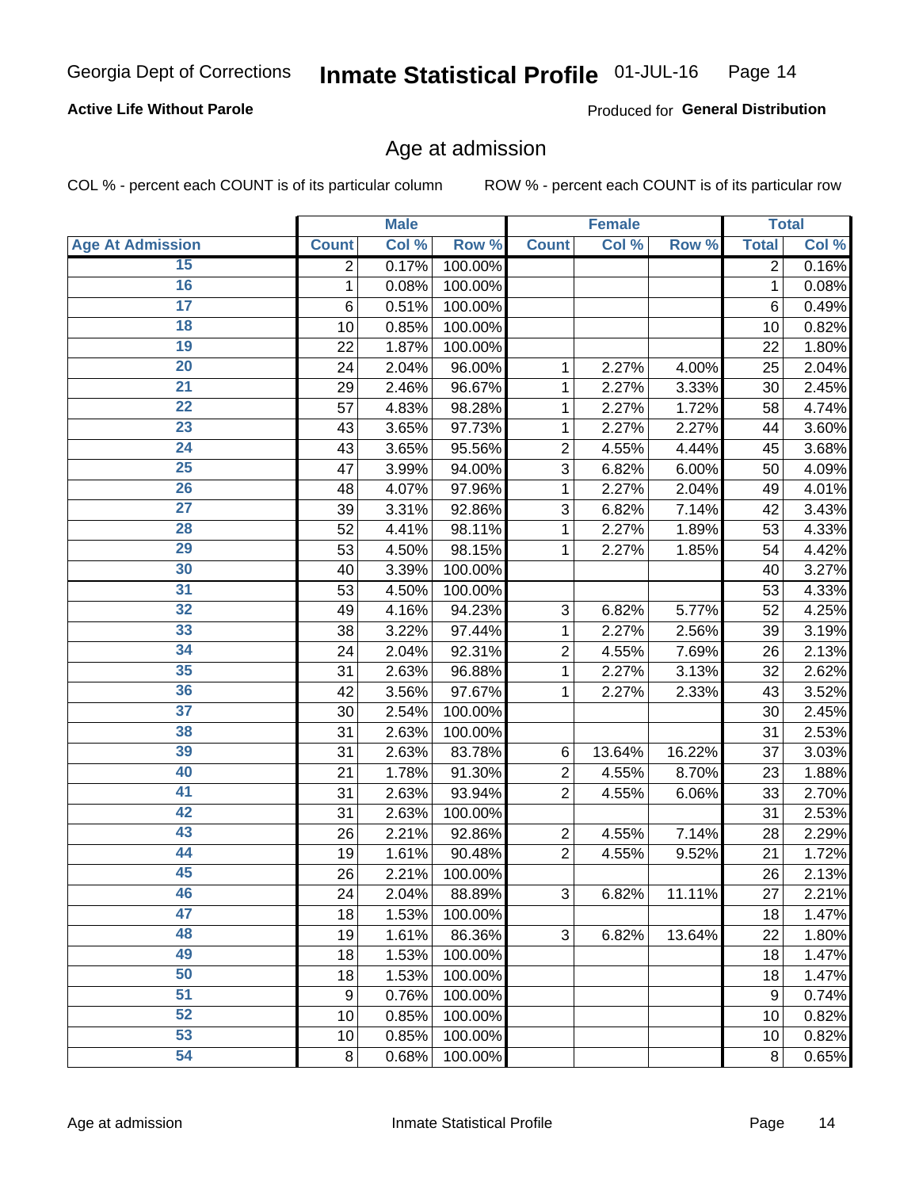Georgia Dept of Corrections **Inmate Statistical Profile** 01-JUL-16

**Active Life Without Parole**

Produced for **General Distribution**

## Age at admission

COL % - percent each COUNT is of its particular column ROW % - percent each COUNT is of its particular row

| | Male | | | Female | | | Total | |
|---|---|---|---|---|---|---|---|---|
| Age At Admission | Count | Col % | Row % | Count | Col % | Row % | Total | Col % |
| 15 | 2 | 0.17% | 100.00% | | | | 2 | 0.16% |
| 16 | 1 | 0.08% | 100.00% | | | | 1 | 0.08% |
| 17 | 6 | 0.51% | 100.00% | | | | 6 | 0.49% |
| 18 | 10 | 0.85% | 100.00% | | | | 10 | 0.82% |
| 19 | 22 | 1.87% | 100.00% | | | | 22 | 1.80% |
| 20 | 24 | 2.04% | 96.00% | 1 | 2.27% | 4.00% | 25 | 2.04% |
| 21 | 29 | 2.46% | 96.67% | 1 | 2.27% | 3.33% | 30 | 2.45% |
| 22 | 57 | 4.83% | 98.28% | 1 | 2.27% | 1.72% | 58 | 4.74% |
| 23 | 43 | 3.65% | 97.73% | 1 | 2.27% | 2.27% | 44 | 3.60% |
| 24 | 43 | 3.65% | 95.56% | 2 | 4.55% | 4.44% | 45 | 3.68% |
| 25 | 47 | 3.99% | 94.00% | 3 | 6.82% | 6.00% | 50 | 4.09% |
| 26 | 48 | 4.07% | 97.96% | 1 | 2.27% | 2.04% | 49 | 4.01% |
| 27 | 39 | 3.31% | 92.86% | 3 | 6.82% | 7.14% | 42 | 3.43% |
| 28 | 52 | 4.41% | 98.11% | 1 | 2.27% | 1.89% | 53 | 4.33% |
| 29 | 53 | 4.50% | 98.15% | 1 | 2.27% | 1.85% | 54 | 4.42% |
| 30 | 40 | 3.39% | 100.00% | | | | 40 | 3.27% |
| 31 | 53 | 4.50% | 100.00% | | | | 53 | 4.33% |
| 32 | 49 | 4.16% | 94.23% | 3 | 6.82% | 5.77% | 52 | 4.25% |
| 33 | 38 | 3.22% | 97.44% | 1 | 2.27% | 2.56% | 39 | 3.19% |
| 34 | 24 | 2.04% | 92.31% | 2 | 4.55% | 7.69% | 26 | 2.13% |
| 35 | 31 | 2.63% | 96.88% | 1 | 2.27% | 3.13% | 32 | 2.62% |
| 36 | 42 | 3.56% | 97.67% | 1 | 2.27% | 2.33% | 43 | 3.52% |
| 37 | 30 | 2.54% | 100.00% | | | | 30 | 2.45% |
| 38 | 31 | 2.63% | 100.00% | | | | 31 | 2.53% |
| 39 | 31 | 2.63% | 83.78% | 6 | 13.64% | 16.22% | 37 | 3.03% |
| 40 | 21 | 1.78% | 91.30% | 2 | 4.55% | 8.70% | 23 | 1.88% |
| 41 | 31 | 2.63% | 93.94% | 2 | 4.55% | 6.06% | 33 | 2.70% |
| 42 | 31 | 2.63% | 100.00% | | | | 31 | 2.53% |
| 43 | 26 | 2.21% | 92.86% | 2 | 4.55% | 7.14% | 28 | 2.29% |
| 44 | 19 | 1.61% | 90.48% | 2 | 4.55% | 9.52% | 21 | 1.72% |
| 45 | 26 | 2.21% | 100.00% | | | | 26 | 2.13% |
| 46 | 24 | 2.04% | 88.89% | 3 | 6.82% | 11.11% | 27 | 2.21% |
| 47 | 18 | 1.53% | 100.00% | | | | 18 | 1.47% |
| 48 | 19 | 1.61% | 86.36% | 3 | 6.82% | 13.64% | 22 | 1.80% |
| 49 | 18 | 1.53% | 100.00% | | | | 18 | 1.47% |
| 50 | 18 | 1.53% | 100.00% | | | | 18 | 1.47% |
| 51 | 9 | 0.76% | 100.00% | | | | 9 | 0.74% |
| 52 | 10 | 0.85% | 100.00% | | | | 10 | 0.82% |
| 53 | 10 | 0.85% | 100.00% | | | | 10 | 0.82% |
| 54 | 8 | 0.68% | 100.00% | | | | 8 | 0.65% |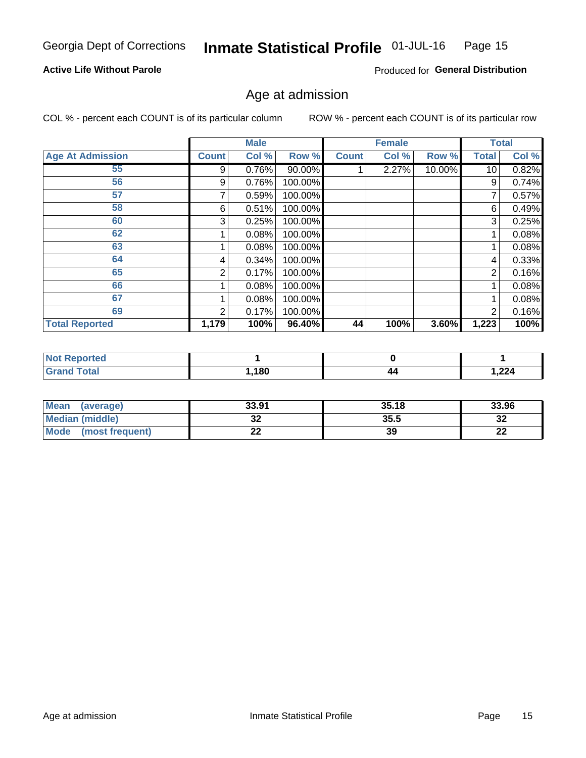Georgia Dept of Corrections **Inmate Statistical Profile** 01-JUL-16

**Active Life Without Parole**

Produced for **General Distribution**

## Age at admission

COL % - percent each COUNT is of its particular column

ROW % - percent each COUNT is of its particular row

| | Male | | | Female | | | Total | |
|---|---|---|---|---|---|---|---|---|
| **Age At Admission** | **Count** | **Col %** | **Row %** | **Count** | **Col %** | **Row %** | **Total** | **Col %** |
| 55 | 9 | 0.76% | 90.00% | 1 | 2.27% | 10.00% | 10 | 0.82% |
| 56 | 9 | 0.76% | 100.00% | | | | 9 | 0.74% |
| 57 | 7 | 0.59% | 100.00% | | | | 7 | 0.57% |
| 58 | 6 | 0.51% | 100.00% | | | | 6 | 0.49% |
| 60 | 3 | 0.25% | 100.00% | | | | 3 | 0.25% |
| 62 | 1 | 0.08% | 100.00% | | | | 1 | 0.08% |
| 63 | 1 | 0.08% | 100.00% | | | | 1 | 0.08% |
| 64 | 4 | 0.34% | 100.00% | | | | 4 | 0.33% |
| 65 | 2 | 0.17% | 100.00% | | | | 2 | 0.16% |
| 66 | 1 | 0.08% | 100.00% | | | | 1 | 0.08% |
| 67 | 1 | 0.08% | 100.00% | | | | 1 | 0.08% |
| 69 | 2 | 0.17% | 100.00% | | | | 2 | 0.16% |
| **Total Reported** | **1,179** | **100%** | **96.40%** | **44** | **100%** | **3.60%** | **1,223** | **100%** |

| | Male | Female | Total |
|---|---|---|---|
| **Not Reported** | **1** | **0** | **1** |
| **Grand Total** | **1,180** | **44** | **1,224** |

| | Male | Female | Total |
|---|---|---|---|
| **Mean (average)** | **33.91** | **35.18** | **33.96** |
| **Median (middle)** | **32** | **35.5** | **32** |
| **Mode (most frequent)** | **22** | **39** | **22** |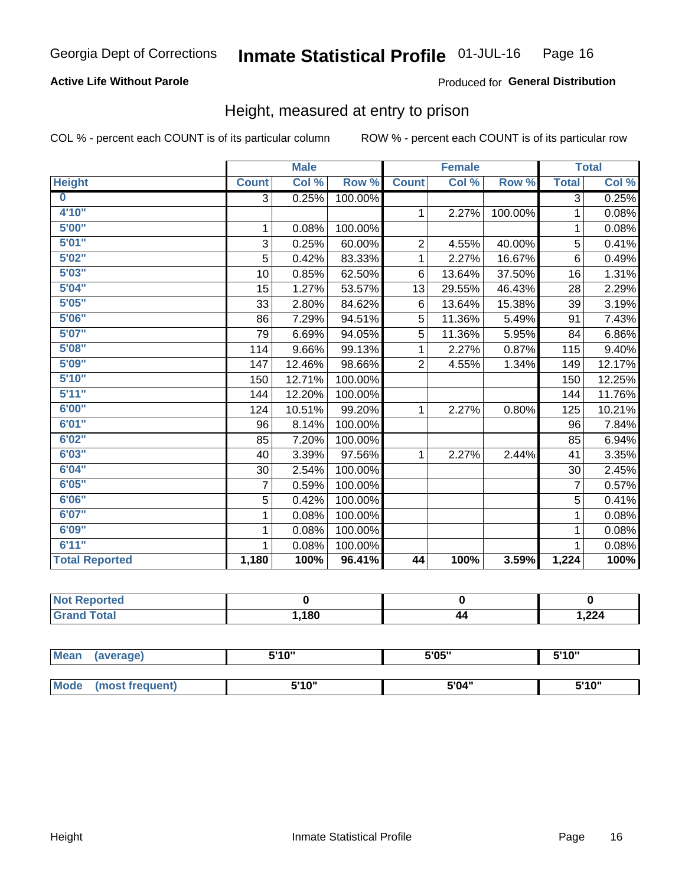Georgia Dept of Corrections **Inmate Statistical Profile** 01-JUL-16

**Active Life Without Parole**

Produced for **General Distribution**

## Height, measured at entry to prison

COL % - percent each COUNT is of its particular column     ROW % - percent each COUNT is of its particular row

| | Male | | | Female | | | Total | |
|---|---|---|---|---|---|---|---|---|
| **Height** | **Count** | **Col %** | **Row %** | **Count** | **Col %** | **Row %** | **Total** | **Col %** |
| **0** | 3 | 0.25% | 100.00% | | | | 3 | 0.25% |
| **4'10"** | | | | 1 | 2.27% | 100.00% | 1 | 0.08% |
| **5'00"** | 1 | 0.08% | 100.00% | | | | 1 | 0.08% |
| **5'01"** | 3 | 0.25% | 60.00% | 2 | 4.55% | 40.00% | 5 | 0.41% |
| **5'02"** | 5 | 0.42% | 83.33% | 1 | 2.27% | 16.67% | 6 | 0.49% |
| **5'03"** | 10 | 0.85% | 62.50% | 6 | 13.64% | 37.50% | 16 | 1.31% |
| **5'04"** | 15 | 1.27% | 53.57% | 13 | 29.55% | 46.43% | 28 | 2.29% |
| **5'05"** | 33 | 2.80% | 84.62% | 6 | 13.64% | 15.38% | 39 | 3.19% |
| **5'06"** | 86 | 7.29% | 94.51% | 5 | 11.36% | 5.49% | 91 | 7.43% |
| **5'07"** | 79 | 6.69% | 94.05% | 5 | 11.36% | 5.95% | 84 | 6.86% |
| **5'08"** | 114 | 9.66% | 99.13% | 1 | 2.27% | 0.87% | 115 | 9.40% |
| **5'09"** | 147 | 12.46% | 98.66% | 2 | 4.55% | 1.34% | 149 | 12.17% |
| **5'10"** | 150 | 12.71% | 100.00% | | | | 150 | 12.25% |
| **5'11"** | 144 | 12.20% | 100.00% | | | | 144 | 11.76% |
| **6'00"** | 124 | 10.51% | 99.20% | 1 | 2.27% | 0.80% | 125 | 10.21% |
| **6'01"** | 96 | 8.14% | 100.00% | | | | 96 | 7.84% |
| **6'02"** | 85 | 7.20% | 100.00% | | | | 85 | 6.94% |
| **6'03"** | 40 | 3.39% | 97.56% | 1 | 2.27% | 2.44% | 41 | 3.35% |
| **6'04"** | 30 | 2.54% | 100.00% | | | | 30 | 2.45% |
| **6'05"** | 7 | 0.59% | 100.00% | | | | 7 | 0.57% |
| **6'06"** | 5 | 0.42% | 100.00% | | | | 5 | 0.41% |
| **6'07"** | 1 | 0.08% | 100.00% | | | | 1 | 0.08% |
| **6'09"** | 1 | 0.08% | 100.00% | | | | 1 | 0.08% |
| **6'11"** | 1 | 0.08% | 100.00% | | | | 1 | 0.08% |
| **Total Reported** | **1,180** | **100%** | **96.41%** | **44** | **100%** | **3.59%** | **1,224** | **100%** |

| | Male | Female | Total |
|---|---|---|---|
| **Not Reported** | **0** | **0** | **0** |
| **Grand Total** | **1,180** | **44** | **1,224** |

| | Male | Female | Total |
|---|---|---|---|
| **Mean (average)** | **5'10"** | **5'05"** | **5'10"** |
| **Mode (most frequent)** | **5'10"** | **5'04"** | **5'10"** |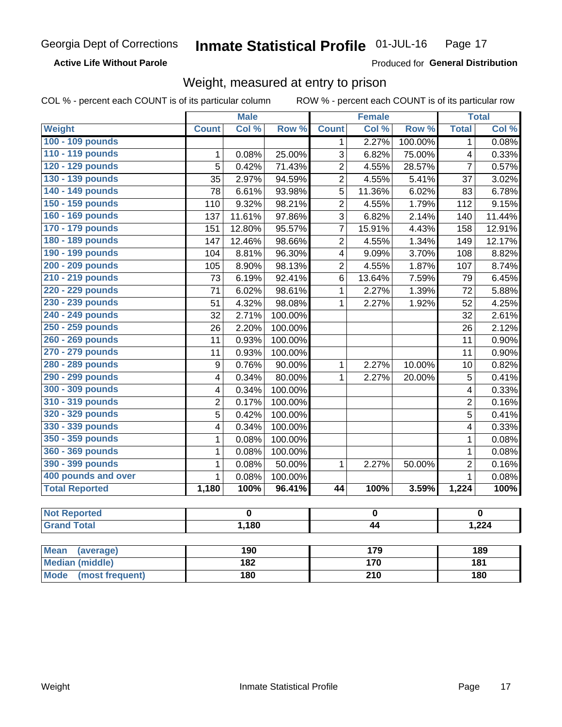Georgia Dept of Corrections **Inmate Statistical Profile** 01-JUL-16

**Active Life Without Parole**

Produced for **General Distribution**

## Weight, measured at entry to prison

COL % - percent each COUNT is of its particular column ROW % - percent each COUNT is of its particular row

| Weight | Male | | | Female | | | Total | |
|---|---|---|---|---|---|---|---|---|
| | Count | Col % | Row % | Count | Col % | Row % | Total | Col % |
| 100 - 109 pounds | | | | 1 | 2.27% | 100.00% | 1 | 0.08% |
| 110 - 119 pounds | 1 | 0.08% | 25.00% | 3 | 6.82% | 75.00% | 4 | 0.33% |
| 120 - 129 pounds | 5 | 0.42% | 71.43% | 2 | 4.55% | 28.57% | 7 | 0.57% |
| 130 - 139 pounds | 35 | 2.97% | 94.59% | 2 | 4.55% | 5.41% | 37 | 3.02% |
| 140 - 149 pounds | 78 | 6.61% | 93.98% | 5 | 11.36% | 6.02% | 83 | 6.78% |
| 150 - 159 pounds | 110 | 9.32% | 98.21% | 2 | 4.55% | 1.79% | 112 | 9.15% |
| 160 - 169 pounds | 137 | 11.61% | 97.86% | 3 | 6.82% | 2.14% | 140 | 11.44% |
| 170 - 179 pounds | 151 | 12.80% | 95.57% | 7 | 15.91% | 4.43% | 158 | 12.91% |
| 180 - 189 pounds | 147 | 12.46% | 98.66% | 2 | 4.55% | 1.34% | 149 | 12.17% |
| 190 - 199 pounds | 104 | 8.81% | 96.30% | 4 | 9.09% | 3.70% | 108 | 8.82% |
| 200 - 209 pounds | 105 | 8.90% | 98.13% | 2 | 4.55% | 1.87% | 107 | 8.74% |
| 210 - 219 pounds | 73 | 6.19% | 92.41% | 6 | 13.64% | 7.59% | 79 | 6.45% |
| 220 - 229 pounds | 71 | 6.02% | 98.61% | 1 | 2.27% | 1.39% | 72 | 5.88% |
| 230 - 239 pounds | 51 | 4.32% | 98.08% | 1 | 2.27% | 1.92% | 52 | 4.25% |
| 240 - 249 pounds | 32 | 2.71% | 100.00% | | | | 32 | 2.61% |
| 250 - 259 pounds | 26 | 2.20% | 100.00% | | | | 26 | 2.12% |
| 260 - 269 pounds | 11 | 0.93% | 100.00% | | | | 11 | 0.90% |
| 270 - 279 pounds | 11 | 0.93% | 100.00% | | | | 11 | 0.90% |
| 280 - 289 pounds | 9 | 0.76% | 90.00% | 1 | 2.27% | 10.00% | 10 | 0.82% |
| 290 - 299 pounds | 4 | 0.34% | 80.00% | 1 | 2.27% | 20.00% | 5 | 0.41% |
| 300 - 309 pounds | 4 | 0.34% | 100.00% | | | | 4 | 0.33% |
| 310 - 319 pounds | 2 | 0.17% | 100.00% | | | | 2 | 0.16% |
| 320 - 329 pounds | 5 | 0.42% | 100.00% | | | | 5 | 0.41% |
| 330 - 339 pounds | 4 | 0.34% | 100.00% | | | | 4 | 0.33% |
| 350 - 359 pounds | 1 | 0.08% | 100.00% | | | | 1 | 0.08% |
| 360 - 369 pounds | 1 | 0.08% | 100.00% | | | | 1 | 0.08% |
| 390 - 399 pounds | 1 | 0.08% | 50.00% | 1 | 2.27% | 50.00% | 2 | 0.16% |
| 400 pounds and over | 1 | 0.08% | 100.00% | | | | 1 | 0.08% |
| **Total Reported** | **1,180** | **100%** | **96.41%** | **44** | **100%** | **3.59%** | **1,224** | **100%** |

| | Male | Female | Total |
|---|---|---|---|
| Not Reported | 0 | 0 | 0 |
| Grand Total | 1,180 | 44 | 1,224 |

| | Male | Female | Total |
|---|---|---|---|
| Mean (average) | 190 | 179 | 189 |
| Median (middle) | 182 | 170 | 181 |
| Mode (most frequent) | 180 | 210 | 180 |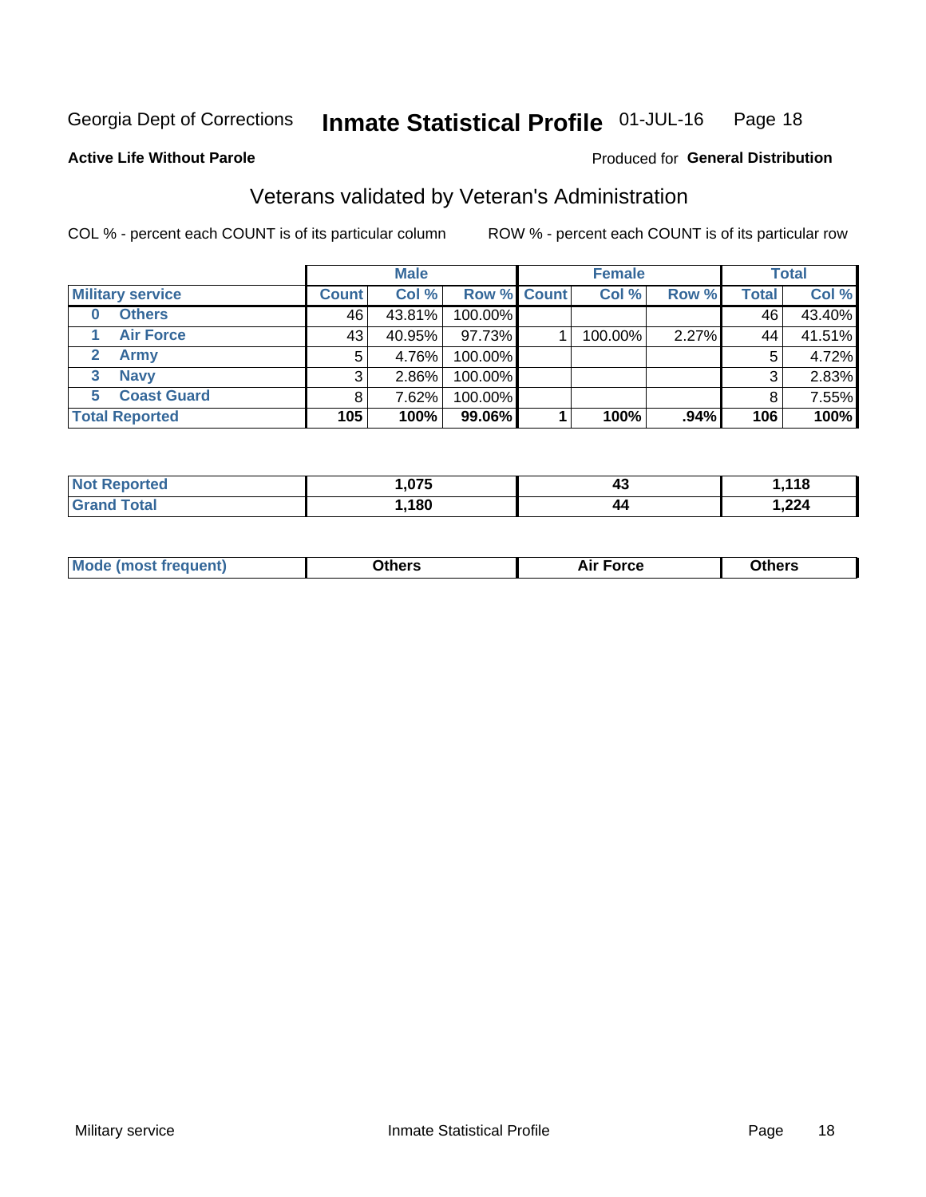Georgia Dept of Corrections **Inmate Statistical Profile** 01-JUL-16

**Active Life Without Parole**

Produced for **General Distribution**

## Veterans validated by Veteran's Administration

COL % - percent each COUNT is of its particular column

ROW % - percent each COUNT is of its particular row

| Military service | Male | | | Female | | | Total | |
|---|---|---|---|---|---|---|---|---|
| | Count | Col % | Row % | Count | Col % | Row % | Total | Col % |
| 0 Others | 46 | 43.81% | 100.00% | | | | 46 | 43.40% |
| 1 Air Force | 43 | 40.95% | 97.73% | 1 | 100.00% | 2.27% | 44 | 41.51% |
| 2 Army | 5 | 4.76% | 100.00% | | | | 5 | 4.72% |
| 3 Navy | 3 | 2.86% | 100.00% | | | | 3 | 2.83% |
| 5 Coast Guard | 8 | 7.62% | 100.00% | | | | 8 | 7.55% |
| **Total Reported** | **105** | **100%** | **99.06%** | **1** | **100%** | **.94%** | **106** | **100%** |

| | Male | Female | Total |
|---|---|---|---|
| Not Reported | 1,075 | 43 | 1,118 |
| Grand Total | 1,180 | 44 | 1,224 |

| | Male | Female | Total |
|---|---|---|---|
| Mode (most frequent) | Others | Air Force | Others |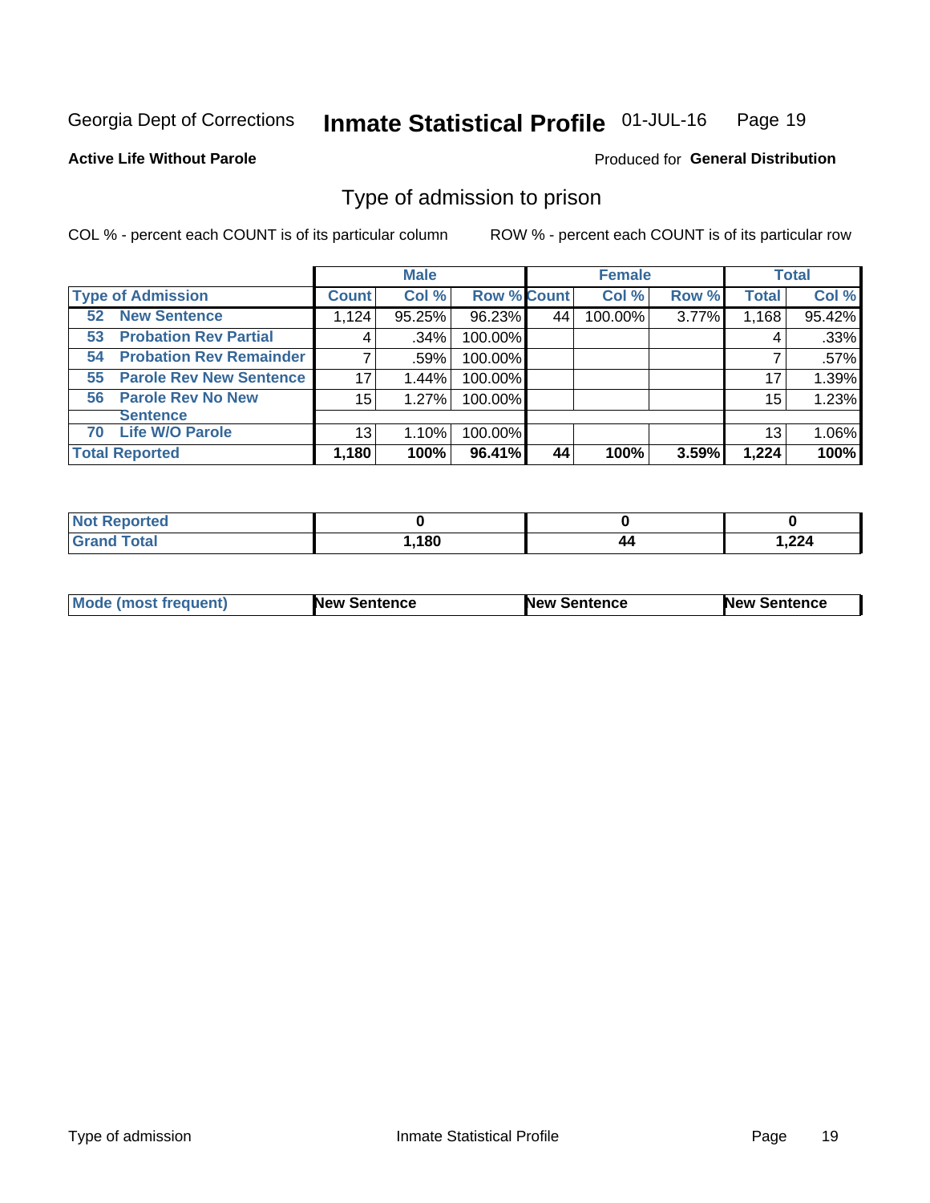Georgia Dept of Corrections **Inmate Statistical Profile** 01-JUL-16

**Active Life Without Parole**

Produced for **General Distribution**

## Type of admission to prison

COL % - percent each COUNT is of its particular column ROW % - percent each COUNT is of its particular row

| Type of Admission | Male | | | Female | | | Total | |
|---|---|---|---|---|---|---|---|---|
| | Count | Col % | Row % | Count | Col % | Row % | Total | Col % |
| 52 New Sentence | 1,124 | 95.25% | 96.23% | 44 | 100.00% | 3.77% | 1,168 | 95.42% |
| 53 Probation Rev Partial | 4 | .34% | 100.00% | | | | 4 | .33% |
| 54 Probation Rev Remainder | 7 | .59% | 100.00% | | | | 7 | .57% |
| 55 Parole Rev New Sentence | 17 | 1.44% | 100.00% | | | | 17 | 1.39% |
| 56 Parole Rev No New Sentence | 15 | 1.27% | 100.00% | | | | 15 | 1.23% |
| 70 Life W/O Parole | 13 | 1.10% | 100.00% | | | | 13 | 1.06% |
| **Total Reported** | **1,180** | **100%** | **96.41%** | **44** | **100%** | **3.59%** | **1,224** | **100%** |

| | Male | Female | Total |
|---|---|---|---|
| Not Reported | 0 | 0 | 0 |
| Grand Total | 1,180 | 44 | 1,224 |

| | Male | Female | Total |
|---|---|---|---|
| Mode (most frequent) | New Sentence | New Sentence | New Sentence |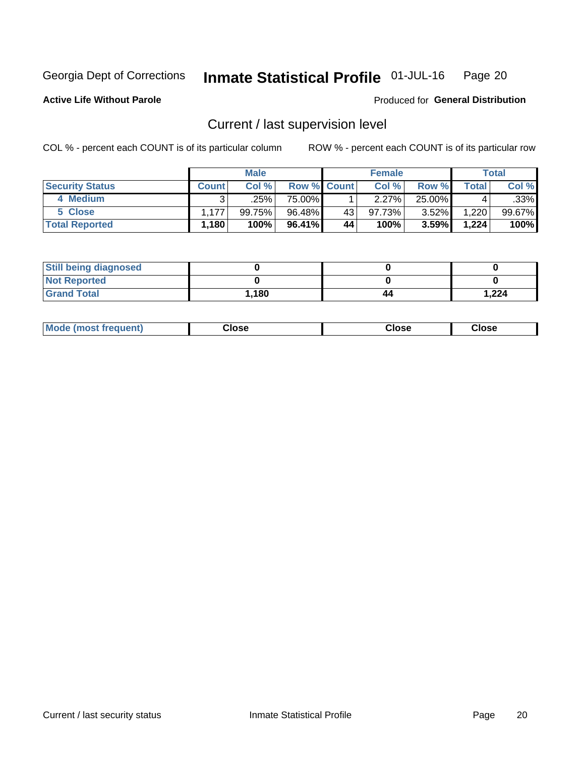Georgia Dept of Corrections **Inmate Statistical Profile** 01-JUL-16

**Active Life Without Parole**

Produced for **General Distribution**

## Current / last supervision level

COL % - percent each COUNT is of its particular column ROW % - percent each COUNT is of its particular row

| | Male | | | Female | | | Total | |
|---|---|---|---|---|---|---|---|---|
| **Security Status** | **Count** | **Col %** | **Row %** | **Count** | **Col %** | **Row %** | **Total** | **Col %** |
| 4 Medium | 3 | .25% | 75.00% | 1 | 2.27% | 25.00% | 4 | .33% |
| 5 Close | 1,177 | 99.75% | 96.48% | 43 | 97.73% | 3.52% | 1,220 | 99.67% |
| **Total Reported** | **1,180** | **100%** | **96.41%** | **44** | **100%** | **3.59%** | **1,224** | **100%** |

| | Male | Female | Total |
|---|---|---|---|
| **Still being diagnosed** | **0** | **0** | **0** |
| **Not Reported** | **0** | **0** | **0** |
| **Grand Total** | **1,180** | **44** | **1,224** |

| | Male | Female | Total |
|---|---|---|---|
| **Mode (most frequent)** | **Close** | **Close** | **Close** |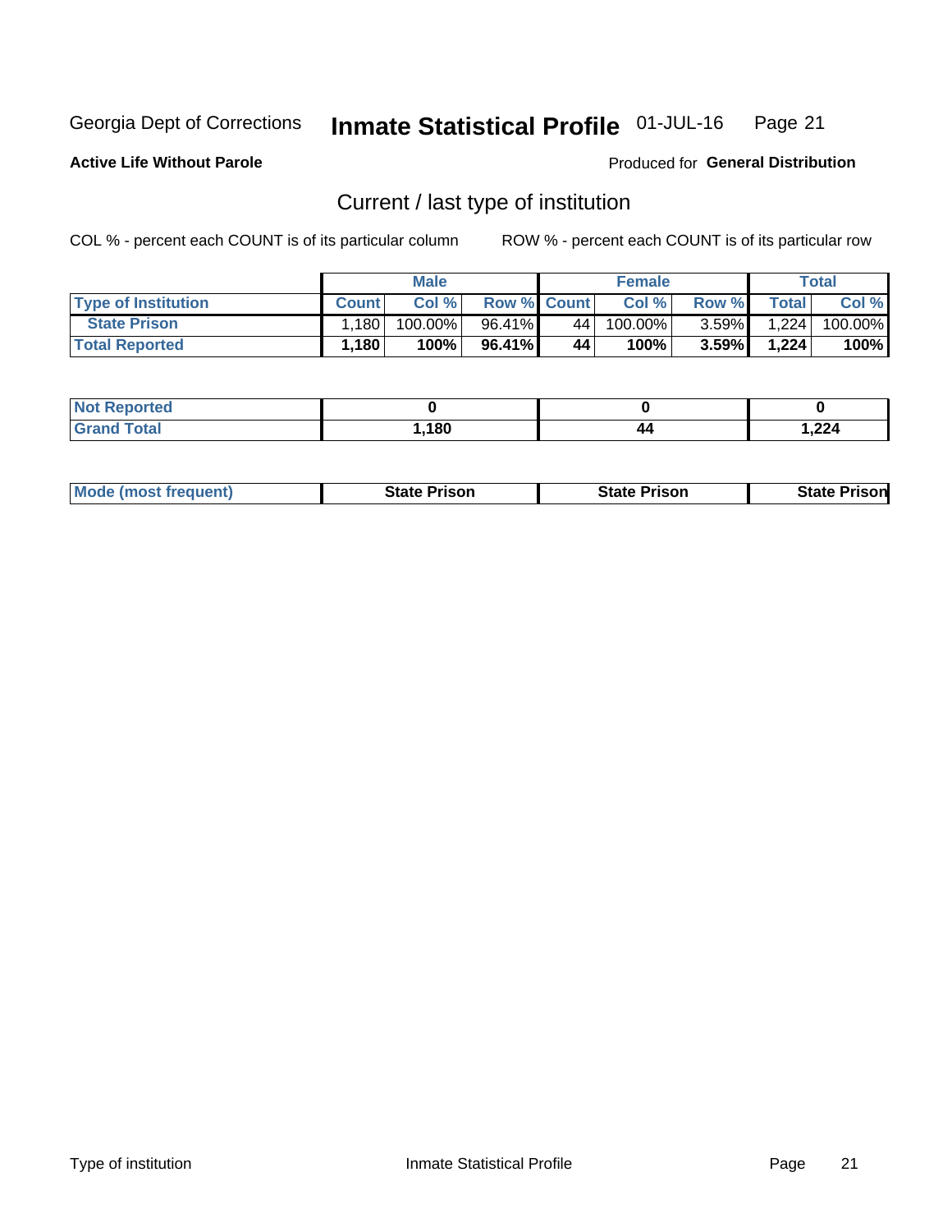Georgia Dept of Corrections **Inmate Statistical Profile** 01-JUL-16

**Active Life Without Parole**

Produced for **General Distribution**

## Current / last type of institution

COL % - percent each COUNT is of its particular column

ROW % - percent each COUNT is of its particular row

| | Male | | | Female | | | Total | |
|---|---|---|---|---|---|---|---|---|
| **Type of Institution** | **Count** | **Col %** | **Row %** | **Count** | **Col %** | **Row %** | **Total** | **Col %** |
| **State Prison** | 1,180 | 100.00% | 96.41% | 44 | 100.00% | 3.59% | 1,224 | 100.00% |
| **Total Reported** | **1,180** | **100%** | **96.41%** | **44** | **100%** | **3.59%** | **1,224** | **100%** |

| | Male | Female | Total |
|---|---|---|---|
| **Not Reported** | **0** | **0** | **0** |
| **Grand Total** | **1,180** | **44** | **1,224** |

| | Male | Female | Total |
|---|---|---|---|
| **Mode (most frequent)** | **State Prison** | **State Prison** | **State Prison** |

Type of institution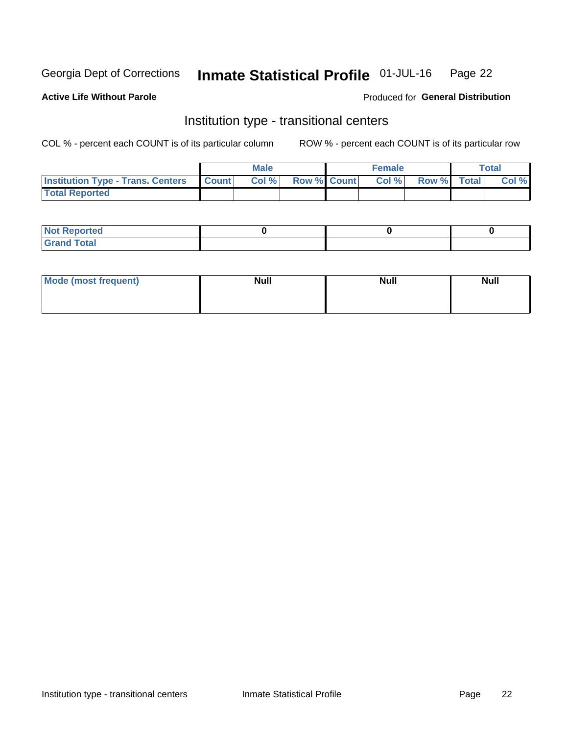Georgia Dept of Corrections **Inmate Statistical Profile** 01-JUL-16

**Active Life Without Parole**

Produced for **General Distribution**

## Institution type - transitional centers

COL % - percent each COUNT is of its particular column    ROW % - percent each COUNT is of its particular row

| | Male | | | Female | | | Total | |
|---|---|---|---|---|---|---|---|---|
| **Institution Type - Trans. Centers** | **Count** | **Col %** | **Row %** | **Count** | **Col %** | **Row %** | **Total** | **Col %** |
| **Total Reported** | | | | | | | | |

| | Male | Female | Total |
|---|---|---|---|
| **Not Reported** | 0 | 0 | 0 |
| **Grand Total** | | | |

| | Male | Female | Total |
|---|---|---|---|
| **Mode (most frequent)** | Null | Null | Null |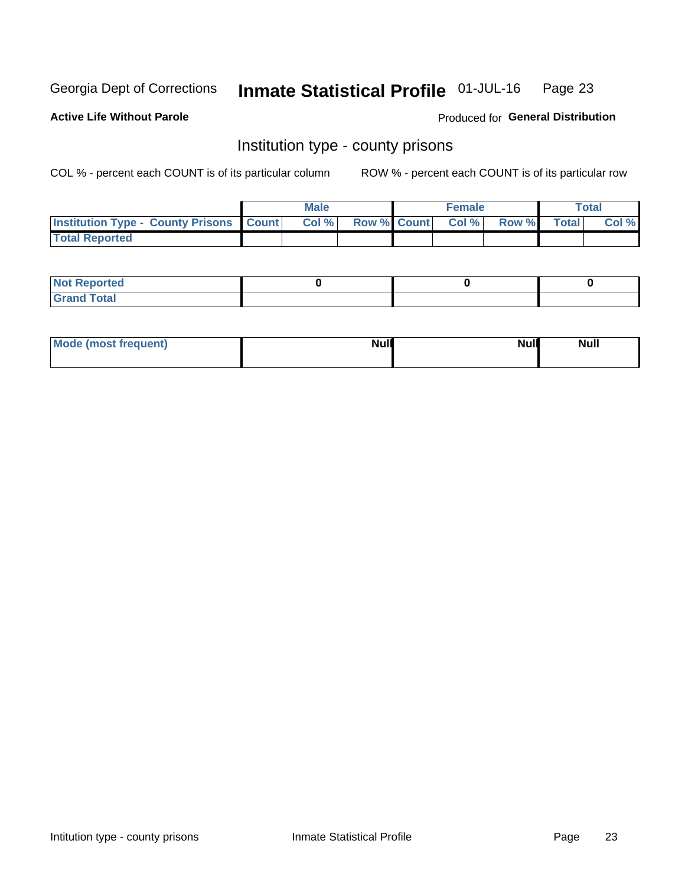Georgia Dept of Corrections **Inmate Statistical Profile** 01-JUL-16

**Active Life Without Parole**

Produced for **General Distribution**

## Institution type - county prisons

COL % - percent each COUNT is of its particular column ROW % - percent each COUNT is of its particular row

| | Male | | | Female | | | Total | |
|---|---|---|---|---|---|---|---|---|
| **Institution Type - County Prisons** | **Count** | **Col %** | **Row %** | **Count** | **Col %** | **Row %** | **Total** | **Col %** |
| **Total Reported** | | | | | | | | |

| | Male | Female | Total |
|---|---|---|---|
| **Not Reported** | **0** | **0** | **0** |
| **Grand Total** | | | |

| | Male | Female | Total |
|---|---|---|---|
| **Mode (most frequent)** | **Null** | **Null** | **Null** |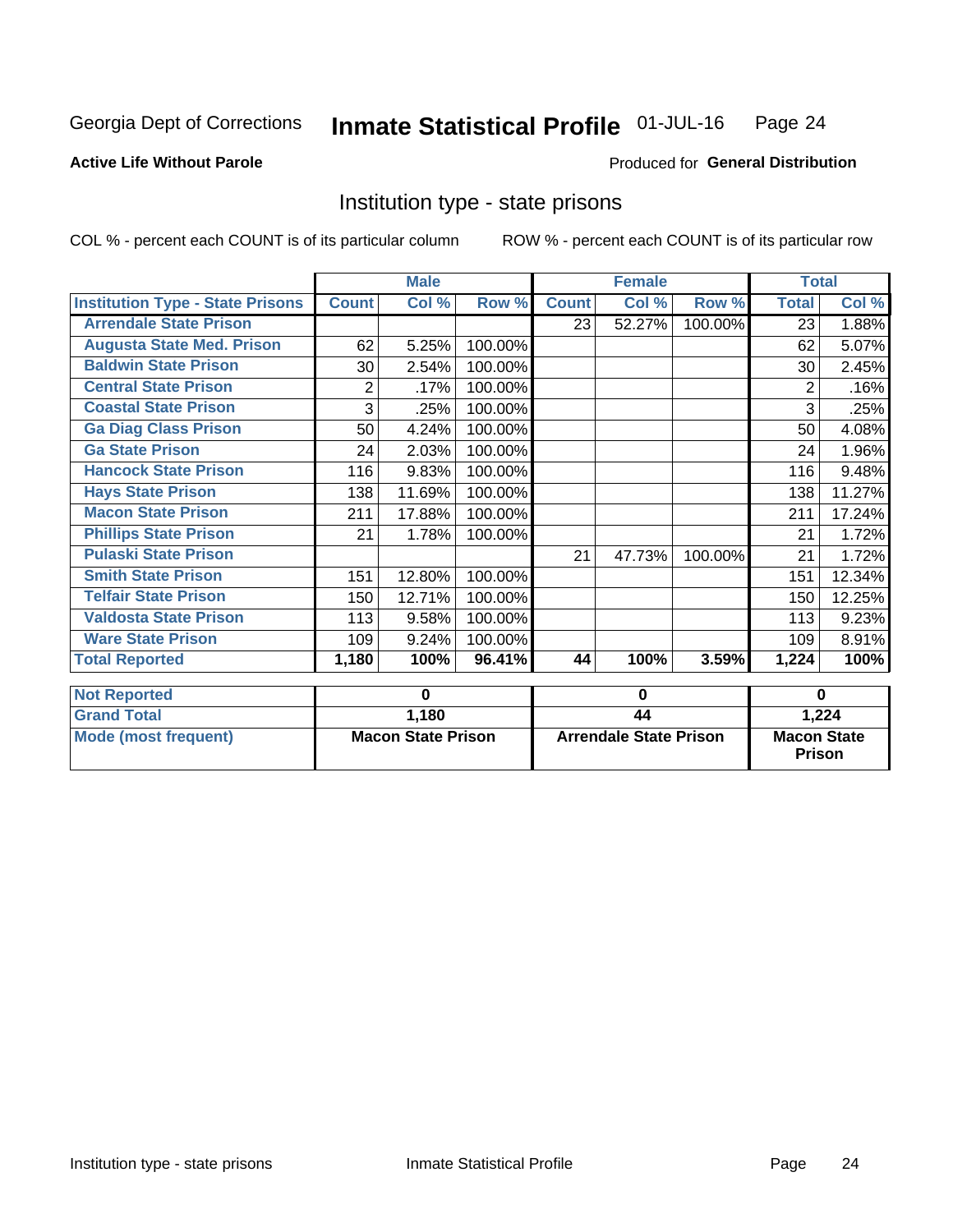# Georgia Dept of Corrections — Inmate Statistical Profile 01-JUL-16

**Active Life Without Parole**

Produced for **General Distribution**

## Institution type - state prisons

COL % - percent each COUNT is of its particular column

ROW % - percent each COUNT is of its particular row

| | Male | | | Female | | | Total | |
|---|---|---|---|---|---|---|---|---|
| **Institution Type - State Prisons** | **Count** | **Col %** | **Row %** | **Count** | **Col %** | **Row %** | **Total** | **Col %** |
| Arrendale State Prison | | | | 23 | 52.27% | 100.00% | 23 | 1.88% |
| Augusta State Med. Prison | 62 | 5.25% | 100.00% | | | | 62 | 5.07% |
| Baldwin State Prison | 30 | 2.54% | 100.00% | | | | 30 | 2.45% |
| Central State Prison | 2 | .17% | 100.00% | | | | 2 | .16% |
| Coastal State Prison | 3 | .25% | 100.00% | | | | 3 | .25% |
| Ga Diag Class Prison | 50 | 4.24% | 100.00% | | | | 50 | 4.08% |
| Ga State Prison | 24 | 2.03% | 100.00% | | | | 24 | 1.96% |
| Hancock State Prison | 116 | 9.83% | 100.00% | | | | 116 | 9.48% |
| Hays State Prison | 138 | 11.69% | 100.00% | | | | 138 | 11.27% |
| Macon State Prison | 211 | 17.88% | 100.00% | | | | 211 | 17.24% |
| Phillips State Prison | 21 | 1.78% | 100.00% | | | | 21 | 1.72% |
| Pulaski State Prison | | | | 21 | 47.73% | 100.00% | 21 | 1.72% |
| Smith State Prison | 151 | 12.80% | 100.00% | | | | 151 | 12.34% |
| Telfair State Prison | 150 | 12.71% | 100.00% | | | | 150 | 12.25% |
| Valdosta State Prison | 113 | 9.58% | 100.00% | | | | 113 | 9.23% |
| Ware State Prison | 109 | 9.24% | 100.00% | | | | 109 | 8.91% |
| **Total Reported** | **1,180** | **100%** | **96.41%** | **44** | **100%** | **3.59%** | **1,224** | **100%** |

| | Male | Female | Total |
|---|---|---|---|
| **Not Reported** | **0** | **0** | **0** |
| **Grand Total** | **1,180** | **44** | **1,224** |
| **Mode (most frequent)** | **Macon State Prison** | **Arrendale State Prison** | **Macon State Prison** |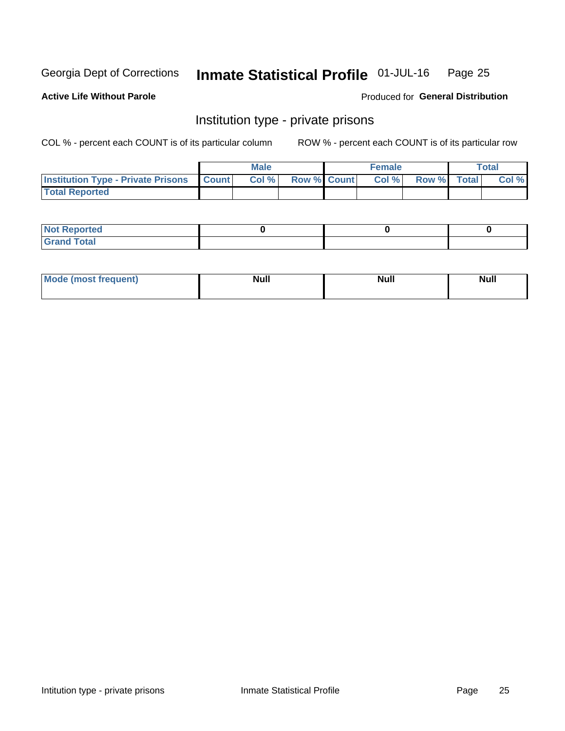Georgia Dept of Corrections **Inmate Statistical Profile** 01-JUL-16

**Active Life Without Parole**

Produced for **General Distribution**

## Institution type - private prisons

COL % - percent each COUNT is of its particular column ROW % - percent each COUNT is of its particular row

| | Male | | | Female | | | Total | |
|---|---|---|---|---|---|---|---|---|
| **Institution Type - Private Prisons** | **Count** | **Col %** | **Row %** | **Count** | **Col %** | **Row %** | **Total** | **Col %** |
| **Total Reported** | | | | | | | | |

| | | | |
|---|---|---|---|
| **Not Reported** | 0 | 0 | 0 |
| **Grand Total** | | | |

| | | | |
|---|---|---|---|
| **Mode (most frequent)** | Null | Null | Null |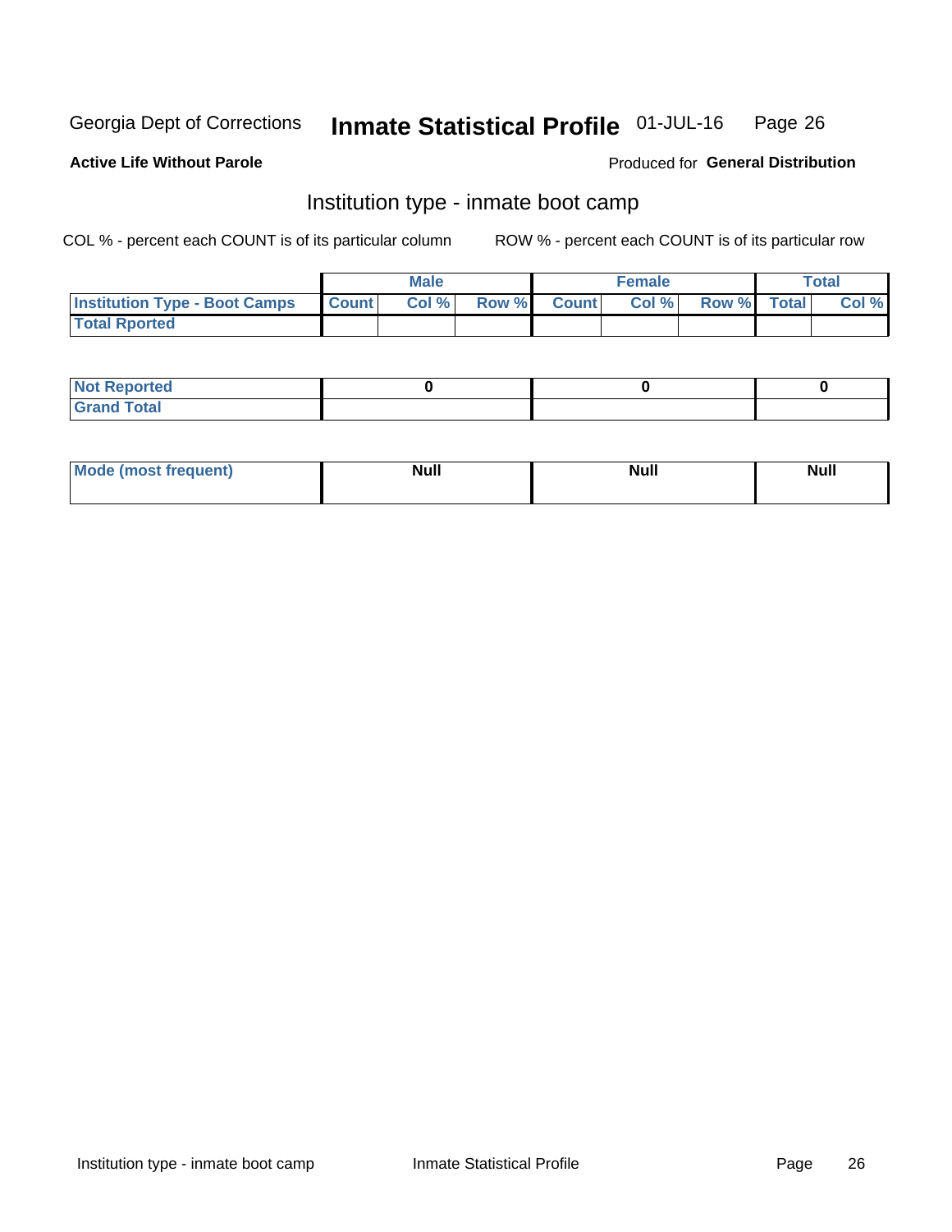Georgia Dept of Corrections **Inmate Statistical Profile** 01-JUL-16

**Active Life Without Parole**

Produced for **General Distribution**

## Institution type - inmate boot camp

COL % - percent each COUNT is of its particular column ROW % - percent each COUNT is of its particular row

| | Male | | | Female | | | Total | |
|---|---|---|---|---|---|---|---|---|
| **Institution Type - Boot Camps** | **Count** | **Col %** | **Row %** | **Count** | **Col %** | **Row %** | **Total** | **Col %** |
| **Total Rported** | | | | | | | | |

| | Male | Female | Total |
|---|---|---|---|
| **Not Reported** | **0** | **0** | **0** |
| **Grand Total** | | | |

| | Male | Female | Total |
|---|---|---|---|
| **Mode (most frequent)** | **Null** | **Null** | **Null** |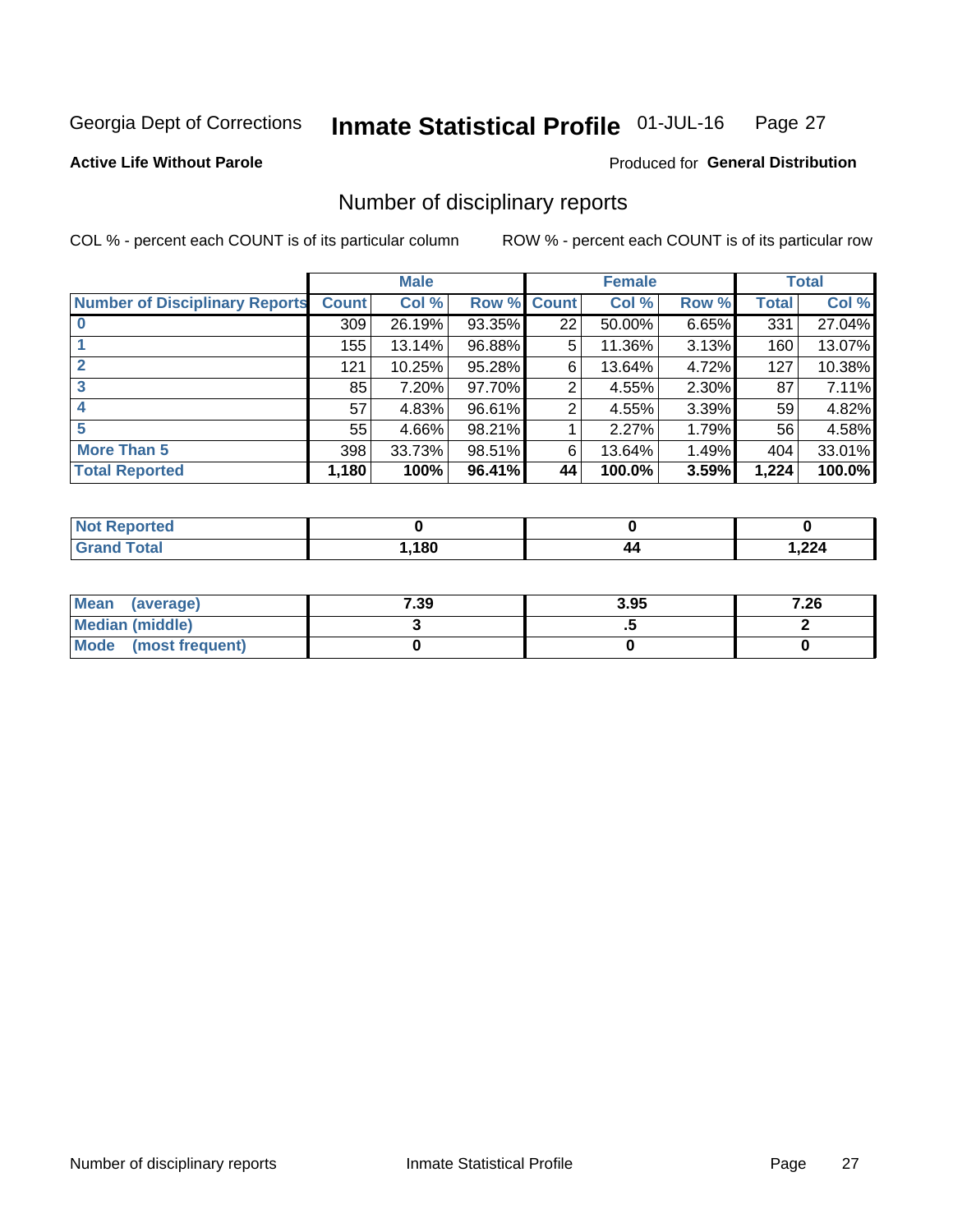Georgia Dept of Corrections **Inmate Statistical Profile** 01-JUL-16

**Active Life Without Parole**

Produced for **General Distribution**

## Number of disciplinary reports

COL % - percent each COUNT is of its particular column

ROW % - percent each COUNT is of its particular row

| | Male | | | Female | | | Total | |
|---|---|---|---|---|---|---|---|---|
| **Number of Disciplinary Reports** | **Count** | **Col %** | **Row %** | **Count** | **Col %** | **Row %** | **Total** | **Col %** |
| **0** | 309 | 26.19% | 93.35% | 22 | 50.00% | 6.65% | 331 | 27.04% |
| **1** | 155 | 13.14% | 96.88% | 5 | 11.36% | 3.13% | 160 | 13.07% |
| **2** | 121 | 10.25% | 95.28% | 6 | 13.64% | 4.72% | 127 | 10.38% |
| **3** | 85 | 7.20% | 97.70% | 2 | 4.55% | 2.30% | 87 | 7.11% |
| **4** | 57 | 4.83% | 96.61% | 2 | 4.55% | 3.39% | 59 | 4.82% |
| **5** | 55 | 4.66% | 98.21% | 1 | 2.27% | 1.79% | 56 | 4.58% |
| **More Than 5** | 398 | 33.73% | 98.51% | 6 | 13.64% | 1.49% | 404 | 33.01% |
| **Total Reported** | **1,180** | **100%** | **96.41%** | **44** | **100.0%** | **3.59%** | **1,224** | **100.0%** |

| | Male | Female | Total |
|---|---|---|---|
| **Not Reported** | **0** | **0** | **0** |
| **Grand Total** | **1,180** | **44** | **1,224** |

| | Male | Female | Total |
|---|---|---|---|
| **Mean (average)** | **7.39** | **3.95** | **7.26** |
| **Median (middle)** | **3** | **.5** | **2** |
| **Mode (most frequent)** | **0** | **0** | **0** |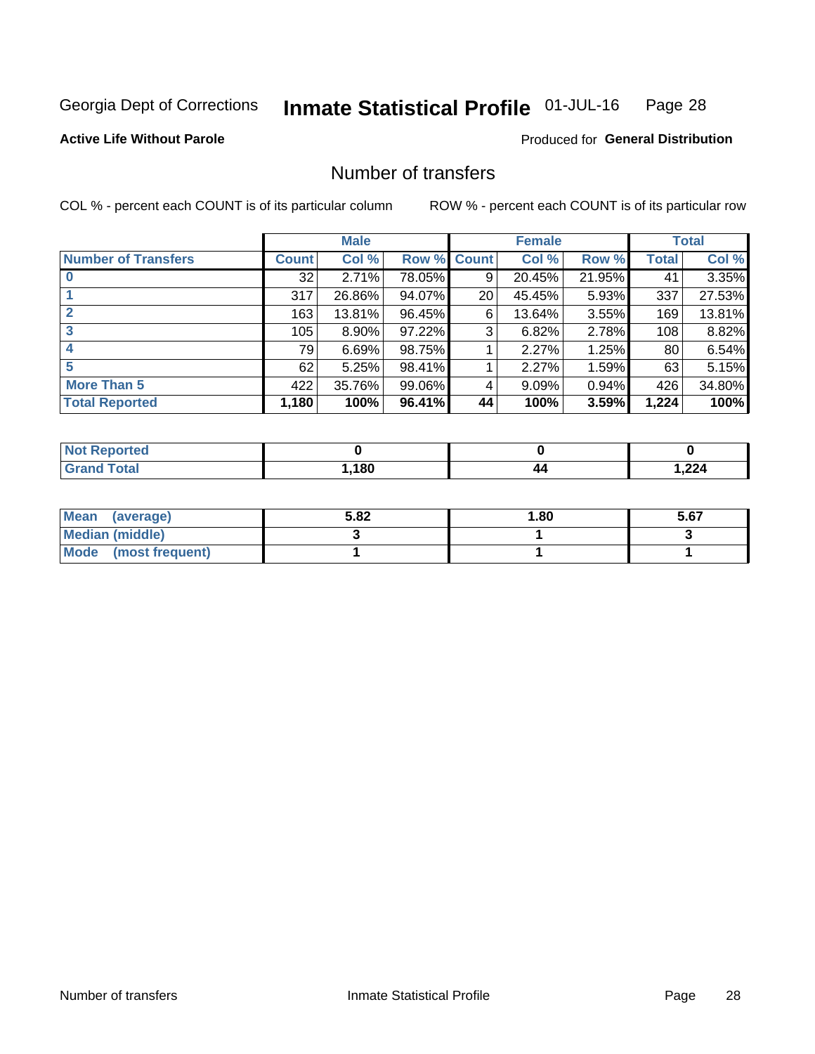Georgia Dept of Corrections **Inmate Statistical Profile** 01-JUL-16

**Active Life Without Parole**

Produced for **General Distribution**

## Number of transfers

COL % - percent each COUNT is of its particular column

ROW % - percent each COUNT is of its particular row

| | Male | | | Female | | | Total | |
|---|---|---|---|---|---|---|---|---|
| **Number of Transfers** | **Count** | **Col %** | **Row %** | **Count** | **Col %** | **Row %** | **Total** | **Col %** |
| **0** | 32 | 2.71% | 78.05% | 9 | 20.45% | 21.95% | 41 | 3.35% |
| **1** | 317 | 26.86% | 94.07% | 20 | 45.45% | 5.93% | 337 | 27.53% |
| **2** | 163 | 13.81% | 96.45% | 6 | 13.64% | 3.55% | 169 | 13.81% |
| **3** | 105 | 8.90% | 97.22% | 3 | 6.82% | 2.78% | 108 | 8.82% |
| **4** | 79 | 6.69% | 98.75% | 1 | 2.27% | 1.25% | 80 | 6.54% |
| **5** | 62 | 5.25% | 98.41% | 1 | 2.27% | 1.59% | 63 | 5.15% |
| **More Than 5** | 422 | 35.76% | 99.06% | 4 | 9.09% | 0.94% | 426 | 34.80% |
| **Total Reported** | **1,180** | **100%** | **96.41%** | **44** | **100%** | **3.59%** | **1,224** | **100%** |

| | Male | Female | Total |
|---|---|---|---|
| **Not Reported** | **0** | **0** | **0** |
| **Grand Total** | **1,180** | **44** | **1,224** |

| | Male | Female | Total |
|---|---|---|---|
| **Mean (average)** | **5.82** | **1.80** | **5.67** |
| **Median (middle)** | **3** | **1** | **3** |
| **Mode (most frequent)** | **1** | **1** | **1** |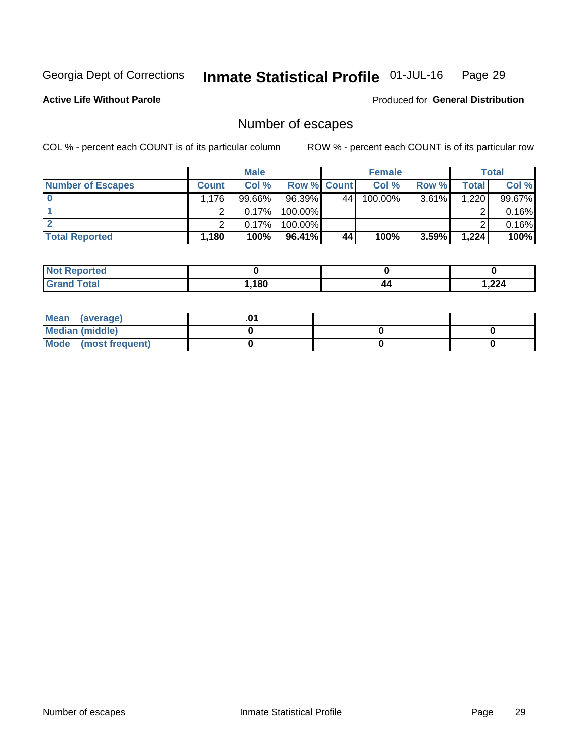Georgia Dept of Corrections **Inmate Statistical Profile** 01-JUL-16

**Active Life Without Parole** Produced for **General Distribution**

## Number of escapes

COL % - percent each COUNT is of its particular column ROW % - percent each COUNT is of its particular row

| | Male | | | Female | | | Total | |
|---|---|---|---|---|---|---|---|---|
| **Number of Escapes** | **Count** | **Col %** | **Row %** | **Count** | **Col %** | **Row %** | **Total** | **Col %** |
| **0** | 1,176 | 99.66% | 96.39% | 44 | 100.00% | 3.61% | 1,220 | 99.67% |
| **1** | 2 | 0.17% | 100.00% | | | | 2 | 0.16% |
| **2** | 2 | 0.17% | 100.00% | | | | 2 | 0.16% |
| **Total Reported** | **1,180** | **100%** | **96.41%** | **44** | **100%** | **3.59%** | **1,224** | **100%** |

| | Male | Female | Total |
|---|---|---|---|
| **Not Reported** | **0** | **0** | **0** |
| **Grand Total** | **1,180** | **44** | **1,224** |

| | Male | Female | Total |
|---|---|---|---|
| **Mean (average)** | **.01** | | |
| **Median (middle)** | **0** | **0** | **0** |
| **Mode (most frequent)** | **0** | **0** | **0** |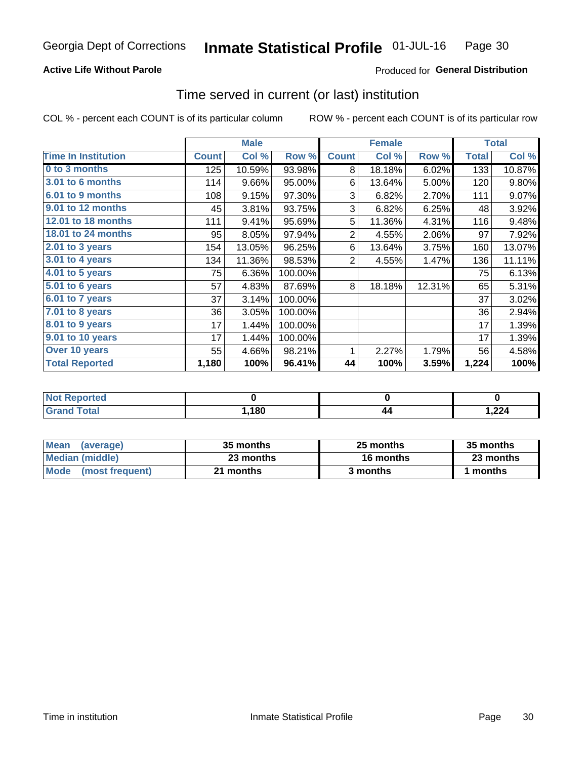Georgia Dept of Corrections **Inmate Statistical Profile** 01-JUL-16

**Active Life Without Parole**

Produced for **General Distribution**

## Time served in current (or last) institution

COL % - percent each COUNT is of its particular column    ROW % - percent each COUNT is of its particular row

| | Male | | | Female | | | Total | |
|---|---|---|---|---|---|---|---|---|
| **Time In Institution** | **Count** | **Col %** | **Row %** | **Count** | **Col %** | **Row %** | **Total** | **Col %** |
| **0 to 3 months** | 125 | 10.59% | 93.98% | 8 | 18.18% | 6.02% | 133 | 10.87% |
| **3.01 to 6 months** | 114 | 9.66% | 95.00% | 6 | 13.64% | 5.00% | 120 | 9.80% |
| **6.01 to 9 months** | 108 | 9.15% | 97.30% | 3 | 6.82% | 2.70% | 111 | 9.07% |
| **9.01 to 12 months** | 45 | 3.81% | 93.75% | 3 | 6.82% | 6.25% | 48 | 3.92% |
| **12.01 to 18 months** | 111 | 9.41% | 95.69% | 5 | 11.36% | 4.31% | 116 | 9.48% |
| **18.01 to 24 months** | 95 | 8.05% | 97.94% | 2 | 4.55% | 2.06% | 97 | 7.92% |
| **2.01 to 3 years** | 154 | 13.05% | 96.25% | 6 | 13.64% | 3.75% | 160 | 13.07% |
| **3.01 to 4 years** | 134 | 11.36% | 98.53% | 2 | 4.55% | 1.47% | 136 | 11.11% |
| **4.01 to 5 years** | 75 | 6.36% | 100.00% | | | | 75 | 6.13% |
| **5.01 to 6 years** | 57 | 4.83% | 87.69% | 8 | 18.18% | 12.31% | 65 | 5.31% |
| **6.01 to 7 years** | 37 | 3.14% | 100.00% | | | | 37 | 3.02% |
| **7.01 to 8 years** | 36 | 3.05% | 100.00% | | | | 36 | 2.94% |
| **8.01 to 9 years** | 17 | 1.44% | 100.00% | | | | 17 | 1.39% |
| **9.01 to 10 years** | 17 | 1.44% | 100.00% | | | | 17 | 1.39% |
| **Over 10 years** | 55 | 4.66% | 98.21% | 1 | 2.27% | 1.79% | 56 | 4.58% |
| **Total Reported** | **1,180** | **100%** | **96.41%** | **44** | **100%** | **3.59%** | **1,224** | **100%** |

| | Male | Female | Total |
|---|---|---|---|
| **Not Reported** | **0** | **0** | **0** |
| **Grand Total** | **1,180** | **44** | **1,224** |

| | Male | Female | Total |
|---|---|---|---|
| **Mean (average)** | **35 months** | **25 months** | **35 months** |
| **Median (middle)** | **23 months** | **16 months** | **23 months** |
| **Mode (most frequent)** | **21 months** | **3 months** | **1 months** |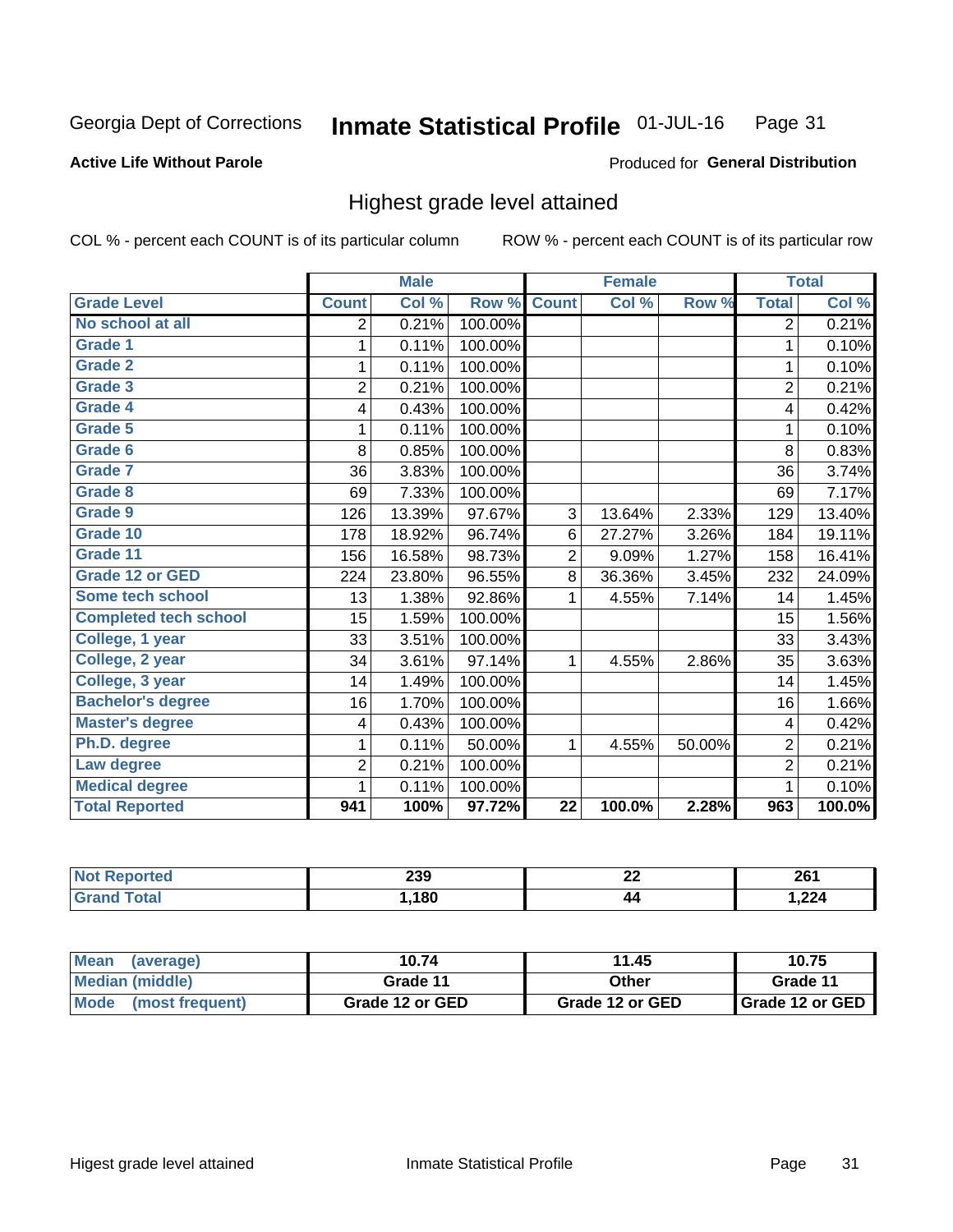Georgia Dept of Corrections **Inmate Statistical Profile** 01-JUL-16

**Active Life Without Parole**

Produced for **General Distribution**

## Highest grade level attained

COL % - percent each COUNT is of its particular column

ROW % - percent each COUNT is of its particular row

| | Male | | | Female | | | Total | |
|---|---|---|---|---|---|---|---|---|
| **Grade Level** | **Count** | **Col %** | **Row %** | **Count** | **Col %** | **Row %** | **Total** | **Col %** |
| No school at all | 2 | 0.21% | 100.00% | | | | 2 | 0.21% |
| Grade 1 | 1 | 0.11% | 100.00% | | | | 1 | 0.10% |
| Grade 2 | 1 | 0.11% | 100.00% | | | | 1 | 0.10% |
| Grade 3 | 2 | 0.21% | 100.00% | | | | 2 | 0.21% |
| Grade 4 | 4 | 0.43% | 100.00% | | | | 4 | 0.42% |
| Grade 5 | 1 | 0.11% | 100.00% | | | | 1 | 0.10% |
| Grade 6 | 8 | 0.85% | 100.00% | | | | 8 | 0.83% |
| Grade 7 | 36 | 3.83% | 100.00% | | | | 36 | 3.74% |
| Grade 8 | 69 | 7.33% | 100.00% | | | | 69 | 7.17% |
| Grade 9 | 126 | 13.39% | 97.67% | 3 | 13.64% | 2.33% | 129 | 13.40% |
| Grade 10 | 178 | 18.92% | 96.74% | 6 | 27.27% | 3.26% | 184 | 19.11% |
| Grade 11 | 156 | 16.58% | 98.73% | 2 | 9.09% | 1.27% | 158 | 16.41% |
| Grade 12 or GED | 224 | 23.80% | 96.55% | 8 | 36.36% | 3.45% | 232 | 24.09% |
| Some tech school | 13 | 1.38% | 92.86% | 1 | 4.55% | 7.14% | 14 | 1.45% |
| Completed tech school | 15 | 1.59% | 100.00% | | | | 15 | 1.56% |
| College, 1 year | 33 | 3.51% | 100.00% | | | | 33 | 3.43% |
| College, 2 year | 34 | 3.61% | 97.14% | 1 | 4.55% | 2.86% | 35 | 3.63% |
| College, 3 year | 14 | 1.49% | 100.00% | | | | 14 | 1.45% |
| Bachelor's degree | 16 | 1.70% | 100.00% | | | | 16 | 1.66% |
| Master's degree | 4 | 0.43% | 100.00% | | | | 4 | 0.42% |
| Ph.D. degree | 1 | 0.11% | 50.00% | 1 | 4.55% | 50.00% | 2 | 0.21% |
| Law degree | 2 | 0.21% | 100.00% | | | | 2 | 0.21% |
| Medical degree | 1 | 0.11% | 100.00% | | | | 1 | 0.10% |
| **Total Reported** | **941** | **100%** | **97.72%** | **22** | **100.0%** | **2.28%** | **963** | **100.0%** |

| | Male | Female | Total |
|---|---|---|---|
| Not Reported | 239 | 22 | 261 |
| Grand Total | 1,180 | 44 | 1,224 |

| | Male | Female | Total |
|---|---|---|---|
| Mean (average) | 10.74 | 11.45 | 10.75 |
| Median (middle) | Grade 11 | Other | Grade 11 |
| Mode (most frequent) | Grade 12 or GED | Grade 12 or GED | Grade 12 or GED |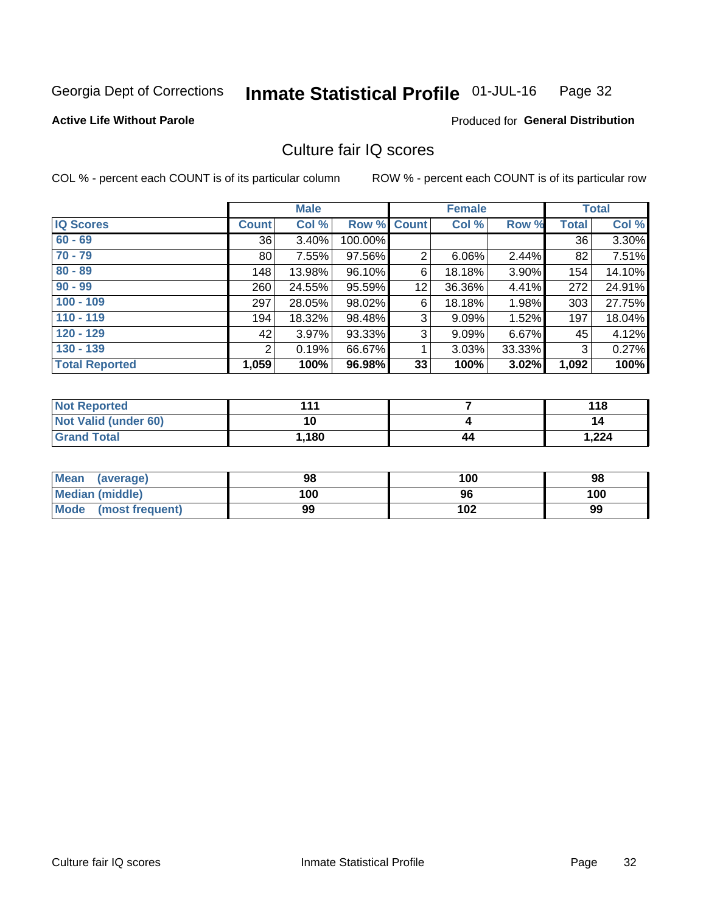Georgia Dept of Corrections **Inmate Statistical Profile** 01-JUL-16

**Active Life Without Parole**

Produced for **General Distribution**

## Culture fair IQ scores

COL % - percent each COUNT is of its particular column

ROW % - percent each COUNT is of its particular row

| | Male | | | Female | | | Total | |
|---|---|---|---|---|---|---|---|---|
| **IQ Scores** | **Count** | **Col %** | **Row %** | **Count** | **Col %** | **Row %** | **Total** | **Col %** |
| **60 - 69** | 36 | 3.40% | 100.00% | | | | 36 | 3.30% |
| **70 - 79** | 80 | 7.55% | 97.56% | 2 | 6.06% | 2.44% | 82 | 7.51% |
| **80 - 89** | 148 | 13.98% | 96.10% | 6 | 18.18% | 3.90% | 154 | 14.10% |
| **90 - 99** | 260 | 24.55% | 95.59% | 12 | 36.36% | 4.41% | 272 | 24.91% |
| **100 - 109** | 297 | 28.05% | 98.02% | 6 | 18.18% | 1.98% | 303 | 27.75% |
| **110 - 119** | 194 | 18.32% | 98.48% | 3 | 9.09% | 1.52% | 197 | 18.04% |
| **120 - 129** | 42 | 3.97% | 93.33% | 3 | 9.09% | 6.67% | 45 | 4.12% |
| **130 - 139** | 2 | 0.19% | 66.67% | 1 | 3.03% | 33.33% | 3 | 0.27% |
| **Total Reported** | **1,059** | **100%** | **96.98%** | **33** | **100%** | **3.02%** | **1,092** | **100%** |

| | Male | Female | Total |
|---|---|---|---|
| **Not Reported** | **111** | **7** | **118** |
| **Not Valid (under 60)** | **10** | **4** | **14** |
| **Grand Total** | **1,180** | **44** | **1,224** |

| | Male | Female | Total |
|---|---|---|---|
| **Mean (average)** | **98** | **100** | **98** |
| **Median (middle)** | **100** | **96** | **100** |
| **Mode (most frequent)** | **99** | **102** | **99** |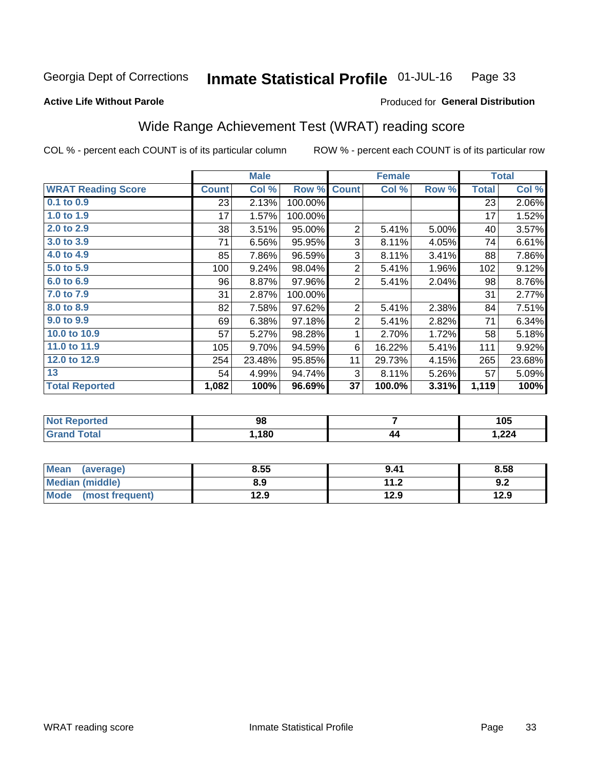Georgia Dept of Corrections **Inmate Statistical Profile** 01-JUL-16

**Active Life Without Parole**

Produced for **General Distribution**

## Wide Range Achievement Test (WRAT) reading score

COL % - percent each COUNT is of its particular column

ROW % - percent each COUNT is of its particular row

| | Male | | | Female | | | Total | |
|---|---|---|---|---|---|---|---|---|
| **WRAT Reading Score** | **Count** | **Col %** | **Row %** | **Count** | **Col %** | **Row %** | **Total** | **Col %** |
| 0.1 to 0.9 | 23 | 2.13% | 100.00% | | | | 23 | 2.06% |
| 1.0 to 1.9 | 17 | 1.57% | 100.00% | | | | 17 | 1.52% |
| 2.0 to 2.9 | 38 | 3.51% | 95.00% | 2 | 5.41% | 5.00% | 40 | 3.57% |
| 3.0 to 3.9 | 71 | 6.56% | 95.95% | 3 | 8.11% | 4.05% | 74 | 6.61% |
| 4.0 to 4.9 | 85 | 7.86% | 96.59% | 3 | 8.11% | 3.41% | 88 | 7.86% |
| 5.0 to 5.9 | 100 | 9.24% | 98.04% | 2 | 5.41% | 1.96% | 102 | 9.12% |
| 6.0 to 6.9 | 96 | 8.87% | 97.96% | 2 | 5.41% | 2.04% | 98 | 8.76% |
| 7.0 to 7.9 | 31 | 2.87% | 100.00% | | | | 31 | 2.77% |
| 8.0 to 8.9 | 82 | 7.58% | 97.62% | 2 | 5.41% | 2.38% | 84 | 7.51% |
| 9.0 to 9.9 | 69 | 6.38% | 97.18% | 2 | 5.41% | 2.82% | 71 | 6.34% |
| 10.0 to 10.9 | 57 | 5.27% | 98.28% | 1 | 2.70% | 1.72% | 58 | 5.18% |
| 11.0 to 11.9 | 105 | 9.70% | 94.59% | 6 | 16.22% | 5.41% | 111 | 9.92% |
| 12.0 to 12.9 | 254 | 23.48% | 95.85% | 11 | 29.73% | 4.15% | 265 | 23.68% |
| 13 | 54 | 4.99% | 94.74% | 3 | 8.11% | 5.26% | 57 | 5.09% |
| **Total Reported** | **1,082** | **100%** | **96.69%** | **37** | **100.0%** | **3.31%** | **1,119** | **100%** |

| | Male | Female | Total |
|---|---|---|---|
| Not Reported | 98 | 7 | 105 |
| Grand Total | 1,180 | 44 | 1,224 |

| | Male | Female | Total |
|---|---|---|---|
| Mean (average) | 8.55 | 9.41 | 8.58 |
| Median (middle) | 8.9 | 11.2 | 9.2 |
| Mode (most frequent) | 12.9 | 12.9 | 12.9 |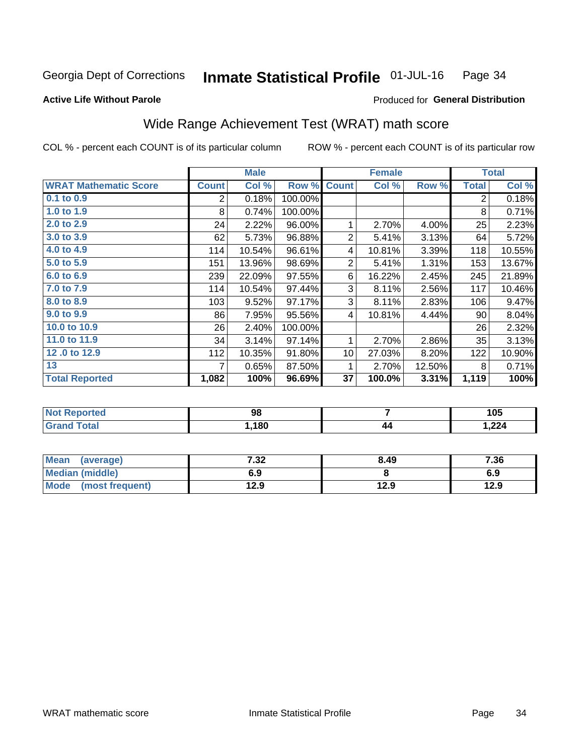Georgia Dept of Corrections **Inmate Statistical Profile** 01-JUL-16 Page 34

**Active Life Without Parole**

Produced for **General Distribution**

## Wide Range Achievement Test (WRAT) math score

COL % - percent each COUNT is of its particular column ROW % - percent each COUNT is of its particular row

| | Male | | | Female | | | Total | |
|---|---|---|---|---|---|---|---|---|
| **WRAT Mathematic Score** | **Count** | **Col %** | **Row %** | **Count** | **Col %** | **Row %** | **Total** | **Col %** |
| 0.1 to 0.9 | 2 | 0.18% | 100.00% | | | | 2 | 0.18% |
| 1.0 to 1.9 | 8 | 0.74% | 100.00% | | | | 8 | 0.71% |
| 2.0 to 2.9 | 24 | 2.22% | 96.00% | 1 | 2.70% | 4.00% | 25 | 2.23% |
| 3.0 to 3.9 | 62 | 5.73% | 96.88% | 2 | 5.41% | 3.13% | 64 | 5.72% |
| 4.0 to 4.9 | 114 | 10.54% | 96.61% | 4 | 10.81% | 3.39% | 118 | 10.55% |
| 5.0 to 5.9 | 151 | 13.96% | 98.69% | 2 | 5.41% | 1.31% | 153 | 13.67% |
| 6.0 to 6.9 | 239 | 22.09% | 97.55% | 6 | 16.22% | 2.45% | 245 | 21.89% |
| 7.0 to 7.9 | 114 | 10.54% | 97.44% | 3 | 8.11% | 2.56% | 117 | 10.46% |
| 8.0 to 8.9 | 103 | 9.52% | 97.17% | 3 | 8.11% | 2.83% | 106 | 9.47% |
| 9.0 to 9.9 | 86 | 7.95% | 95.56% | 4 | 10.81% | 4.44% | 90 | 8.04% |
| 10.0 to 10.9 | 26 | 2.40% | 100.00% | | | | 26 | 2.32% |
| 11.0 to 11.9 | 34 | 3.14% | 97.14% | 1 | 2.70% | 2.86% | 35 | 3.13% |
| 12 .0 to 12.9 | 112 | 10.35% | 91.80% | 10 | 27.03% | 8.20% | 122 | 10.90% |
| 13 | 7 | 0.65% | 87.50% | 1 | 2.70% | 12.50% | 8 | 0.71% |
| **Total Reported** | **1,082** | **100%** | **96.69%** | **37** | **100.0%** | **3.31%** | **1,119** | **100%** |

| | Male | Female | Total |
|---|---|---|---|
| Not Reported | 98 | 7 | 105 |
| Grand Total | 1,180 | 44 | 1,224 |

| | Male | Female | Total |
|---|---|---|---|
| Mean (average) | 7.32 | 8.49 | 7.36 |
| Median (middle) | 6.9 | 8 | 6.9 |
| Mode (most frequent) | 12.9 | 12.9 | 12.9 |

WRAT mathematic score Inmate Statistical Profile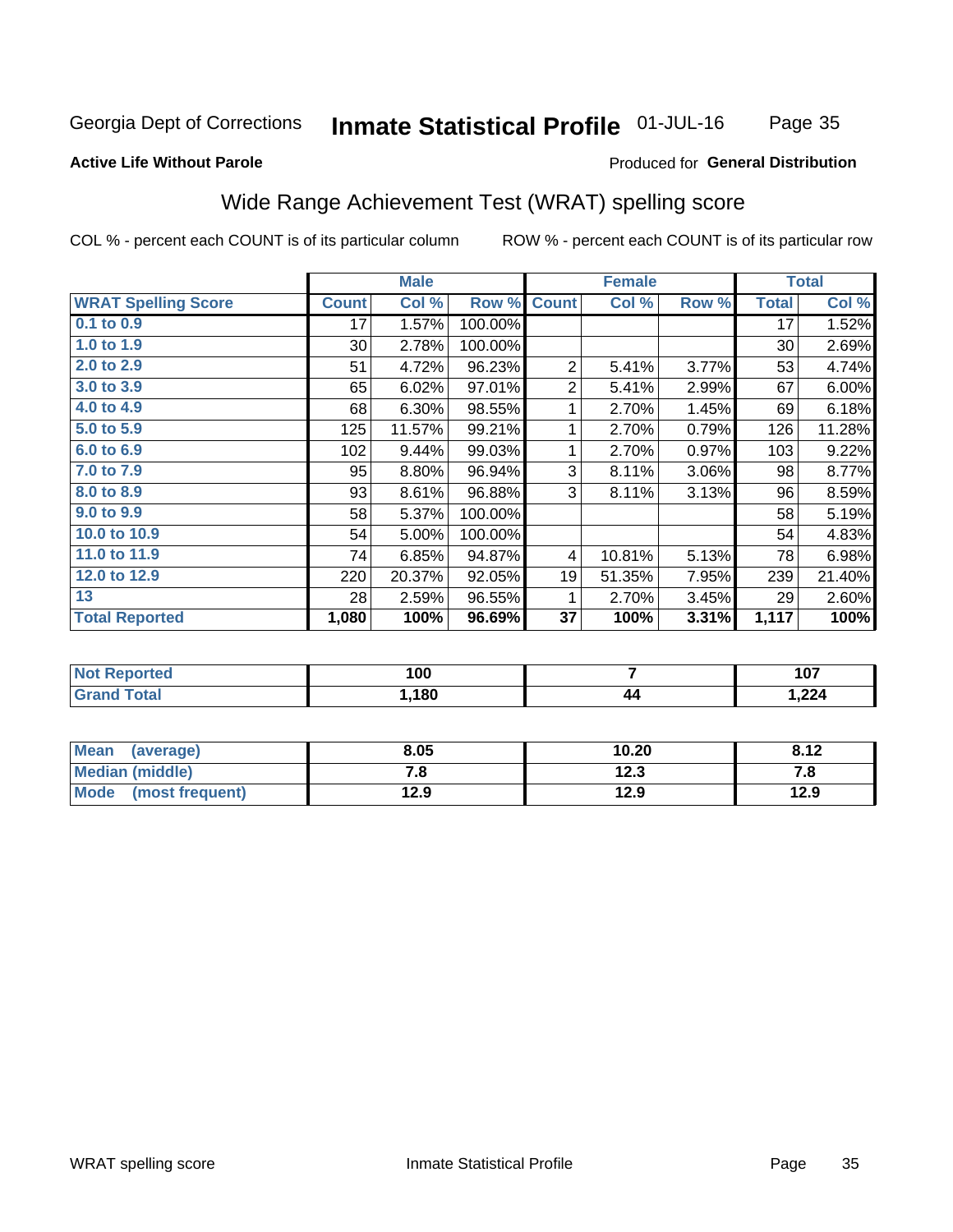Georgia Dept of Corrections **Inmate Statistical Profile** 01-JUL-16

**Active Life Without Parole**

Produced for **General Distribution**

## Wide Range Achievement Test (WRAT) spelling score

COL % - percent each COUNT is of its particular column ROW % - percent each COUNT is of its particular row

| | Male | | | Female | | | Total | |
|---|---|---|---|---|---|---|---|---|
| **WRAT Spelling Score** | **Count** | **Col %** | **Row %** | **Count** | **Col %** | **Row %** | **Total** | **Col %** |
| **0.1 to 0.9** | 17 | 1.57% | 100.00% | | | | 17 | 1.52% |
| **1.0 to 1.9** | 30 | 2.78% | 100.00% | | | | 30 | 2.69% |
| **2.0 to 2.9** | 51 | 4.72% | 96.23% | 2 | 5.41% | 3.77% | 53 | 4.74% |
| **3.0 to 3.9** | 65 | 6.02% | 97.01% | 2 | 5.41% | 2.99% | 67 | 6.00% |
| **4.0 to 4.9** | 68 | 6.30% | 98.55% | 1 | 2.70% | 1.45% | 69 | 6.18% |
| **5.0 to 5.9** | 125 | 11.57% | 99.21% | 1 | 2.70% | 0.79% | 126 | 11.28% |
| **6.0 to 6.9** | 102 | 9.44% | 99.03% | 1 | 2.70% | 0.97% | 103 | 9.22% |
| **7.0 to 7.9** | 95 | 8.80% | 96.94% | 3 | 8.11% | 3.06% | 98 | 8.77% |
| **8.0 to 8.9** | 93 | 8.61% | 96.88% | 3 | 8.11% | 3.13% | 96 | 8.59% |
| **9.0 to 9.9** | 58 | 5.37% | 100.00% | | | | 58 | 5.19% |
| **10.0 to 10.9** | 54 | 5.00% | 100.00% | | | | 54 | 4.83% |
| **11.0 to 11.9** | 74 | 6.85% | 94.87% | 4 | 10.81% | 5.13% | 78 | 6.98% |
| **12.0 to 12.9** | 220 | 20.37% | 92.05% | 19 | 51.35% | 7.95% | 239 | 21.40% |
| **13** | 28 | 2.59% | 96.55% | 1 | 2.70% | 3.45% | 29 | 2.60% |
| **Total Reported** | **1,080** | **100%** | **96.69%** | **37** | **100%** | **3.31%** | **1,117** | **100%** |

| | Male | Female | Total |
|---|---|---|---|
| **Not Reported** | **100** | **7** | **107** |
| **Grand Total** | **1,180** | **44** | **1,224** |

| | Male | Female | Total |
|---|---|---|---|
| **Mean (average)** | **8.05** | **10.20** | **8.12** |
| **Median (middle)** | **7.8** | **12.3** | **7.8** |
| **Mode (most frequent)** | **12.9** | **12.9** | **12.9** |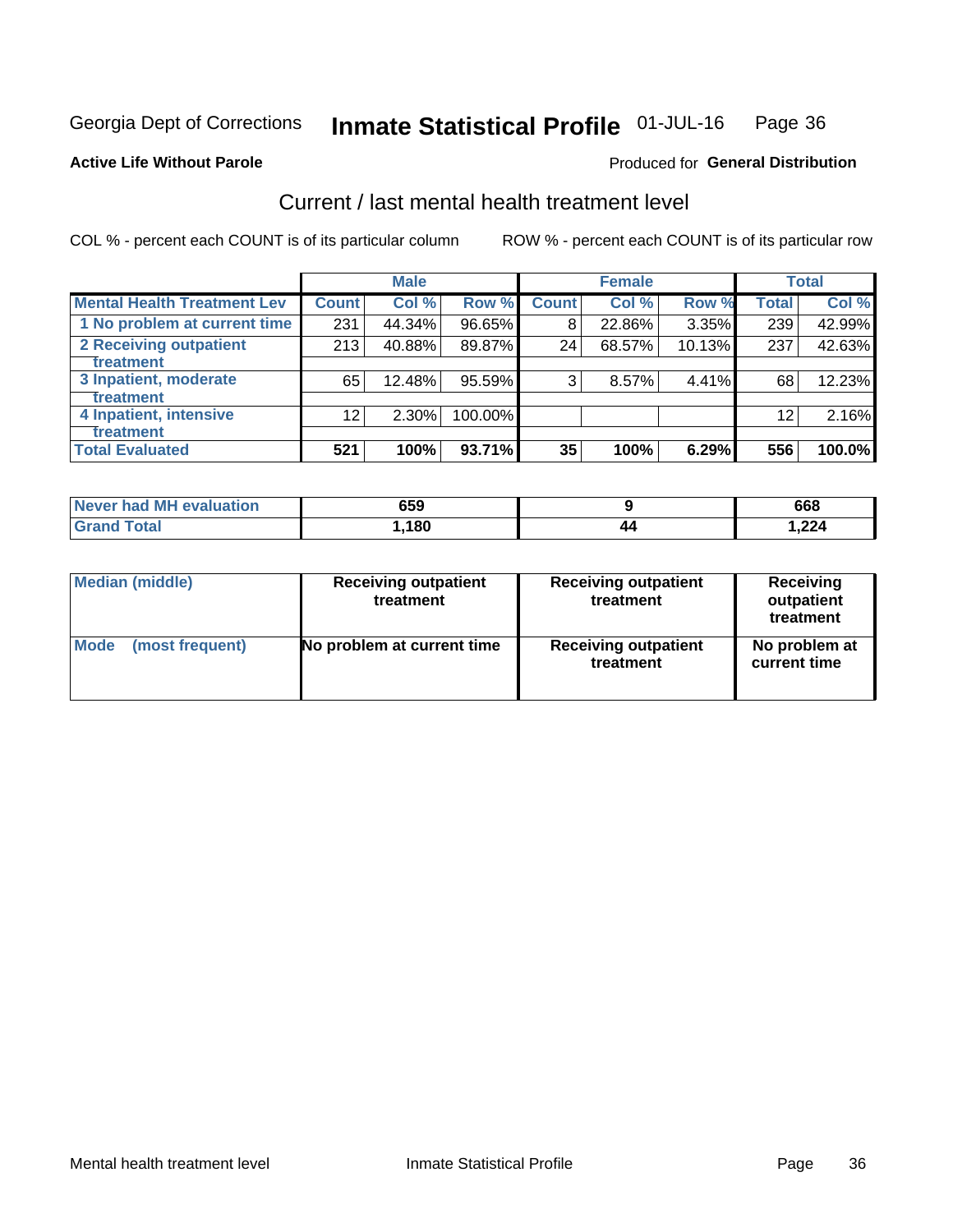Georgia Dept of Corrections **Inmate Statistical Profile** 01-JUL-16

**Active Life Without Parole**

Produced for **General Distribution**

## Current / last mental health treatment level

COL % - percent each COUNT is of its particular column

ROW % - percent each COUNT is of its particular row

| | Male | | | Female | | | Total | |
|---|---|---|---|---|---|---|---|---|
| **Mental Health Treatment Lev** | **Count** | **Col %** | **Row %** | **Count** | **Col %** | **Row %** | **Total** | **Col %** |
| 1 No problem at current time | 231 | 44.34% | 96.65% | 8 | 22.86% | 3.35% | 239 | 42.99% |
| 2 Receiving outpatient treatment | 213 | 40.88% | 89.87% | 24 | 68.57% | 10.13% | 237 | 42.63% |
| 3 Inpatient, moderate treatment | 65 | 12.48% | 95.59% | 3 | 8.57% | 4.41% | 68 | 12.23% |
| 4 Inpatient, intensive treatment | 12 | 2.30% | 100.00% | | | | 12 | 2.16% |
| **Total Evaluated** | **521** | **100%** | **93.71%** | **35** | **100%** | **6.29%** | **556** | **100.0%** |

| | Male | Female | Total |
|---|---|---|---|
| **Never had MH evaluation** | **659** | **9** | **668** |
| **Grand Total** | **1,180** | **44** | **1,224** |

| | Male | Female | Total |
|---|---|---|---|
| **Median (middle)** | **Receiving outpatient treatment** | **Receiving outpatient treatment** | **Receiving outpatient treatment** |
| **Mode (most frequent)** | **No problem at current time** | **Receiving outpatient treatment** | **No problem at current time** |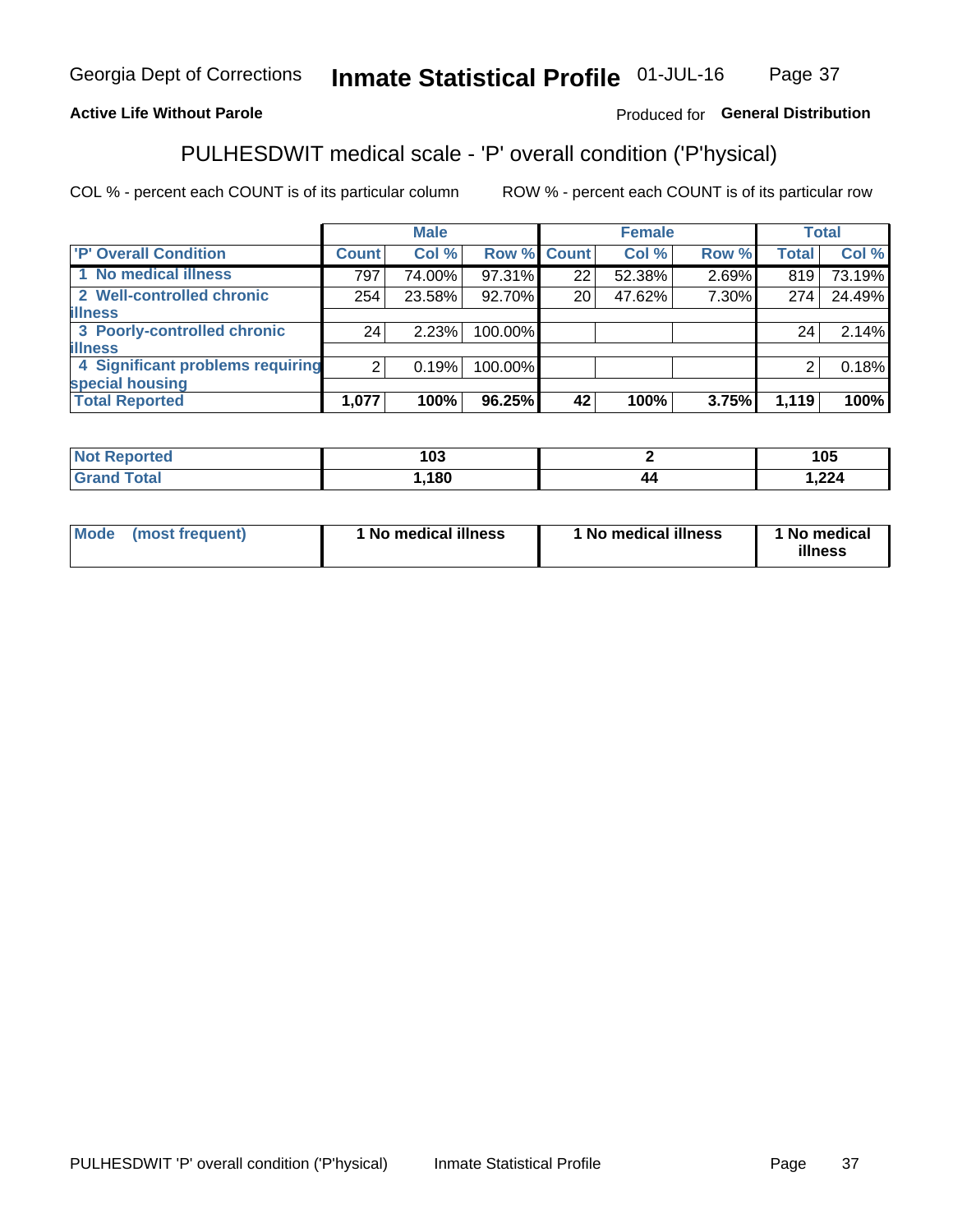**Active Life Without Parole**

Produced for **General Distribution**

## PULHESDWIT medical scale - 'P' overall condition ('P'hysical)

COL % - percent each COUNT is of its particular column

ROW % - percent each COUNT is of its particular row

| | Male | | | Female | | | Total | |
|---|---|---|---|---|---|---|---|---|
| 'P' Overall Condition | Count | Col % | Row % | Count | Col % | Row % | Total | Col % |
| 1 No medical illness | 797 | 74.00% | 97.31% | 22 | 52.38% | 2.69% | 819 | 73.19% |
| 2 Well-controlled chronic illness | 254 | 23.58% | 92.70% | 20 | 47.62% | 7.30% | 274 | 24.49% |
| 3 Poorly-controlled chronic illness | 24 | 2.23% | 100.00% | | | | 24 | 2.14% |
| 4 Significant problems requiring special housing | 2 | 0.19% | 100.00% | | | | 2 | 0.18% |
| **Total Reported** | **1,077** | **100%** | **96.25%** | **42** | **100%** | **3.75%** | **1,119** | **100%** |

| | Male | Female | Total |
|---|---|---|---|
| Not Reported | 103 | 2 | 105 |
| Grand Total | 1,180 | 44 | 1,224 |

| | Male | Female | Total |
|---|---|---|---|
| Mode (most frequent) | 1 No medical illness | 1 No medical illness | 1 No medical illness |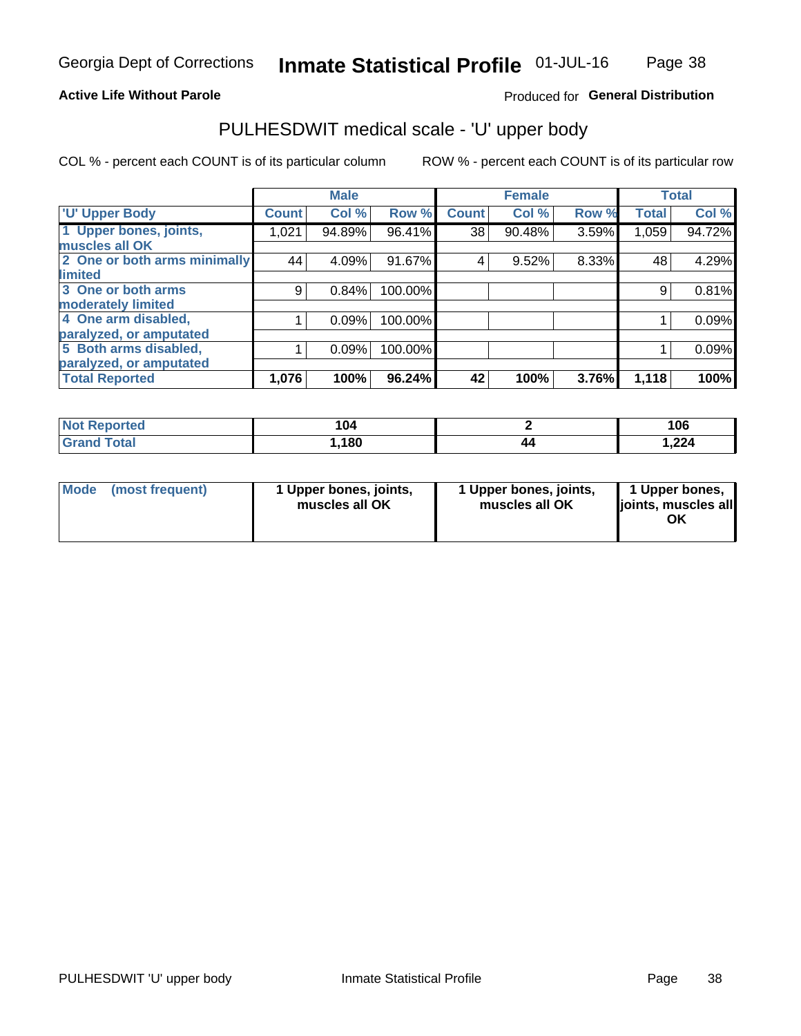Georgia Dept of Corrections **Inmate Statistical Profile** 01-JUL-16

**Active Life Without Parole**

Produced for **General Distribution**

## PULHESDWIT medical scale - 'U' upper body

COL % - percent each COUNT is of its particular column

ROW % - percent each COUNT is of its particular row

| | Male | | | Female | | | Total | |
|---|---|---|---|---|---|---|---|---|
| 'U' Upper Body | Count | Col % | Row % | Count | Col % | Row % | Total | Col % |
| 1 Upper bones, joints, muscles all OK | 1,021 | 94.89% | 96.41% | 38 | 90.48% | 3.59% | 1,059 | 94.72% |
| 2 One or both arms minimally limited | 44 | 4.09% | 91.67% | 4 | 9.52% | 8.33% | 48 | 4.29% |
| 3 One or both arms moderately limited | 9 | 0.84% | 100.00% | | | | 9 | 0.81% |
| 4 One arm disabled, paralyzed, or amputated | 1 | 0.09% | 100.00% | | | | 1 | 0.09% |
| 5 Both arms disabled, paralyzed, or amputated | 1 | 0.09% | 100.00% | | | | 1 | 0.09% |
| **Total Reported** | **1,076** | **100%** | **96.24%** | **42** | **100%** | **3.76%** | **1,118** | **100%** |

| | Male | Female | Total |
|---|---|---|---|
| Not Reported | 104 | 2 | 106 |
| Grand Total | 1,180 | 44 | 1,224 |

| | Male | Female | Total |
|---|---|---|---|
| Mode (most frequent) | 1 Upper bones, joints, muscles all OK | 1 Upper bones, joints, muscles all OK | 1 Upper bones, joints, muscles all OK |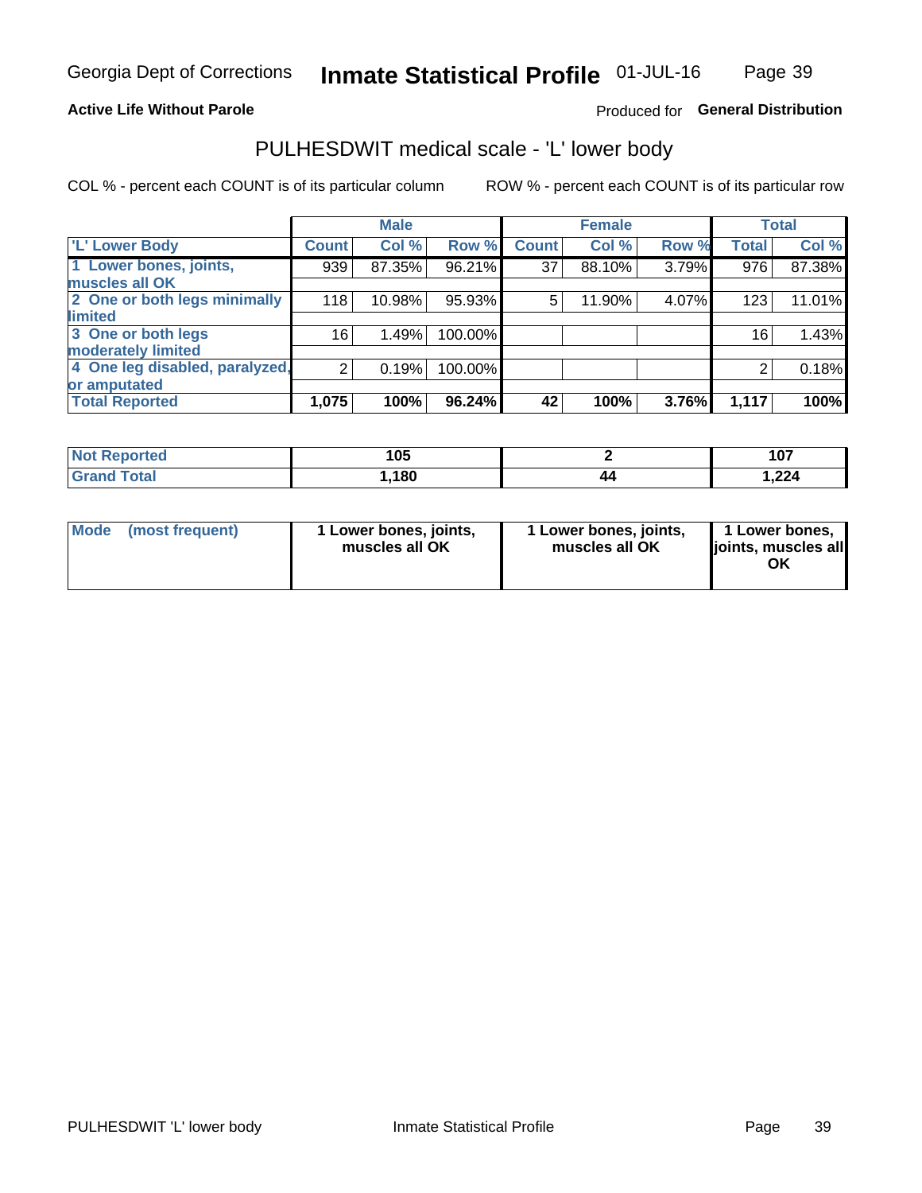**Active Life Without Parole** Produced for **General Distribution**

# PULHESDWIT medical scale - 'L' lower body

COL % - percent each COUNT is of its particular column ROW % - percent each COUNT is of its particular row

| | Male | | | Female | | | Total | |
|---|---|---|---|---|---|---|---|---|
| 'L' Lower Body | Count | Col % | Row % | Count | Col % | Row % | Total | Col % |
| 1 Lower bones, joints, muscles all OK | 939 | 87.35% | 96.21% | 37 | 88.10% | 3.79% | 976 | 87.38% |
| 2 One or both legs minimally limited | 118 | 10.98% | 95.93% | 5 | 11.90% | 4.07% | 123 | 11.01% |
| 3 One or both legs moderately limited | 16 | 1.49% | 100.00% | | | | 16 | 1.43% |
| 4 One leg disabled, paralyzed, or amputated | 2 | 0.19% | 100.00% | | | | 2 | 0.18% |
| **Total Reported** | **1,075** | **100%** | **96.24%** | **42** | **100%** | **3.76%** | **1,117** | **100%** |

| | Male | Female | Total |
|---|---|---|---|
| Not Reported | 105 | 2 | 107 |
| Grand Total | 1,180 | 44 | 1,224 |

| | Male | Female | Total |
|---|---|---|---|
| Mode (most frequent) | 1 Lower bones, joints, muscles all OK | 1 Lower bones, joints, muscles all OK | 1 Lower bones, joints, muscles all OK |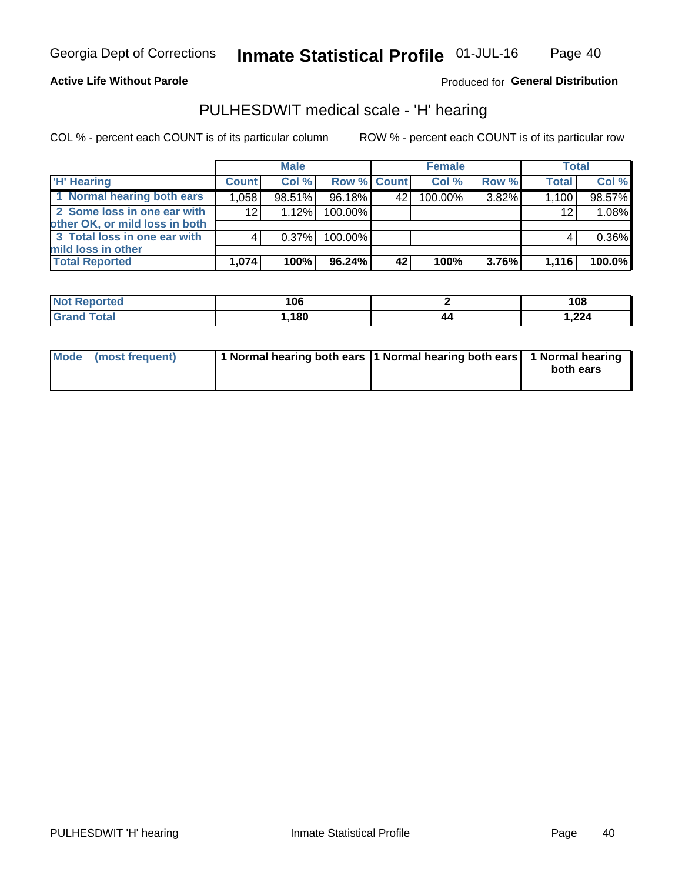**Active Life Without Parole**

Produced for **General Distribution**

## PULHESDWIT medical scale - 'H' hearing

COL % - percent each COUNT is of its particular column

ROW % - percent each COUNT is of its particular row

| | Male | | | Female | | | Total | |
|---|---|---|---|---|---|---|---|---|
| 'H' Hearing | Count | Col % | Row % | Count | Col % | Row % | Total | Col % |
| 1 Normal hearing both ears | 1,058 | 98.51% | 96.18% | 42 | 100.00% | 3.82% | 1,100 | 98.57% |
| 2 Some loss in one ear with other OK, or mild loss in both | 12 | 1.12% | 100.00% | | | | 12 | 1.08% |
| 3 Total loss in one ear with mild loss in other | 4 | 0.37% | 100.00% | | | | 4 | 0.36% |
| **Total Reported** | **1,074** | **100%** | **96.24%** | **42** | **100%** | **3.76%** | **1,116** | **100.0%** |

| | Male | Female | Total |
|---|---|---|---|
| Not Reported | 106 | 2 | 108 |
| Grand Total | 1,180 | 44 | 1,224 |

| | Male | Female | Total |
|---|---|---|---|
| Mode (most frequent) | 1 Normal hearing both ears | 1 Normal hearing both ears | 1 Normal hearing both ears |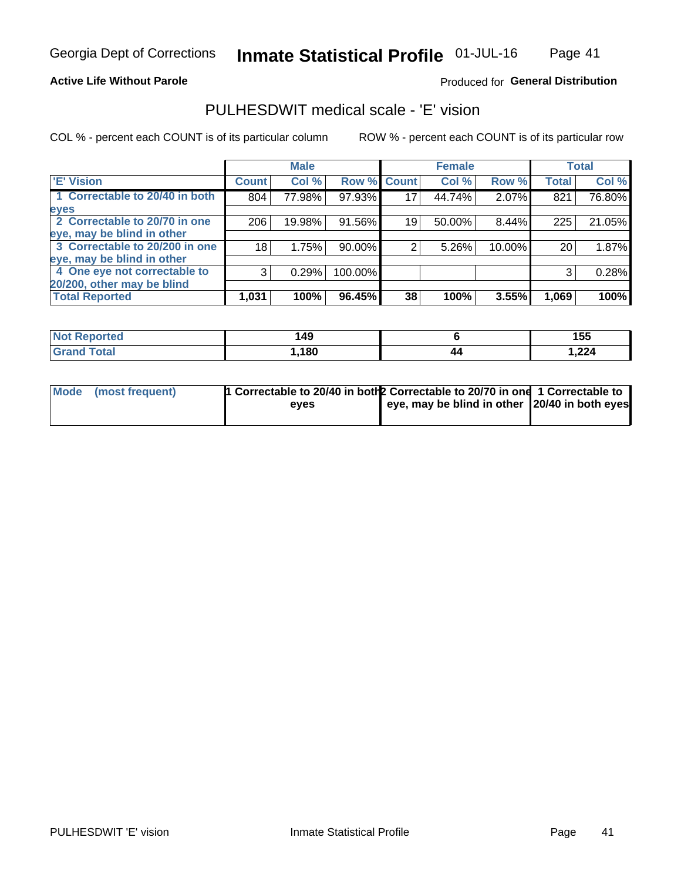Georgia Dept of Corrections **Inmate Statistical Profile** 01-JUL-16

**Active Life Without Parole**

Produced for **General Distribution**

## PULHESDWIT medical scale - 'E' vision

COL % - percent each COUNT is of its particular column

ROW % - percent each COUNT is of its particular row

| | Male | | | Female | | | Total | |
|---|---|---|---|---|---|---|---|---|
| 'E' Vision | Count | Col % | Row % | Count | Col % | Row % | Total | Col % |
| 1 Correctable to 20/40 in both eyes | 804 | 77.98% | 97.93% | 17 | 44.74% | 2.07% | 821 | 76.80% |
| 2 Correctable to 20/70 in one eye, may be blind in other | 206 | 19.98% | 91.56% | 19 | 50.00% | 8.44% | 225 | 21.05% |
| 3 Correctable to 20/200 in one eye, may be blind in other | 18 | 1.75% | 90.00% | 2 | 5.26% | 10.00% | 20 | 1.87% |
| 4 One eye not correctable to 20/200, other may be blind | 3 | 0.29% | 100.00% | | | | 3 | 0.28% |
| **Total Reported** | **1,031** | **100%** | **96.45%** | **38** | **100%** | **3.55%** | **1,069** | **100%** |

| | Male | Female | Total |
|---|---|---|---|
| Not Reported | 149 | 6 | 155 |
| Grand Total | 1,180 | 44 | 1,224 |

| | Male | Female | Total |
|---|---|---|---|
| Mode (most frequent) | 1 Correctable to 20/40 in both eyes | 2 Correctable to 20/70 in one eye, may be blind in other | 1 Correctable to 20/40 in both eyes |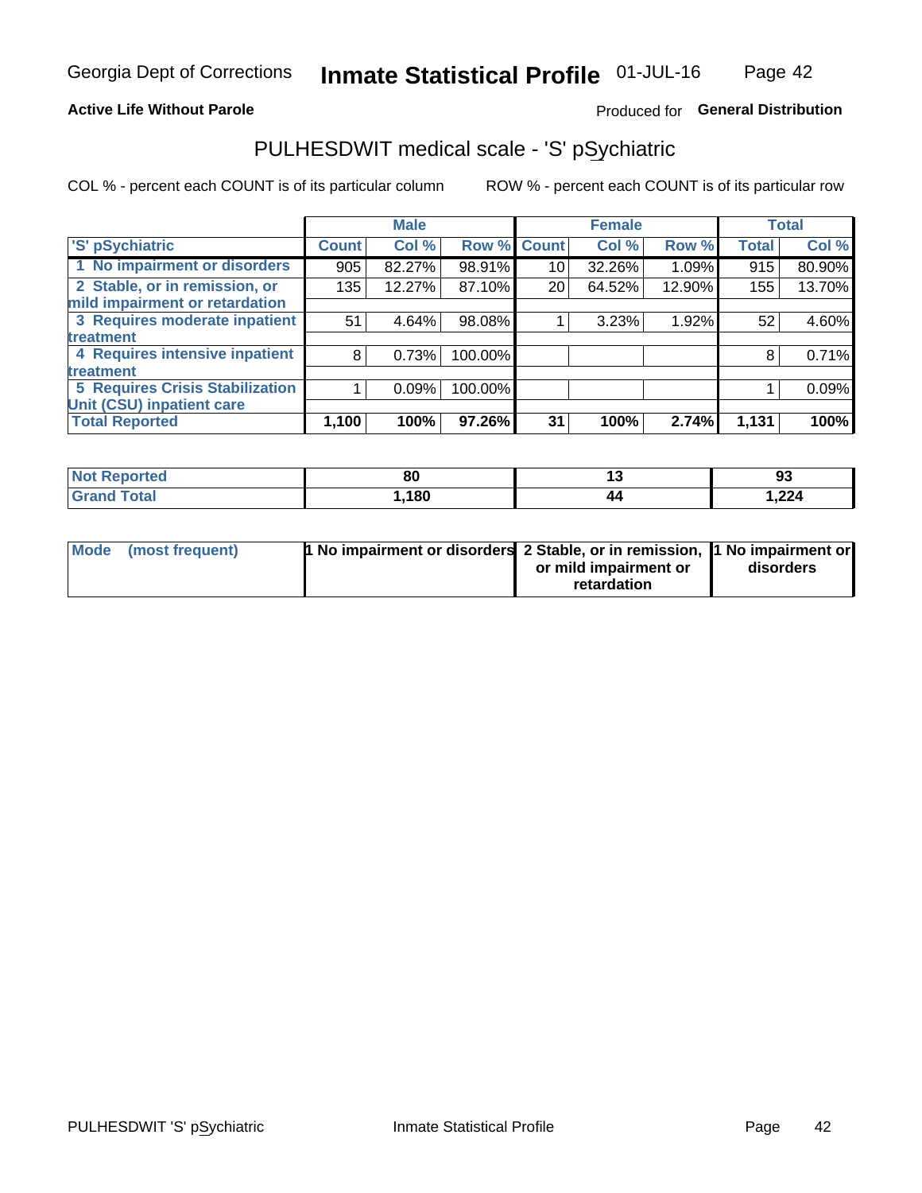Georgia Dept of Corrections **Inmate Statistical Profile** 01-JUL-16

**Active Life Without Parole**

Produced for **General Distribution**

## PULHESDWIT medical scale - 'S' pSychiatric

COL % - percent each COUNT is of its particular column

ROW % - percent each COUNT is of its particular row

| | Male | | | Female | | | Total | |
|---|---|---|---|---|---|---|---|---|
| 'S' pSychiatric | Count | Col % | Row % | Count | Col % | Row % | Total | Col % |
| 1 No impairment or disorders | 905 | 82.27% | 98.91% | 10 | 32.26% | 1.09% | 915 | 80.90% |
| 2 Stable, or in remission, or mild impairment or retardation | 135 | 12.27% | 87.10% | 20 | 64.52% | 12.90% | 155 | 13.70% |
| 3 Requires moderate inpatient treatment | 51 | 4.64% | 98.08% | 1 | 3.23% | 1.92% | 52 | 4.60% |
| 4 Requires intensive inpatient treatment | 8 | 0.73% | 100.00% | | | | 8 | 0.71% |
| 5 Requires Crisis Stabilization Unit (CSU) inpatient care | 1 | 0.09% | 100.00% | | | | 1 | 0.09% |
| **Total Reported** | **1,100** | **100%** | **97.26%** | **31** | **100%** | **2.74%** | **1,131** | **100%** |

| | Male | Female | Total |
|---|---|---|---|
| Not Reported | 80 | 13 | 93 |
| Grand Total | 1,180 | 44 | 1,224 |

| | Male | Female | Total |
|---|---|---|---|
| Mode (most frequent) | 1 No impairment or disorders | 2 Stable, or in remission, or mild impairment or retardation | 1 No impairment or disorders |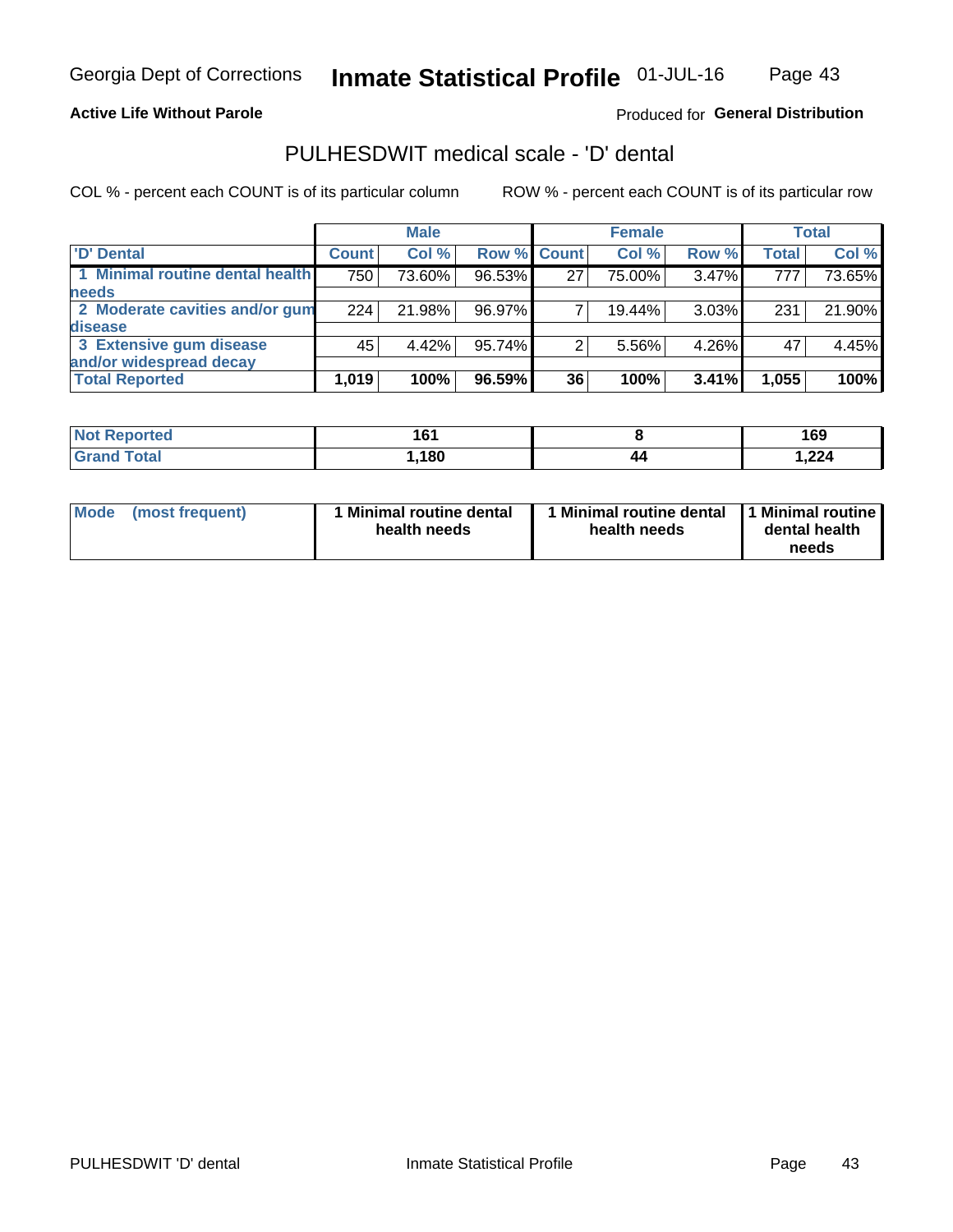Active Life Without Parole

Produced for **General Distribution**

## PULHESDWIT medical scale - 'D' dental

COL % - percent each COUNT is of its particular column

ROW % - percent each COUNT is of its particular row

| | Male | | | Female | | | Total | |
|---|---|---|---|---|---|---|---|---|
| 'D' Dental | Count | Col % | Row % | Count | Col % | Row % | Total | Col % |
| 1 Minimal routine dental health needs | 750 | 73.60% | 96.53% | 27 | 75.00% | 3.47% | 777 | 73.65% |
| 2 Moderate cavities and/or gum disease | 224 | 21.98% | 96.97% | 7 | 19.44% | 3.03% | 231 | 21.90% |
| 3 Extensive gum disease and/or widespread decay | 45 | 4.42% | 95.74% | 2 | 5.56% | 4.26% | 47 | 4.45% |
| **Total Reported** | **1,019** | **100%** | **96.59%** | **36** | **100%** | **3.41%** | **1,055** | **100%** |

| | Male | Female | Total |
|---|---|---|---|
| Not Reported | 161 | 8 | 169 |
| Grand Total | 1,180 | 44 | 1,224 |

| | Male | Female | Total |
|---|---|---|---|
| Mode (most frequent) | 1 Minimal routine dental health needs | 1 Minimal routine dental health needs | 1 Minimal routine dental health needs |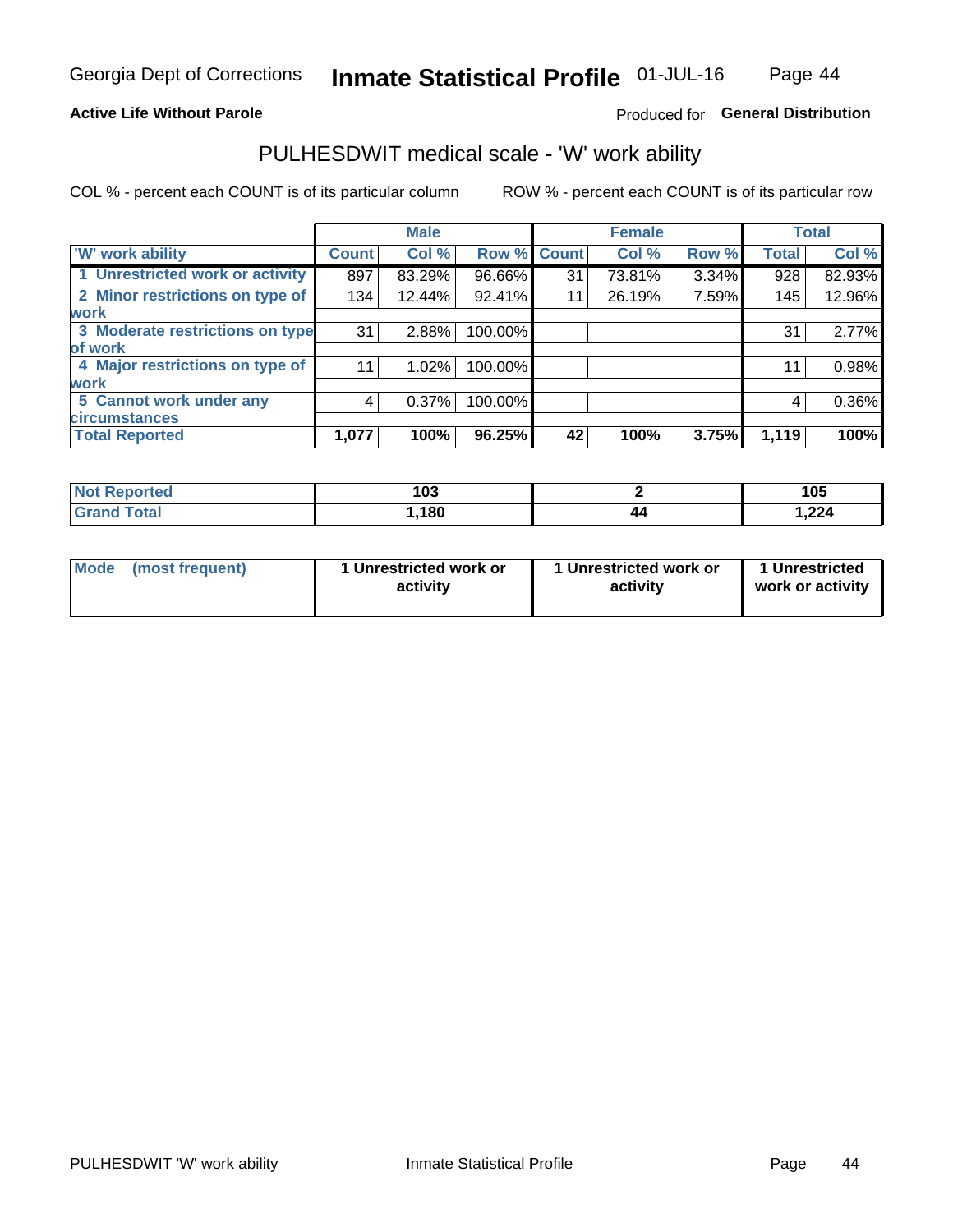Georgia Dept of Corrections **Inmate Statistical Profile** 01-JUL-16

**Active Life Without Parole**

Produced for **General Distribution**

## PULHESDWIT medical scale - 'W' work ability

COL % - percent each COUNT is of its particular column

ROW % - percent each COUNT is of its particular row

| | Male | | | Female | | | Total | |
|---|---|---|---|---|---|---|---|---|
| 'W' work ability | Count | Col % | Row % | Count | Col % | Row % | Total | Col % |
| 1 Unrestricted work or activity | 897 | 83.29% | 96.66% | 31 | 73.81% | 3.34% | 928 | 82.93% |
| 2 Minor restrictions on type of work | 134 | 12.44% | 92.41% | 11 | 26.19% | 7.59% | 145 | 12.96% |
| 3 Moderate restrictions on type of work | 31 | 2.88% | 100.00% | | | | 31 | 2.77% |
| 4 Major restrictions on type of work | 11 | 1.02% | 100.00% | | | | 11 | 0.98% |
| 5 Cannot work under any circumstances | 4 | 0.37% | 100.00% | | | | 4 | 0.36% |
| **Total Reported** | **1,077** | **100%** | **96.25%** | **42** | **100%** | **3.75%** | **1,119** | **100%** |

| | Male | Female | Total |
|---|---|---|---|
| Not Reported | 103 | 2 | 105 |
| Grand Total | 1,180 | 44 | 1,224 |

| | Male | Female | Total |
|---|---|---|---|
| Mode (most frequent) | 1 Unrestricted work or activity | 1 Unrestricted work or activity | 1 Unrestricted work or activity |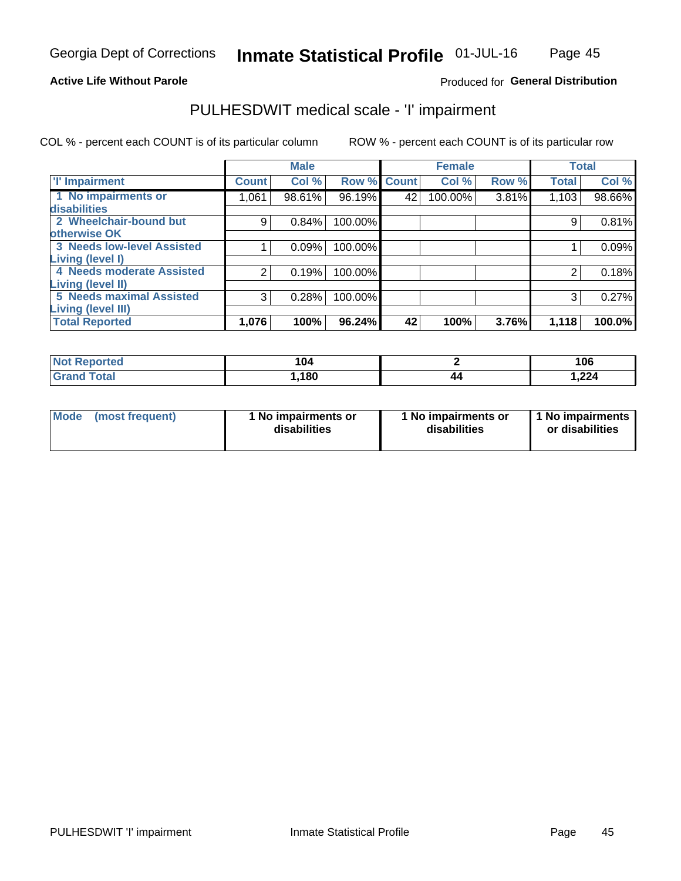**Active Life Without Parole**

Produced for **General Distribution**

## PULHESDWIT medical scale - 'I' impairment

COL % - percent each COUNT is of its particular column

ROW % - percent each COUNT is of its particular row

| | Male | | | Female | | | Total | |
|---|---|---|---|---|---|---|---|---|
| 'I' Impairment | Count | Col % | Row % | Count | Col % | Row % | Total | Col % |
| 1 No impairments or disabilities | 1,061 | 98.61% | 96.19% | 42 | 100.00% | 3.81% | 1,103 | 98.66% |
| 2 Wheelchair-bound but otherwise OK | 9 | 0.84% | 100.00% | | | | 9 | 0.81% |
| 3 Needs low-level Assisted Living (level I) | 1 | 0.09% | 100.00% | | | | 1 | 0.09% |
| 4 Needs moderate Assisted Living (level II) | 2 | 0.19% | 100.00% | | | | 2 | 0.18% |
| 5 Needs maximal Assisted Living (level III) | 3 | 0.28% | 100.00% | | | | 3 | 0.27% |
| **Total Reported** | **1,076** | **100%** | **96.24%** | **42** | **100%** | **3.76%** | **1,118** | **100.0%** |

| | Male | Female | Total |
|---|---|---|---|
| Not Reported | 104 | 2 | 106 |
| Grand Total | 1,180 | 44 | 1,224 |

| Mode (most frequent) | 1 No impairments or disabilities | 1 No impairments or disabilities | 1 No impairments or disabilities |
|---|---|---|---|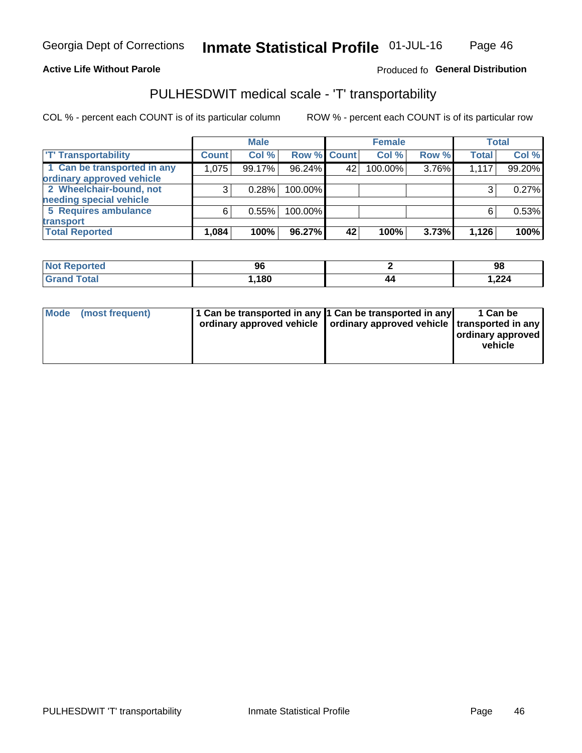Georgia Dept of Corrections **Inmate Statistical Profile** 01-JUL-16

**Active Life Without Parole**

Produced fo **General Distribution**

## PULHESDWIT medical scale - 'T' transportability

COL % - percent each COUNT is of its particular column

ROW % - percent each COUNT is of its particular row

| | Male | | | Female | | | Total | |
|---|---|---|---|---|---|---|---|---|
| 'T' Transportability | Count | Col % | Row % | Count | Col % | Row % | Total | Col % |
| 1 Can be transported in any ordinary approved vehicle | 1,075 | 99.17% | 96.24% | 42 | 100.00% | 3.76% | 1,117 | 99.20% |
| 2 Wheelchair-bound, not needing special vehicle | 3 | 0.28% | 100.00% | | | | 3 | 0.27% |
| 5 Requires ambulance transport | 6 | 0.55% | 100.00% | | | | 6 | 0.53% |
| **Total Reported** | **1,084** | **100%** | **96.27%** | **42** | **100%** | **3.73%** | **1,126** | **100%** |

| | Male | Female | Total |
|---|---|---|---|
| Not Reported | 96 | 2 | 98 |
| Grand Total | 1,180 | 44 | 1,224 |

| | Male | Female | Total |
|---|---|---|---|
| Mode (most frequent) | 1 Can be transported in any ordinary approved vehicle | 1 Can be transported in any ordinary approved vehicle | 1 Can be transported in any ordinary approved vehicle |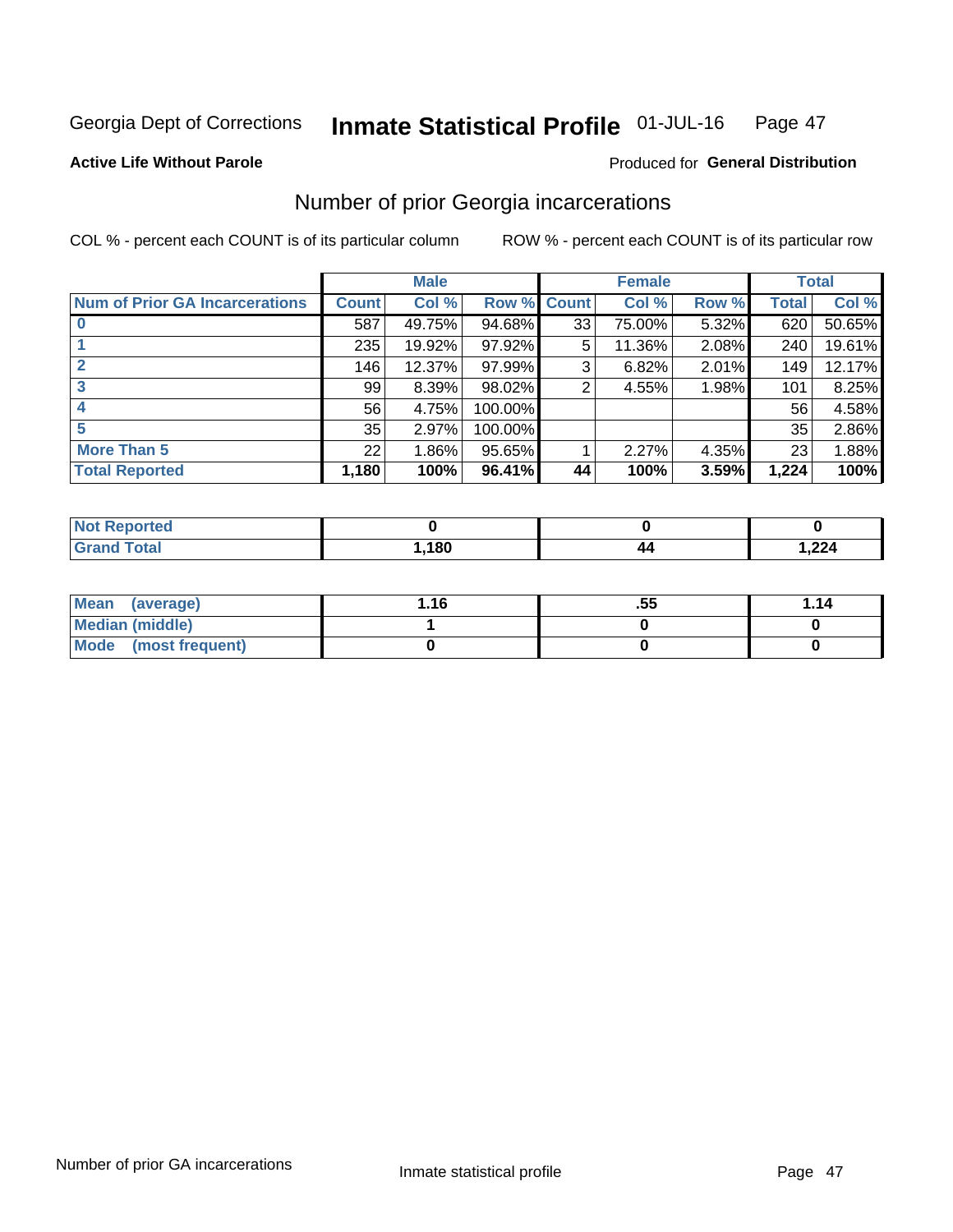Georgia Dept of Corrections **Inmate Statistical Profile** 01-JUL-16

**Active Life Without Parole**

Produced for **General Distribution**

## Number of prior Georgia incarcerations

COL % - percent each COUNT is of its particular column

ROW % - percent each COUNT is of its particular row

| | Male | | | Female | | | Total | |
|---|---|---|---|---|---|---|---|---|
| **Num of Prior GA Incarcerations** | **Count** | **Col %** | **Row %** | **Count** | **Col %** | **Row %** | **Total** | **Col %** |
| **0** | 587 | 49.75% | 94.68% | 33 | 75.00% | 5.32% | 620 | 50.65% |
| **1** | 235 | 19.92% | 97.92% | 5 | 11.36% | 2.08% | 240 | 19.61% |
| **2** | 146 | 12.37% | 97.99% | 3 | 6.82% | 2.01% | 149 | 12.17% |
| **3** | 99 | 8.39% | 98.02% | 2 | 4.55% | 1.98% | 101 | 8.25% |
| **4** | 56 | 4.75% | 100.00% | | | | 56 | 4.58% |
| **5** | 35 | 2.97% | 100.00% | | | | 35 | 2.86% |
| **More Than 5** | 22 | 1.86% | 95.65% | 1 | 2.27% | 4.35% | 23 | 1.88% |
| **Total Reported** | **1,180** | **100%** | **96.41%** | **44** | **100%** | **3.59%** | **1,224** | **100%** |

| | Male | Female | Total |
|---|---|---|---|
| **Not Reported** | **0** | **0** | **0** |
| **Grand Total** | **1,180** | **44** | **1,224** |

| | Male | Female | Total |
|---|---|---|---|
| **Mean (average)** | **1.16** | **.55** | **1.14** |
| **Median (middle)** | **1** | **0** | **0** |
| **Mode (most frequent)** | **0** | **0** | **0** |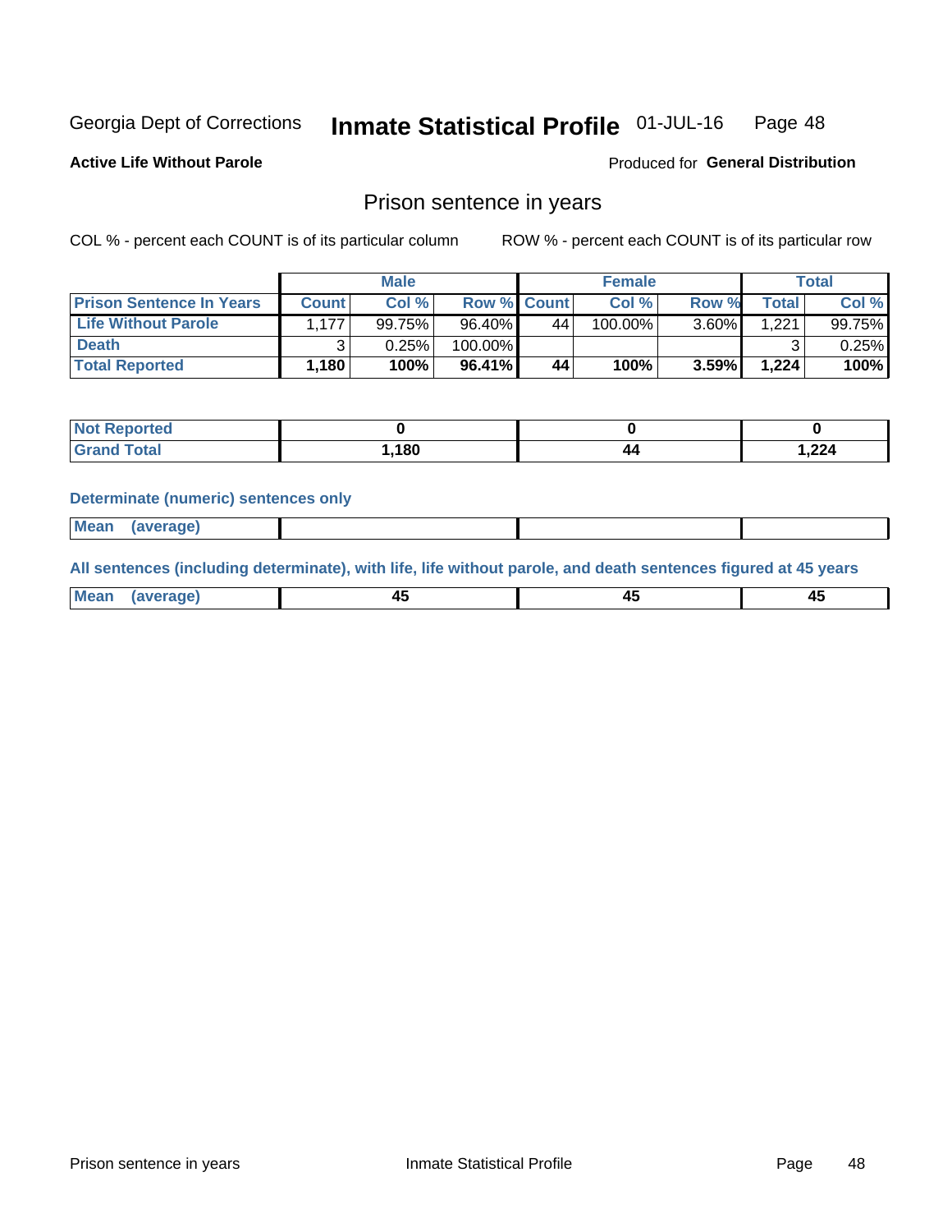Georgia Dept of Corrections **Inmate Statistical Profile** 01-JUL-16

**Active Life Without Parole**

Produced for **General Distribution**

## Prison sentence in years

COL % - percent each COUNT is of its particular column

ROW % - percent each COUNT is of its particular row

| | Male | | | Female | | | Total | |
|---|---|---|---|---|---|---|---|---|
| **Prison Sentence In Years** | **Count** | **Col %** | **Row %** | **Count** | **Col %** | **Row %** | **Total** | **Col %** |
| **Life Without Parole** | 1,177 | 99.75% | 96.40% | 44 | 100.00% | 3.60% | 1,221 | 99.75% |
| **Death** | 3 | 0.25% | 100.00% | | | | 3 | 0.25% |
| **Total Reported** | **1,180** | **100%** | **96.41%** | **44** | **100%** | **3.59%** | **1,224** | **100%** |

| | Male | Female | Total |
|---|---|---|---|
| **Not Reported** | **0** | **0** | **0** |
| **Grand Total** | **1,180** | **44** | **1,224** |

### Determinate (numeric) sentences only

| | Male | Female | Total |
|---|---|---|---|
| **Mean (average)** | | | |

### All sentences (including determinate), with life, life without parole, and death sentences figured at 45 years

| | Male | Female | Total |
|---|---|---|---|
| **Mean (average)** | **45** | **45** | **45** |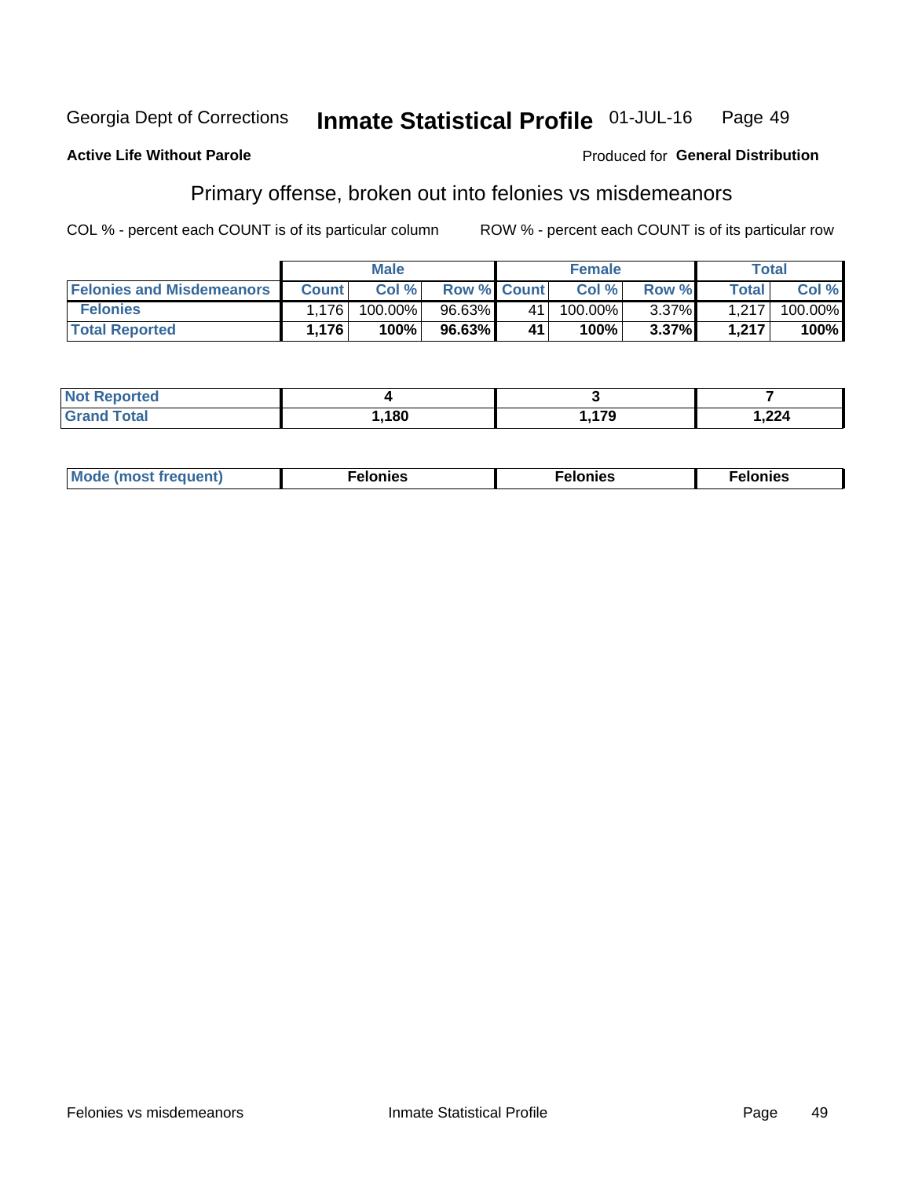Georgia Dept of Corrections **Inmate Statistical Profile** 01-JUL-16

**Active Life Without Parole**

Produced for **General Distribution**

## Primary offense, broken out into felonies vs misdemeanors

COL % - percent each COUNT is of its particular column

ROW % - percent each COUNT is of its particular row

| | Male | | | Female | | | Total | |
|---|---|---|---|---|---|---|---|---|
| Felonies and Misdemeanors | Count | Col % | Row % | Count | Col % | Row % | Total | Col % |
| Felonies | 1,176 | 100.00% | 96.63% | 41 | 100.00% | 3.37% | 1,217 | 100.00% |
| **Total Reported** | **1,176** | **100%** | **96.63%** | **41** | **100%** | **3.37%** | **1,217** | **100%** |

| | Male | Female | Total |
|---|---|---|---|
| Not Reported | 4 | 3 | 7 |
| Grand Total | 1,180 | 1,179 | 1,224 |

| | Male | Female | Total |
|---|---|---|---|
| Mode (most frequent) | Felonies | Felonies | Felonies |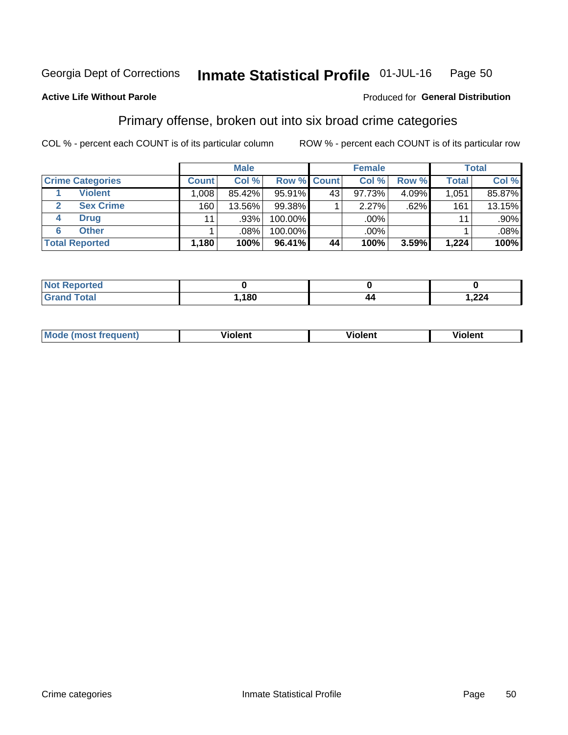Georgia Dept of Corrections **Inmate Statistical Profile** 01-JUL-16 Page 50

**Active Life Without Parole**

Produced for **General Distribution**

## Primary offense, broken out into six broad crime categories

COL % - percent each COUNT is of its particular column ROW % - percent each COUNT is of its particular row

| | | Male | | | Female | | | Total | |
|---|---|---|---|---|---|---|---|---|---|
| **Crime Categories** | | **Count** | **Col %** | **Row %** | **Count** | **Col %** | **Row %** | **Total** | **Col %** |
| 1 | **Violent** | 1,008 | 85.42% | 95.91% | 43 | 97.73% | 4.09% | 1,051 | 85.87% |
| 2 | **Sex Crime** | 160 | 13.56% | 99.38% | 1 | 2.27% | .62% | 161 | 13.15% |
| 4 | **Drug** | 11 | .93% | 100.00% | | .00% | | 11 | .90% |
| 6 | **Other** | 1 | .08% | 100.00% | | .00% | | 1 | .08% |
| **Total Reported** | | **1,180** | **100%** | **96.41%** | **44** | **100%** | **3.59%** | **1,224** | **100%** |

| | Male | Female | Total |
|---|---|---|---|
| **Not Reported** | **0** | **0** | **0** |
| **Grand Total** | **1,180** | **44** | **1,224** |

| | Male | Female | Total |
|---|---|---|---|
| **Mode (most frequent)** | **Violent** | **Violent** | **Violent** |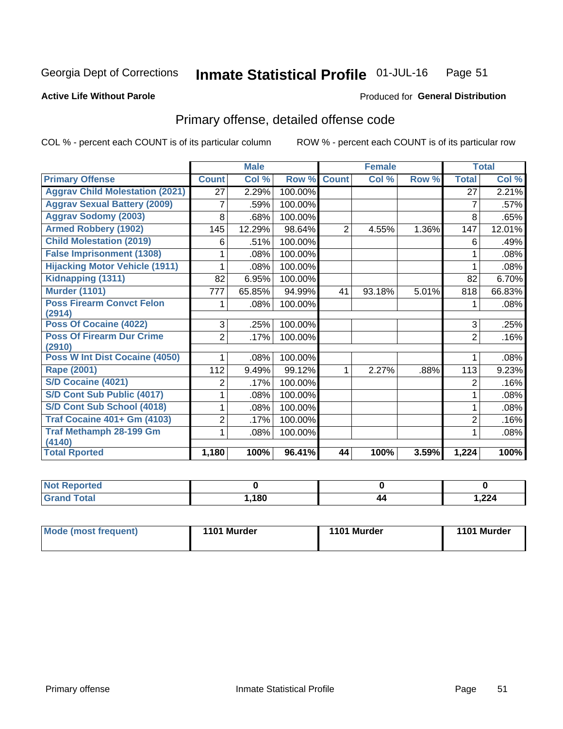Georgia Dept of Corrections **Inmate Statistical Profile** 01-JUL-16

**Active Life Without Parole**

Produced for **General Distribution**

## Primary offense, detailed offense code

COL % - percent each COUNT is of its particular column ROW % - percent each COUNT is of its particular row

| | Male | | | Female | | | Total | |
|---|---|---|---|---|---|---|---|---|
| Primary Offense | Count | Col % | Row % | Count | Col % | Row % | Total | Col % |
| Aggrav Child Molestation (2021) | 27 | 2.29% | 100.00% | | | | 27 | 2.21% |
| Aggrav Sexual Battery (2009) | 7 | .59% | 100.00% | | | | 7 | .57% |
| Aggrav Sodomy (2003) | 8 | .68% | 100.00% | | | | 8 | .65% |
| Armed Robbery (1902) | 145 | 12.29% | 98.64% | 2 | 4.55% | 1.36% | 147 | 12.01% |
| Child Molestation (2019) | 6 | .51% | 100.00% | | | | 6 | .49% |
| False Imprisonment (1308) | 1 | .08% | 100.00% | | | | 1 | .08% |
| Hijacking Motor Vehicle (1911) | 1 | .08% | 100.00% | | | | 1 | .08% |
| Kidnapping (1311) | 82 | 6.95% | 100.00% | | | | 82 | 6.70% |
| Murder (1101) | 777 | 65.85% | 94.99% | 41 | 93.18% | 5.01% | 818 | 66.83% |
| Poss Firearm Convct Felon (2914) | 1 | .08% | 100.00% | | | | 1 | .08% |
| Poss Of Cocaine (4022) | 3 | .25% | 100.00% | | | | 3 | .25% |
| Poss Of Firearm Dur Crime (2910) | 2 | .17% | 100.00% | | | | 2 | .16% |
| Poss W Int Dist Cocaine (4050) | 1 | .08% | 100.00% | | | | 1 | .08% |
| Rape (2001) | 112 | 9.49% | 99.12% | 1 | 2.27% | .88% | 113 | 9.23% |
| S/D Cocaine (4021) | 2 | .17% | 100.00% | | | | 2 | .16% |
| S/D Cont Sub Public (4017) | 1 | .08% | 100.00% | | | | 1 | .08% |
| S/D Cont Sub School (4018) | 1 | .08% | 100.00% | | | | 1 | .08% |
| Traf Cocaine 401+ Gm (4103) | 2 | .17% | 100.00% | | | | 2 | .16% |
| Traf Methamph 28-199 Gm (4140) | 1 | .08% | 100.00% | | | | 1 | .08% |
| **Total Rported** | **1,180** | **100%** | **96.41%** | **44** | **100%** | **3.59%** | **1,224** | **100%** |

| | Male | Female | Total |
|---|---|---|---|
| Not Reported | 0 | 0 | 0 |
| Grand Total | 1,180 | 44 | 1,224 |

| | Male | Female | Total |
|---|---|---|---|
| Mode (most frequent) | 1101 Murder | 1101 Murder | 1101 Murder |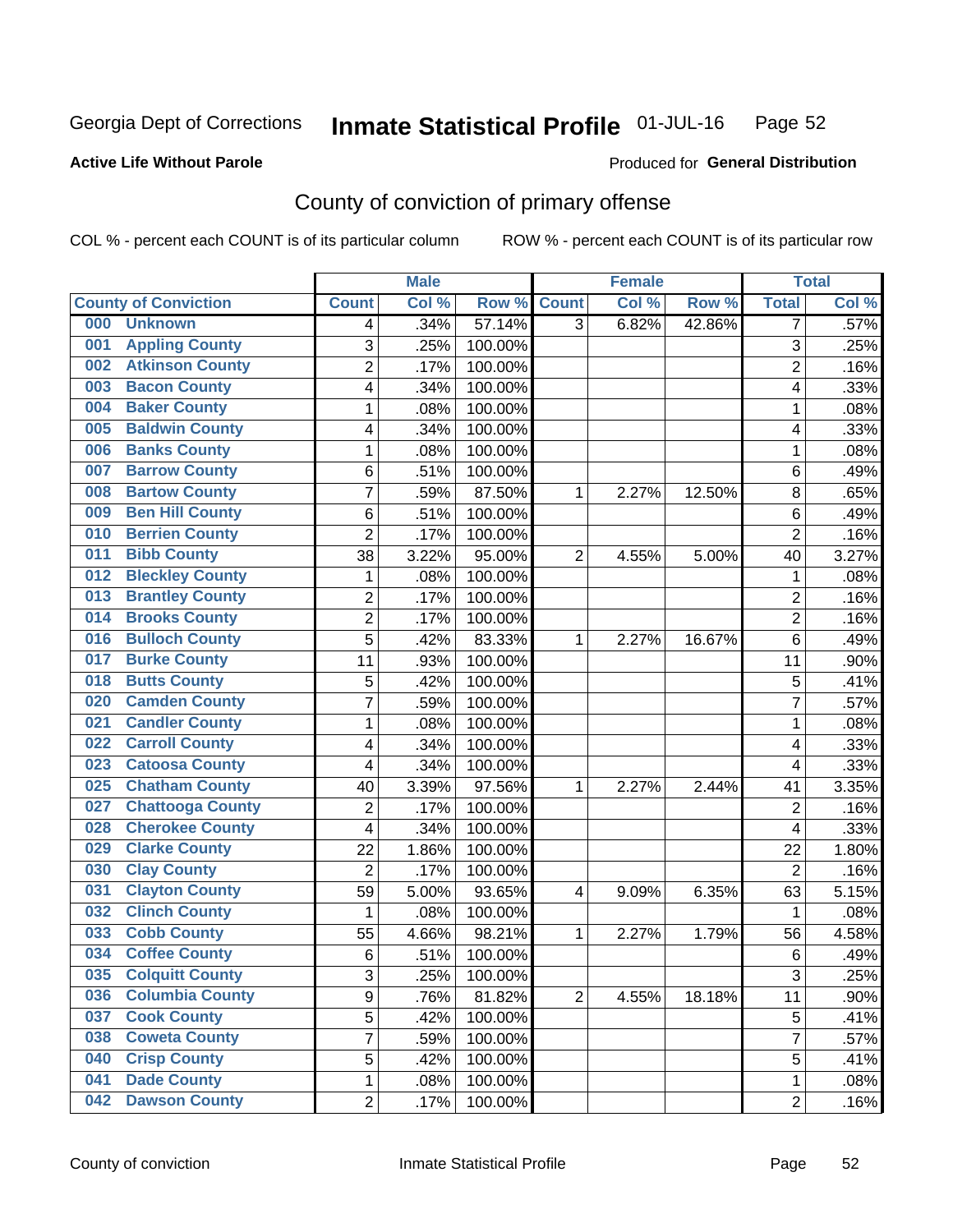Georgia Dept of Corrections **Inmate Statistical Profile** 01-JUL-16

**Active Life Without Parole**

Produced for **General Distribution**

## County of conviction of primary offense

COL % - percent each COUNT is of its particular column ROW % - percent each COUNT is of its particular row

| County of Conviction | Male | | | Female | | | Total | |
|---|---|---|---|---|---|---|---|---|
| | Count | Col % | Row % | Count | Col % | Row % | Total | Col % |
| 000 Unknown | 4 | .34% | 57.14% | 3 | 6.82% | 42.86% | 7 | .57% |
| 001 Appling County | 3 | .25% | 100.00% | | | | 3 | .25% |
| 002 Atkinson County | 2 | .17% | 100.00% | | | | 2 | .16% |
| 003 Bacon County | 4 | .34% | 100.00% | | | | 4 | .33% |
| 004 Baker County | 1 | .08% | 100.00% | | | | 1 | .08% |
| 005 Baldwin County | 4 | .34% | 100.00% | | | | 4 | .33% |
| 006 Banks County | 1 | .08% | 100.00% | | | | 1 | .08% |
| 007 Barrow County | 6 | .51% | 100.00% | | | | 6 | .49% |
| 008 Bartow County | 7 | .59% | 87.50% | 1 | 2.27% | 12.50% | 8 | .65% |
| 009 Ben Hill County | 6 | .51% | 100.00% | | | | 6 | .49% |
| 010 Berrien County | 2 | .17% | 100.00% | | | | 2 | .16% |
| 011 Bibb County | 38 | 3.22% | 95.00% | 2 | 4.55% | 5.00% | 40 | 3.27% |
| 012 Bleckley County | 1 | .08% | 100.00% | | | | 1 | .08% |
| 013 Brantley County | 2 | .17% | 100.00% | | | | 2 | .16% |
| 014 Brooks County | 2 | .17% | 100.00% | | | | 2 | .16% |
| 016 Bulloch County | 5 | .42% | 83.33% | 1 | 2.27% | 16.67% | 6 | .49% |
| 017 Burke County | 11 | .93% | 100.00% | | | | 11 | .90% |
| 018 Butts County | 5 | .42% | 100.00% | | | | 5 | .41% |
| 020 Camden County | 7 | .59% | 100.00% | | | | 7 | .57% |
| 021 Candler County | 1 | .08% | 100.00% | | | | 1 | .08% |
| 022 Carroll County | 4 | .34% | 100.00% | | | | 4 | .33% |
| 023 Catoosa County | 4 | .34% | 100.00% | | | | 4 | .33% |
| 025 Chatham County | 40 | 3.39% | 97.56% | 1 | 2.27% | 2.44% | 41 | 3.35% |
| 027 Chattooga County | 2 | .17% | 100.00% | | | | 2 | .16% |
| 028 Cherokee County | 4 | .34% | 100.00% | | | | 4 | .33% |
| 029 Clarke County | 22 | 1.86% | 100.00% | | | | 22 | 1.80% |
| 030 Clay County | 2 | .17% | 100.00% | | | | 2 | .16% |
| 031 Clayton County | 59 | 5.00% | 93.65% | 4 | 9.09% | 6.35% | 63 | 5.15% |
| 032 Clinch County | 1 | .08% | 100.00% | | | | 1 | .08% |
| 033 Cobb County | 55 | 4.66% | 98.21% | 1 | 2.27% | 1.79% | 56 | 4.58% |
| 034 Coffee County | 6 | .51% | 100.00% | | | | 6 | .49% |
| 035 Colquitt County | 3 | .25% | 100.00% | | | | 3 | .25% |
| 036 Columbia County | 9 | .76% | 81.82% | 2 | 4.55% | 18.18% | 11 | .90% |
| 037 Cook County | 5 | .42% | 100.00% | | | | 5 | .41% |
| 038 Coweta County | 7 | .59% | 100.00% | | | | 7 | .57% |
| 040 Crisp County | 5 | .42% | 100.00% | | | | 5 | .41% |
| 041 Dade County | 1 | .08% | 100.00% | | | | 1 | .08% |
| 042 Dawson County | 2 | .17% | 100.00% | | | | 2 | .16% |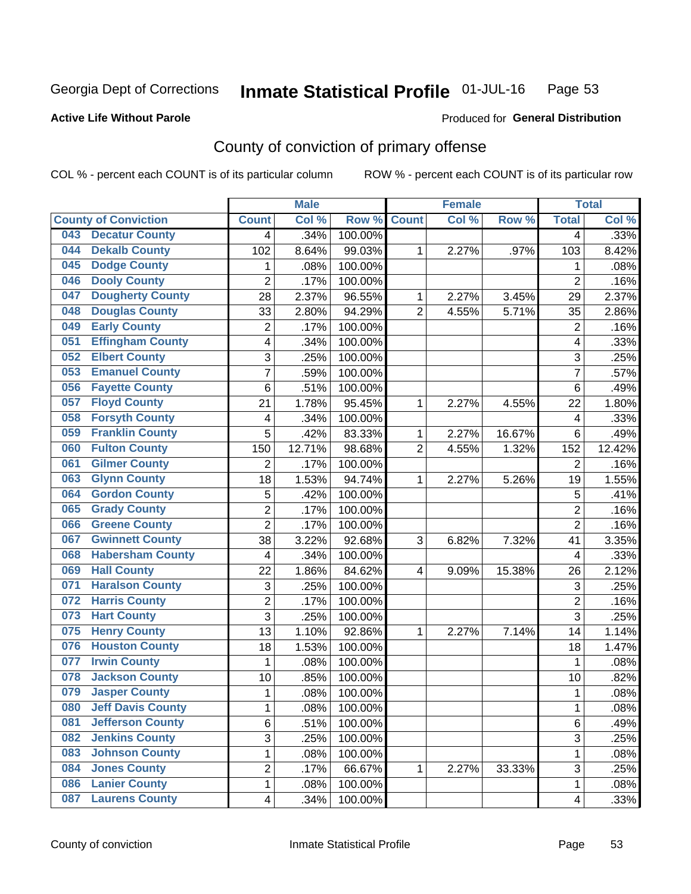Georgia Dept of Corrections **Inmate Statistical Profile** 01-JUL-16

**Active Life Without Parole**

Produced for **General Distribution**

## County of conviction of primary offense

COL % - percent each COUNT is of its particular column ROW % - percent each COUNT is of its particular row

| County of Conviction | Male | | | Female | | | Total | |
|---|---|---|---|---|---|---|---|---|
| | Count | Col % | Row % | Count | Col % | Row % | Total | Col % |
| 043 Decatur County | 4 | .34% | 100.00% | | | | 4 | .33% |
| 044 Dekalb County | 102 | 8.64% | 99.03% | 1 | 2.27% | .97% | 103 | 8.42% |
| 045 Dodge County | 1 | .08% | 100.00% | | | | 1 | .08% |
| 046 Dooly County | 2 | .17% | 100.00% | | | | 2 | .16% |
| 047 Dougherty County | 28 | 2.37% | 96.55% | 1 | 2.27% | 3.45% | 29 | 2.37% |
| 048 Douglas County | 33 | 2.80% | 94.29% | 2 | 4.55% | 5.71% | 35 | 2.86% |
| 049 Early County | 2 | .17% | 100.00% | | | | 2 | .16% |
| 051 Effingham County | 4 | .34% | 100.00% | | | | 4 | .33% |
| 052 Elbert County | 3 | .25% | 100.00% | | | | 3 | .25% |
| 053 Emanuel County | 7 | .59% | 100.00% | | | | 7 | .57% |
| 056 Fayette County | 6 | .51% | 100.00% | | | | 6 | .49% |
| 057 Floyd County | 21 | 1.78% | 95.45% | 1 | 2.27% | 4.55% | 22 | 1.80% |
| 058 Forsyth County | 4 | .34% | 100.00% | | | | 4 | .33% |
| 059 Franklin County | 5 | .42% | 83.33% | 1 | 2.27% | 16.67% | 6 | .49% |
| 060 Fulton County | 150 | 12.71% | 98.68% | 2 | 4.55% | 1.32% | 152 | 12.42% |
| 061 Gilmer County | 2 | .17% | 100.00% | | | | 2 | .16% |
| 063 Glynn County | 18 | 1.53% | 94.74% | 1 | 2.27% | 5.26% | 19 | 1.55% |
| 064 Gordon County | 5 | .42% | 100.00% | | | | 5 | .41% |
| 065 Grady County | 2 | .17% | 100.00% | | | | 2 | .16% |
| 066 Greene County | 2 | .17% | 100.00% | | | | 2 | .16% |
| 067 Gwinnett County | 38 | 3.22% | 92.68% | 3 | 6.82% | 7.32% | 41 | 3.35% |
| 068 Habersham County | 4 | .34% | 100.00% | | | | 4 | .33% |
| 069 Hall County | 22 | 1.86% | 84.62% | 4 | 9.09% | 15.38% | 26 | 2.12% |
| 071 Haralson County | 3 | .25% | 100.00% | | | | 3 | .25% |
| 072 Harris County | 2 | .17% | 100.00% | | | | 2 | .16% |
| 073 Hart County | 3 | .25% | 100.00% | | | | 3 | .25% |
| 075 Henry County | 13 | 1.10% | 92.86% | 1 | 2.27% | 7.14% | 14 | 1.14% |
| 076 Houston County | 18 | 1.53% | 100.00% | | | | 18 | 1.47% |
| 077 Irwin County | 1 | .08% | 100.00% | | | | 1 | .08% |
| 078 Jackson County | 10 | .85% | 100.00% | | | | 10 | .82% |
| 079 Jasper County | 1 | .08% | 100.00% | | | | 1 | .08% |
| 080 Jeff Davis County | 1 | .08% | 100.00% | | | | 1 | .08% |
| 081 Jefferson County | 6 | .51% | 100.00% | | | | 6 | .49% |
| 082 Jenkins County | 3 | .25% | 100.00% | | | | 3 | .25% |
| 083 Johnson County | 1 | .08% | 100.00% | | | | 1 | .08% |
| 084 Jones County | 2 | .17% | 66.67% | 1 | 2.27% | 33.33% | 3 | .25% |
| 086 Lanier County | 1 | .08% | 100.00% | | | | 1 | .08% |
| 087 Laurens County | 4 | .34% | 100.00% | | | | 4 | .33% |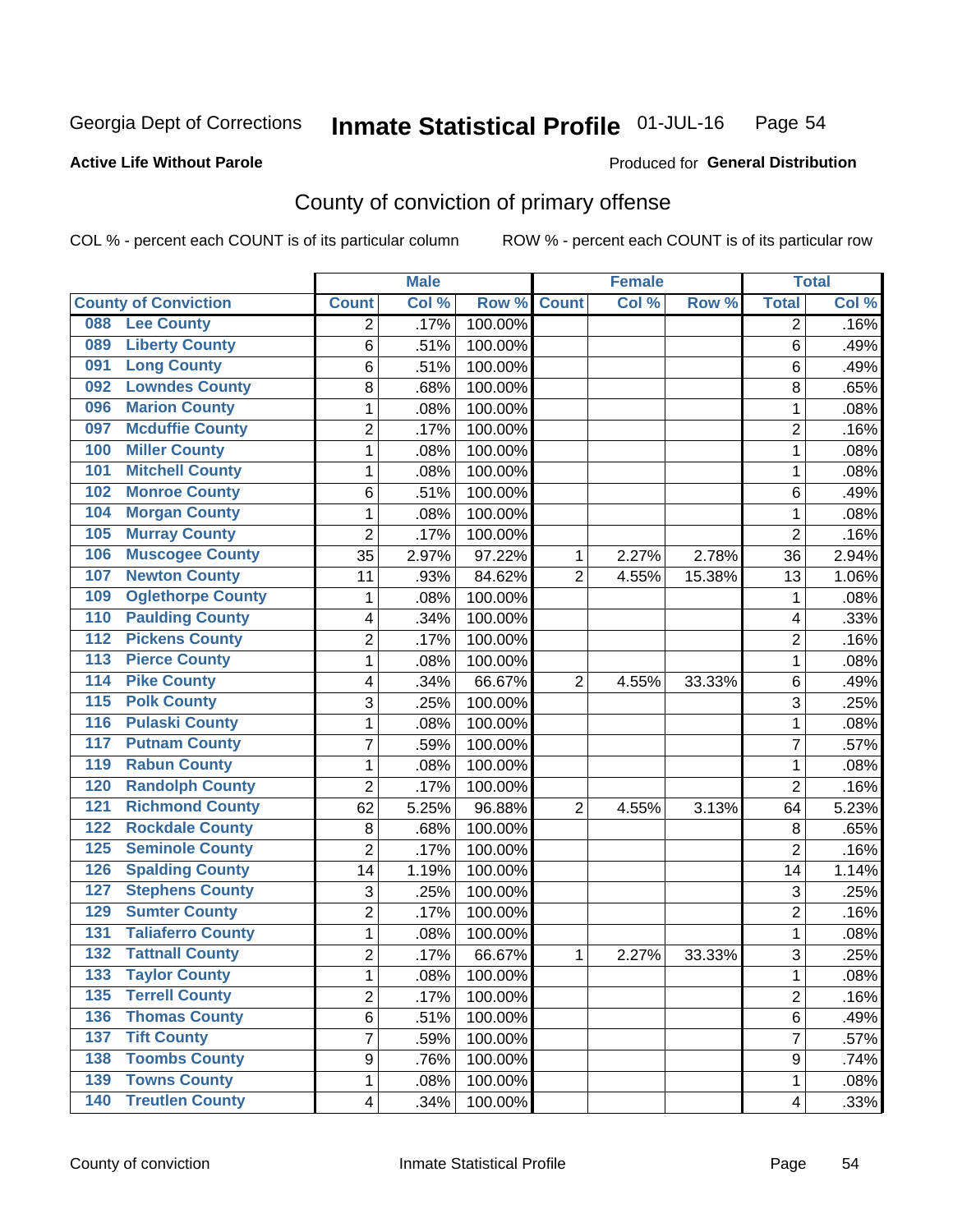Georgia Dept of Corrections **Inmate Statistical Profile** 01-JUL-16

**Active Life Without Parole**

Produced for **General Distribution**

## County of conviction of primary offense

COL % - percent each COUNT is of its particular column ROW % - percent each COUNT is of its particular row

| County of Conviction | Male | | | Female | | | Total | |
|---|---|---|---|---|---|---|---|---|
| | Count | Col % | Row % | Count | Col % | Row % | Total | Col % |
| 088 Lee County | 2 | .17% | 100.00% | | | | 2 | .16% |
| 089 Liberty County | 6 | .51% | 100.00% | | | | 6 | .49% |
| 091 Long County | 6 | .51% | 100.00% | | | | 6 | .49% |
| 092 Lowndes County | 8 | .68% | 100.00% | | | | 8 | .65% |
| 096 Marion County | 1 | .08% | 100.00% | | | | 1 | .08% |
| 097 Mcduffie County | 2 | .17% | 100.00% | | | | 2 | .16% |
| 100 Miller County | 1 | .08% | 100.00% | | | | 1 | .08% |
| 101 Mitchell County | 1 | .08% | 100.00% | | | | 1 | .08% |
| 102 Monroe County | 6 | .51% | 100.00% | | | | 6 | .49% |
| 104 Morgan County | 1 | .08% | 100.00% | | | | 1 | .08% |
| 105 Murray County | 2 | .17% | 100.00% | | | | 2 | .16% |
| 106 Muscogee County | 35 | 2.97% | 97.22% | 1 | 2.27% | 2.78% | 36 | 2.94% |
| 107 Newton County | 11 | .93% | 84.62% | 2 | 4.55% | 15.38% | 13 | 1.06% |
| 109 Oglethorpe County | 1 | .08% | 100.00% | | | | 1 | .08% |
| 110 Paulding County | 4 | .34% | 100.00% | | | | 4 | .33% |
| 112 Pickens County | 2 | .17% | 100.00% | | | | 2 | .16% |
| 113 Pierce County | 1 | .08% | 100.00% | | | | 1 | .08% |
| 114 Pike County | 4 | .34% | 66.67% | 2 | 4.55% | 33.33% | 6 | .49% |
| 115 Polk County | 3 | .25% | 100.00% | | | | 3 | .25% |
| 116 Pulaski County | 1 | .08% | 100.00% | | | | 1 | .08% |
| 117 Putnam County | 7 | .59% | 100.00% | | | | 7 | .57% |
| 119 Rabun County | 1 | .08% | 100.00% | | | | 1 | .08% |
| 120 Randolph County | 2 | .17% | 100.00% | | | | 2 | .16% |
| 121 Richmond County | 62 | 5.25% | 96.88% | 2 | 4.55% | 3.13% | 64 | 5.23% |
| 122 Rockdale County | 8 | .68% | 100.00% | | | | 8 | .65% |
| 125 Seminole County | 2 | .17% | 100.00% | | | | 2 | .16% |
| 126 Spalding County | 14 | 1.19% | 100.00% | | | | 14 | 1.14% |
| 127 Stephens County | 3 | .25% | 100.00% | | | | 3 | .25% |
| 129 Sumter County | 2 | .17% | 100.00% | | | | 2 | .16% |
| 131 Taliaferro County | 1 | .08% | 100.00% | | | | 1 | .08% |
| 132 Tattnall County | 2 | .17% | 66.67% | 1 | 2.27% | 33.33% | 3 | .25% |
| 133 Taylor County | 1 | .08% | 100.00% | | | | 1 | .08% |
| 135 Terrell County | 2 | .17% | 100.00% | | | | 2 | .16% |
| 136 Thomas County | 6 | .51% | 100.00% | | | | 6 | .49% |
| 137 Tift County | 7 | .59% | 100.00% | | | | 7 | .57% |
| 138 Toombs County | 9 | .76% | 100.00% | | | | 9 | .74% |
| 139 Towns County | 1 | .08% | 100.00% | | | | 1 | .08% |
| 140 Treutlen County | 4 | .34% | 100.00% | | | | 4 | .33% |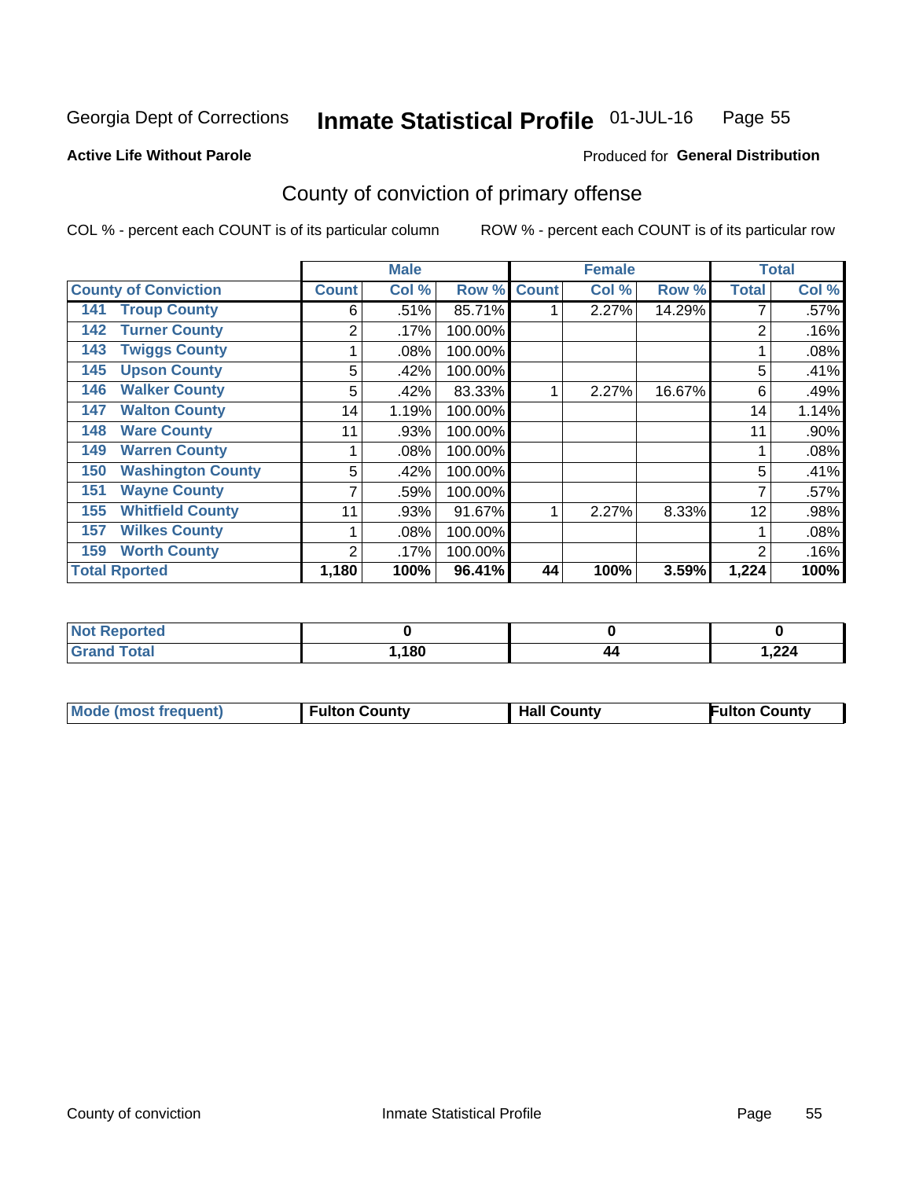Georgia Dept of Corrections **Inmate Statistical Profile** 01-JUL-16

**Active Life Without Parole**

Produced for **General Distribution**

## County of conviction of primary offense

COL % - percent each COUNT is of its particular column    ROW % - percent each COUNT is of its particular row

| County of Conviction | Male | | | Female | | | Total | |
|---|---|---|---|---|---|---|---|---|
| | Count | Col % | Row % | Count | Col % | Row % | Total | Col % |
| 141 Troup County | 6 | .51% | 85.71% | 1 | 2.27% | 14.29% | 7 | .57% |
| 142 Turner County | 2 | .17% | 100.00% | | | | 2 | .16% |
| 143 Twiggs County | 1 | .08% | 100.00% | | | | 1 | .08% |
| 145 Upson County | 5 | .42% | 100.00% | | | | 5 | .41% |
| 146 Walker County | 5 | .42% | 83.33% | 1 | 2.27% | 16.67% | 6 | .49% |
| 147 Walton County | 14 | 1.19% | 100.00% | | | | 14 | 1.14% |
| 148 Ware County | 11 | .93% | 100.00% | | | | 11 | .90% |
| 149 Warren County | 1 | .08% | 100.00% | | | | 1 | .08% |
| 150 Washington County | 5 | .42% | 100.00% | | | | 5 | .41% |
| 151 Wayne County | 7 | .59% | 100.00% | | | | 7 | .57% |
| 155 Whitfield County | 11 | .93% | 91.67% | 1 | 2.27% | 8.33% | 12 | .98% |
| 157 Wilkes County | 1 | .08% | 100.00% | | | | 1 | .08% |
| 159 Worth County | 2 | .17% | 100.00% | | | | 2 | .16% |
| **Total Rported** | **1,180** | **100%** | **96.41%** | **44** | **100%** | **3.59%** | **1,224** | **100%** |

| | Male | Female | Total |
|---|---|---|---|
| Not Reported | 0 | 0 | 0 |
| Grand Total | 1,180 | 44 | 1,224 |

| | Male | Female | Total |
|---|---|---|---|
| Mode (most frequent) | Fulton County | Hall County | Fulton County |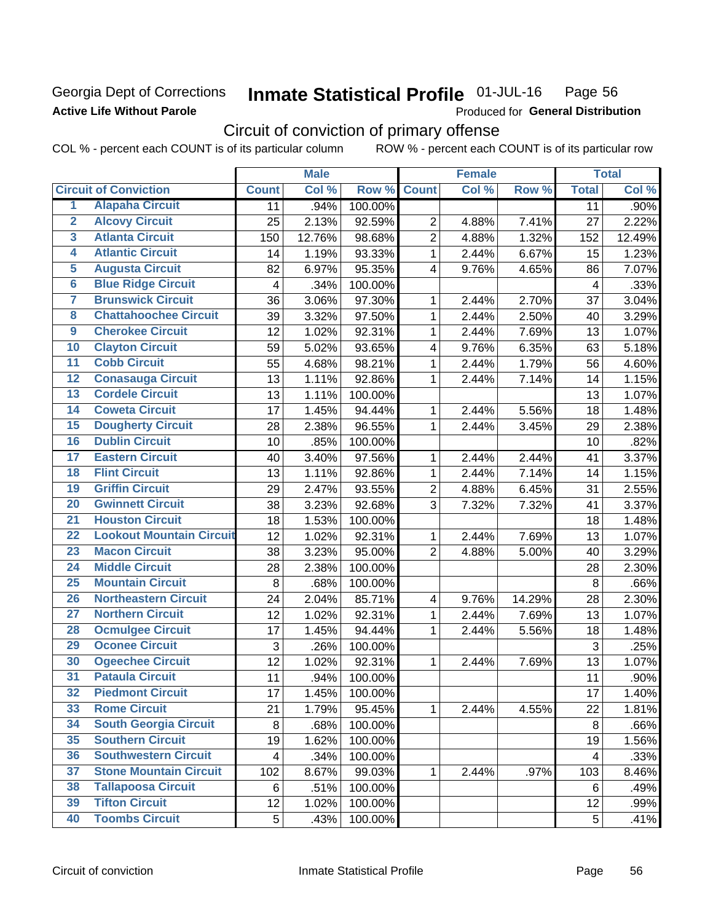Georgia Dept of Corrections **Inmate Statistical Profile** 01-JUL-16

**Active Life Without Parole**

Produced for **General Distribution**

## Circuit of conviction of primary offense

COL % - percent each COUNT is of its particular column ROW % - percent each COUNT is of its particular row

| | | Male | | | Female | | | Total | |
|---|---|---|---|---|---|---|---|---|---|
| **Circuit of Conviction** | | **Count** | **Col %** | **Row %** | **Count** | **Col %** | **Row %** | **Total** | **Col %** |
| 1 | Alapaha Circuit | 11 | .94% | 100.00% | | | | 11 | .90% |
| 2 | Alcovy Circuit | 25 | 2.13% | 92.59% | 2 | 4.88% | 7.41% | 27 | 2.22% |
| 3 | Atlanta Circuit | 150 | 12.76% | 98.68% | 2 | 4.88% | 1.32% | 152 | 12.49% |
| 4 | Atlantic Circuit | 14 | 1.19% | 93.33% | 1 | 2.44% | 6.67% | 15 | 1.23% |
| 5 | Augusta Circuit | 82 | 6.97% | 95.35% | 4 | 9.76% | 4.65% | 86 | 7.07% |
| 6 | Blue Ridge Circuit | 4 | .34% | 100.00% | | | | 4 | .33% |
| 7 | Brunswick Circuit | 36 | 3.06% | 97.30% | 1 | 2.44% | 2.70% | 37 | 3.04% |
| 8 | Chattahoochee Circuit | 39 | 3.32% | 97.50% | 1 | 2.44% | 2.50% | 40 | 3.29% |
| 9 | Cherokee Circuit | 12 | 1.02% | 92.31% | 1 | 2.44% | 7.69% | 13 | 1.07% |
| 10 | Clayton Circuit | 59 | 5.02% | 93.65% | 4 | 9.76% | 6.35% | 63 | 5.18% |
| 11 | Cobb Circuit | 55 | 4.68% | 98.21% | 1 | 2.44% | 1.79% | 56 | 4.60% |
| 12 | Conasauga Circuit | 13 | 1.11% | 92.86% | 1 | 2.44% | 7.14% | 14 | 1.15% |
| 13 | Cordele Circuit | 13 | 1.11% | 100.00% | | | | 13 | 1.07% |
| 14 | Coweta Circuit | 17 | 1.45% | 94.44% | 1 | 2.44% | 5.56% | 18 | 1.48% |
| 15 | Dougherty Circuit | 28 | 2.38% | 96.55% | 1 | 2.44% | 3.45% | 29 | 2.38% |
| 16 | Dublin Circuit | 10 | .85% | 100.00% | | | | 10 | .82% |
| 17 | Eastern Circuit | 40 | 3.40% | 97.56% | 1 | 2.44% | 2.44% | 41 | 3.37% |
| 18 | Flint Circuit | 13 | 1.11% | 92.86% | 1 | 2.44% | 7.14% | 14 | 1.15% |
| 19 | Griffin Circuit | 29 | 2.47% | 93.55% | 2 | 4.88% | 6.45% | 31 | 2.55% |
| 20 | Gwinnett Circuit | 38 | 3.23% | 92.68% | 3 | 7.32% | 7.32% | 41 | 3.37% |
| 21 | Houston Circuit | 18 | 1.53% | 100.00% | | | | 18 | 1.48% |
| 22 | Lookout Mountain Circuit | 12 | 1.02% | 92.31% | 1 | 2.44% | 7.69% | 13 | 1.07% |
| 23 | Macon Circuit | 38 | 3.23% | 95.00% | 2 | 4.88% | 5.00% | 40 | 3.29% |
| 24 | Middle Circuit | 28 | 2.38% | 100.00% | | | | 28 | 2.30% |
| 25 | Mountain Circuit | 8 | .68% | 100.00% | | | | 8 | .66% |
| 26 | Northeastern Circuit | 24 | 2.04% | 85.71% | 4 | 9.76% | 14.29% | 28 | 2.30% |
| 27 | Northern Circuit | 12 | 1.02% | 92.31% | 1 | 2.44% | 7.69% | 13 | 1.07% |
| 28 | Ocmulgee Circuit | 17 | 1.45% | 94.44% | 1 | 2.44% | 5.56% | 18 | 1.48% |
| 29 | Oconee Circuit | 3 | .26% | 100.00% | | | | 3 | .25% |
| 30 | Ogeechee Circuit | 12 | 1.02% | 92.31% | 1 | 2.44% | 7.69% | 13 | 1.07% |
| 31 | Pataula Circuit | 11 | .94% | 100.00% | | | | 11 | .90% |
| 32 | Piedmont Circuit | 17 | 1.45% | 100.00% | | | | 17 | 1.40% |
| 33 | Rome Circuit | 21 | 1.79% | 95.45% | 1 | 2.44% | 4.55% | 22 | 1.81% |
| 34 | South Georgia Circuit | 8 | .68% | 100.00% | | | | 8 | .66% |
| 35 | Southern Circuit | 19 | 1.62% | 100.00% | | | | 19 | 1.56% |
| 36 | Southwestern Circuit | 4 | .34% | 100.00% | | | | 4 | .33% |
| 37 | Stone Mountain Circuit | 102 | 8.67% | 99.03% | 1 | 2.44% | .97% | 103 | 8.46% |
| 38 | Tallapoosa Circuit | 6 | .51% | 100.00% | | | | 6 | .49% |
| 39 | Tifton Circuit | 12 | 1.02% | 100.00% | | | | 12 | .99% |
| 40 | Toombs Circuit | 5 | .43% | 100.00% | | | | 5 | .41% |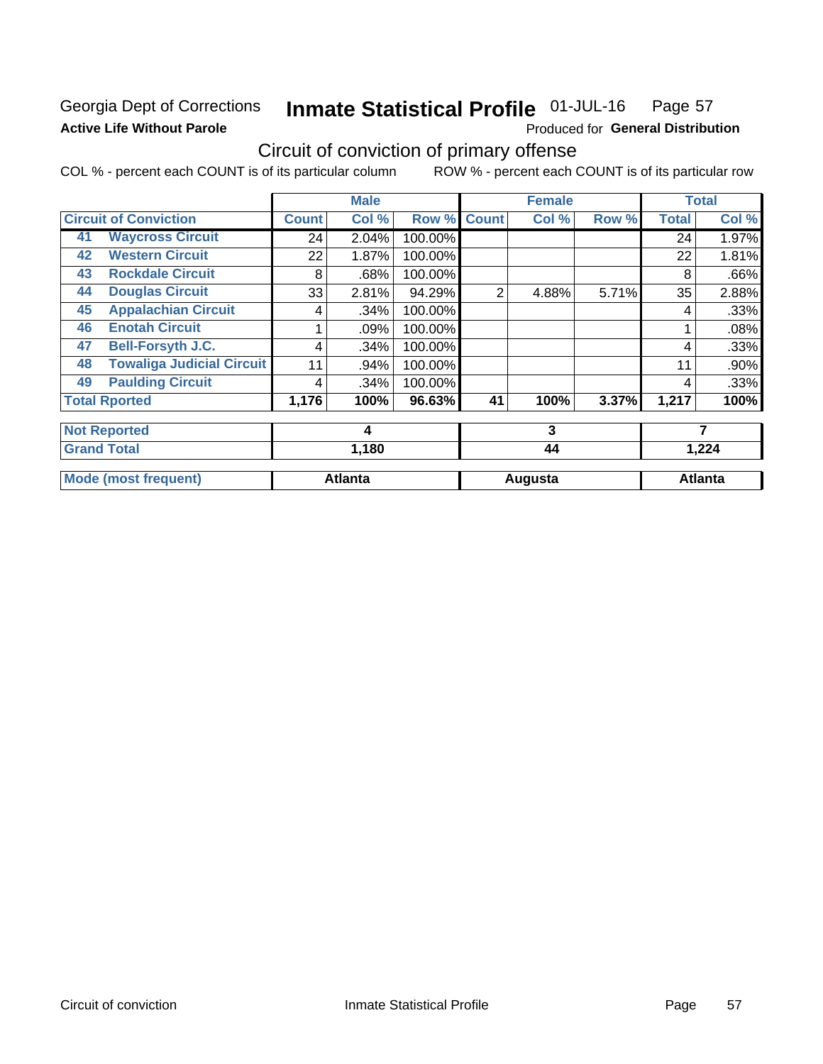Georgia Dept of Corrections **Inmate Statistical Profile** 01-JUL-16

**Active Life Without Parole**

Produced for **General Distribution**

## Circuit of conviction of primary offense

COL % - percent each COUNT is of its particular column ROW % - percent each COUNT is of its particular row

| | | Male | | | Female | | | Total | |
|---|---|---|---|---|---|---|---|---|---|
| Circuit of Conviction | | Count | Col % | Row % | Count | Col % | Row % | Total | Col % |
| 41 | Waycross Circuit | 24 | 2.04% | 100.00% | | | | 24 | 1.97% |
| 42 | Western Circuit | 22 | 1.87% | 100.00% | | | | 22 | 1.81% |
| 43 | Rockdale Circuit | 8 | .68% | 100.00% | | | | 8 | .66% |
| 44 | Douglas Circuit | 33 | 2.81% | 94.29% | 2 | 4.88% | 5.71% | 35 | 2.88% |
| 45 | Appalachian Circuit | 4 | .34% | 100.00% | | | | 4 | .33% |
| 46 | Enotah Circuit | 1 | .09% | 100.00% | | | | 1 | .08% |
| 47 | Bell-Forsyth J.C. | 4 | .34% | 100.00% | | | | 4 | .33% |
| 48 | Towaliga Judicial Circuit | 11 | .94% | 100.00% | | | | 11 | .90% |
| 49 | Paulding Circuit | 4 | .34% | 100.00% | | | | 4 | .33% |
| Total Rported | | 1,176 | 100% | 96.63% | 41 | 100% | 3.37% | 1,217 | 100% |
| Not Reported | | 4 | | | 3 | | | 7 | |
| Grand Total | | 1,180 | | | 44 | | | 1,224 | |
| Mode (most frequent) | | Atlanta | | | Augusta | | | Atlanta | |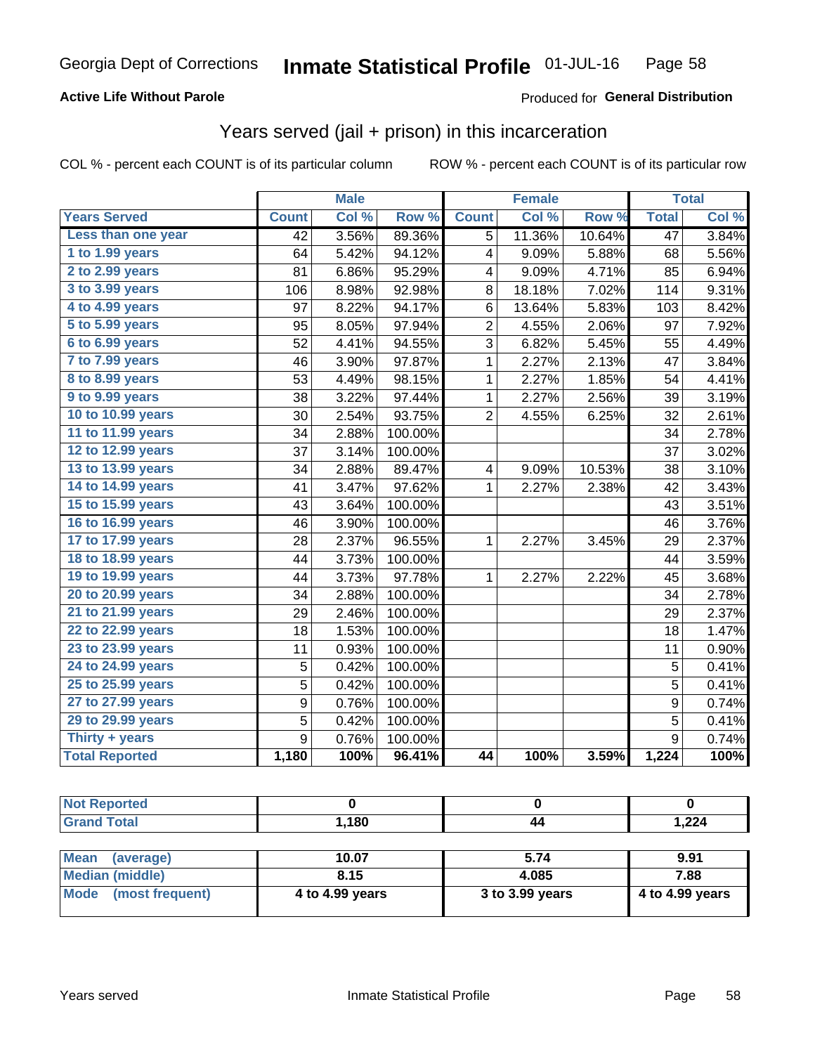Georgia Dept of Corrections **Inmate Statistical Profile** 01-JUL-16

**Active Life Without Parole**

Produced for **General Distribution**

## Years served (jail + prison) in this incarceration

COL % - percent each COUNT is of its particular column

ROW % - percent each COUNT is of its particular row

| Years Served | Male Count | Male Col % | Male Row % | Female Count | Female Col % | Female Row % | Total | Total Col % |
|---|---|---|---|---|---|---|---|---|
| Less than one year | 42 | 3.56% | 89.36% | 5 | 11.36% | 10.64% | 47 | 3.84% |
| 1 to 1.99 years | 64 | 5.42% | 94.12% | 4 | 9.09% | 5.88% | 68 | 5.56% |
| 2 to 2.99 years | 81 | 6.86% | 95.29% | 4 | 9.09% | 4.71% | 85 | 6.94% |
| 3 to 3.99 years | 106 | 8.98% | 92.98% | 8 | 18.18% | 7.02% | 114 | 9.31% |
| 4 to 4.99 years | 97 | 8.22% | 94.17% | 6 | 13.64% | 5.83% | 103 | 8.42% |
| 5 to 5.99 years | 95 | 8.05% | 97.94% | 2 | 4.55% | 2.06% | 97 | 7.92% |
| 6 to 6.99 years | 52 | 4.41% | 94.55% | 3 | 6.82% | 5.45% | 55 | 4.49% |
| 7 to 7.99 years | 46 | 3.90% | 97.87% | 1 | 2.27% | 2.13% | 47 | 3.84% |
| 8 to 8.99 years | 53 | 4.49% | 98.15% | 1 | 2.27% | 1.85% | 54 | 4.41% |
| 9 to 9.99 years | 38 | 3.22% | 97.44% | 1 | 2.27% | 2.56% | 39 | 3.19% |
| 10 to 10.99 years | 30 | 2.54% | 93.75% | 2 | 4.55% | 6.25% | 32 | 2.61% |
| 11 to 11.99 years | 34 | 2.88% | 100.00% | | | | 34 | 2.78% |
| 12 to 12.99 years | 37 | 3.14% | 100.00% | | | | 37 | 3.02% |
| 13 to 13.99 years | 34 | 2.88% | 89.47% | 4 | 9.09% | 10.53% | 38 | 3.10% |
| 14 to 14.99 years | 41 | 3.47% | 97.62% | 1 | 2.27% | 2.38% | 42 | 3.43% |
| 15 to 15.99 years | 43 | 3.64% | 100.00% | | | | 43 | 3.51% |
| 16 to 16.99 years | 46 | 3.90% | 100.00% | | | | 46 | 3.76% |
| 17 to 17.99 years | 28 | 2.37% | 96.55% | 1 | 2.27% | 3.45% | 29 | 2.37% |
| 18 to 18.99 years | 44 | 3.73% | 100.00% | | | | 44 | 3.59% |
| 19 to 19.99 years | 44 | 3.73% | 97.78% | 1 | 2.27% | 2.22% | 45 | 3.68% |
| 20 to 20.99 years | 34 | 2.88% | 100.00% | | | | 34 | 2.78% |
| 21 to 21.99 years | 29 | 2.46% | 100.00% | | | | 29 | 2.37% |
| 22 to 22.99 years | 18 | 1.53% | 100.00% | | | | 18 | 1.47% |
| 23 to 23.99 years | 11 | 0.93% | 100.00% | | | | 11 | 0.90% |
| 24 to 24.99 years | 5 | 0.42% | 100.00% | | | | 5 | 0.41% |
| 25 to 25.99 years | 5 | 0.42% | 100.00% | | | | 5 | 0.41% |
| 27 to 27.99 years | 9 | 0.76% | 100.00% | | | | 9 | 0.74% |
| 29 to 29.99 years | 5 | 0.42% | 100.00% | | | | 5 | 0.41% |
| Thirty + years | 9 | 0.76% | 100.00% | | | | 9 | 0.74% |
| **Total Reported** | **1,180** | **100%** | **96.41%** | **44** | **100%** | **3.59%** | **1,224** | **100%** |

| | Male | Female | Total |
|---|---|---|---|
| Not Reported | 0 | 0 | 0 |
| Grand Total | 1,180 | 44 | 1,224 |

| | Male | Female | Total |
|---|---|---|---|
| Mean (average) | 10.07 | 5.74 | 9.91 |
| Median (middle) | 8.15 | 4.085 | 7.88 |
| Mode (most frequent) | 4 to 4.99 years | 3 to 3.99 years | 4 to 4.99 years |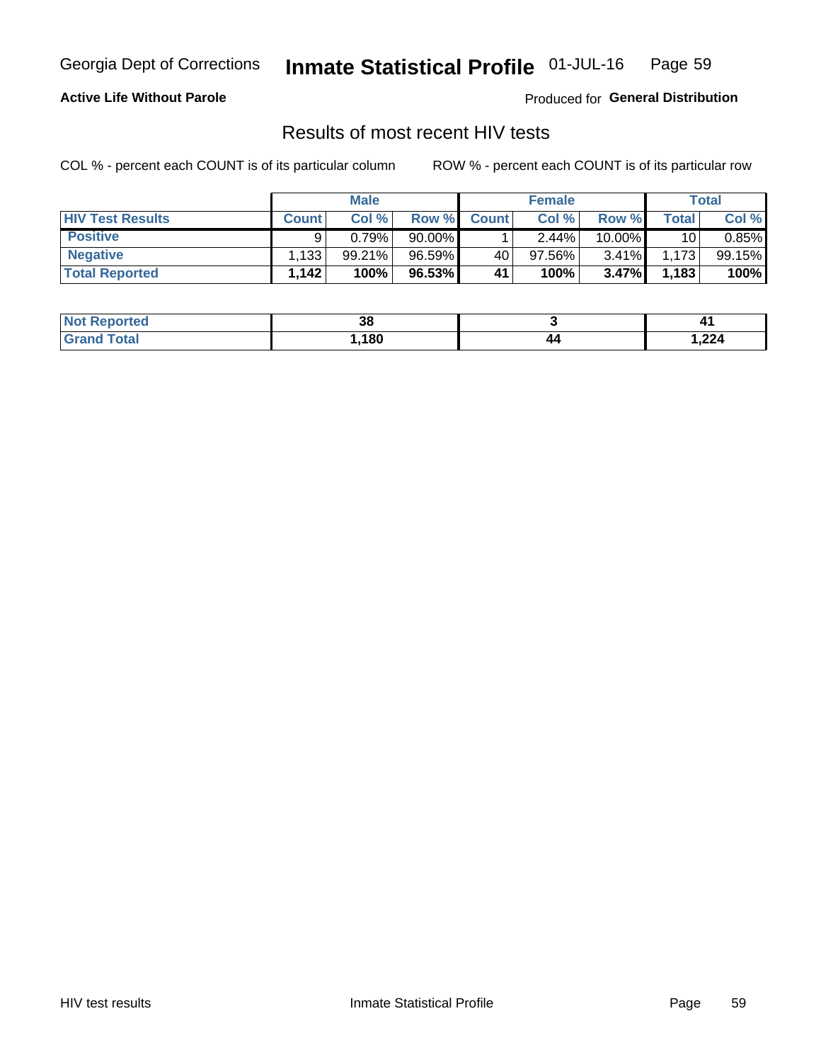Georgia Dept of Corrections **Inmate Statistical Profile** 01-JUL-16

**Active Life Without Parole**

Produced for **General Distribution**

## Results of most recent HIV tests

COL % - percent each COUNT is of its particular column

ROW % - percent each COUNT is of its particular row

| | Male | | | Female | | | Total | |
|---|---|---|---|---|---|---|---|---|
| **HIV Test Results** | **Count** | **Col %** | **Row %** | **Count** | **Col %** | **Row %** | **Total** | **Col %** |
| **Positive** | 9 | 0.79% | 90.00% | 1 | 2.44% | 10.00% | 10 | 0.85% |
| **Negative** | 1,133 | 99.21% | 96.59% | 40 | 97.56% | 3.41% | 1,173 | 99.15% |
| **Total Reported** | **1,142** | **100%** | **96.53%** | **41** | **100%** | **3.47%** | **1,183** | **100%** |

| | Male | Female | Total |
|---|---|---|---|
| **Not Reported** | **38** | **3** | **41** |
| **Grand Total** | **1,180** | **44** | **1,224** |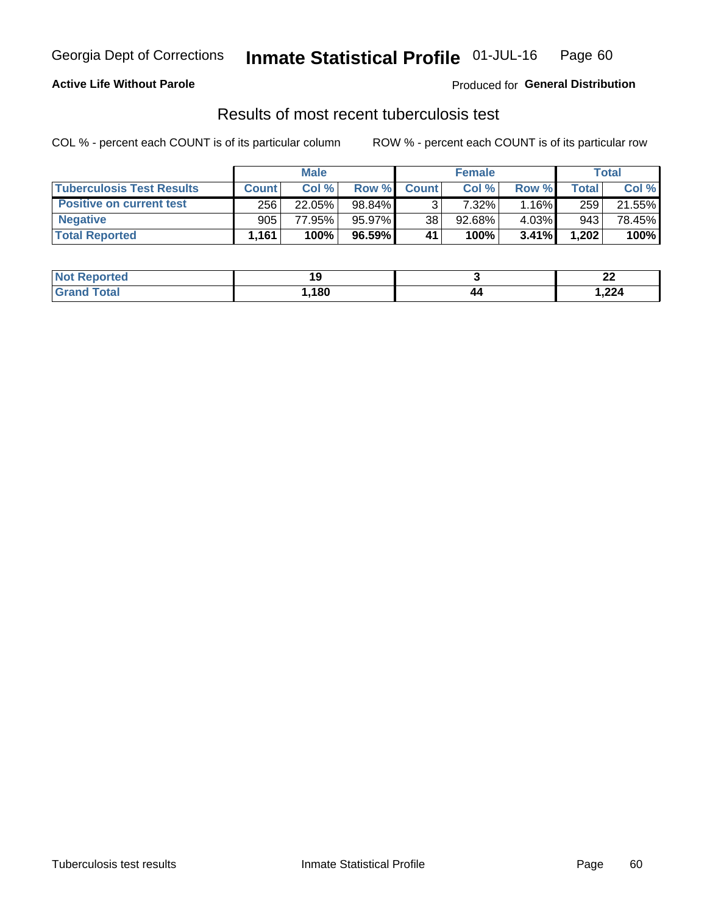Georgia Dept of Corrections **Inmate Statistical Profile** 01-JUL-16 Page 60

**Active Life Without Parole**

Produced for **General Distribution**

## Results of most recent tuberculosis test

COL % - percent each COUNT is of its particular column ROW % - percent each COUNT is of its particular row

| | Male | | | Female | | | Total | |
|---|---|---|---|---|---|---|---|---|
| **Tuberculosis Test Results** | **Count** | **Col %** | **Row %** | **Count** | **Col %** | **Row %** | **Total** | **Col %** |
| **Positive on current test** | 256 | 22.05% | 98.84% | 3 | 7.32% | 1.16% | 259 | 21.55% |
| **Negative** | 905 | 77.95% | 95.97% | 38 | 92.68% | 4.03% | 943 | 78.45% |
| **Total Reported** | **1,161** | **100%** | **96.59%** | **41** | **100%** | **3.41%** | **1,202** | **100%** |

| | Male | Female | Total |
|---|---|---|---|
| **Not Reported** | **19** | **3** | **22** |
| **Grand Total** | **1,180** | **44** | **1,224** |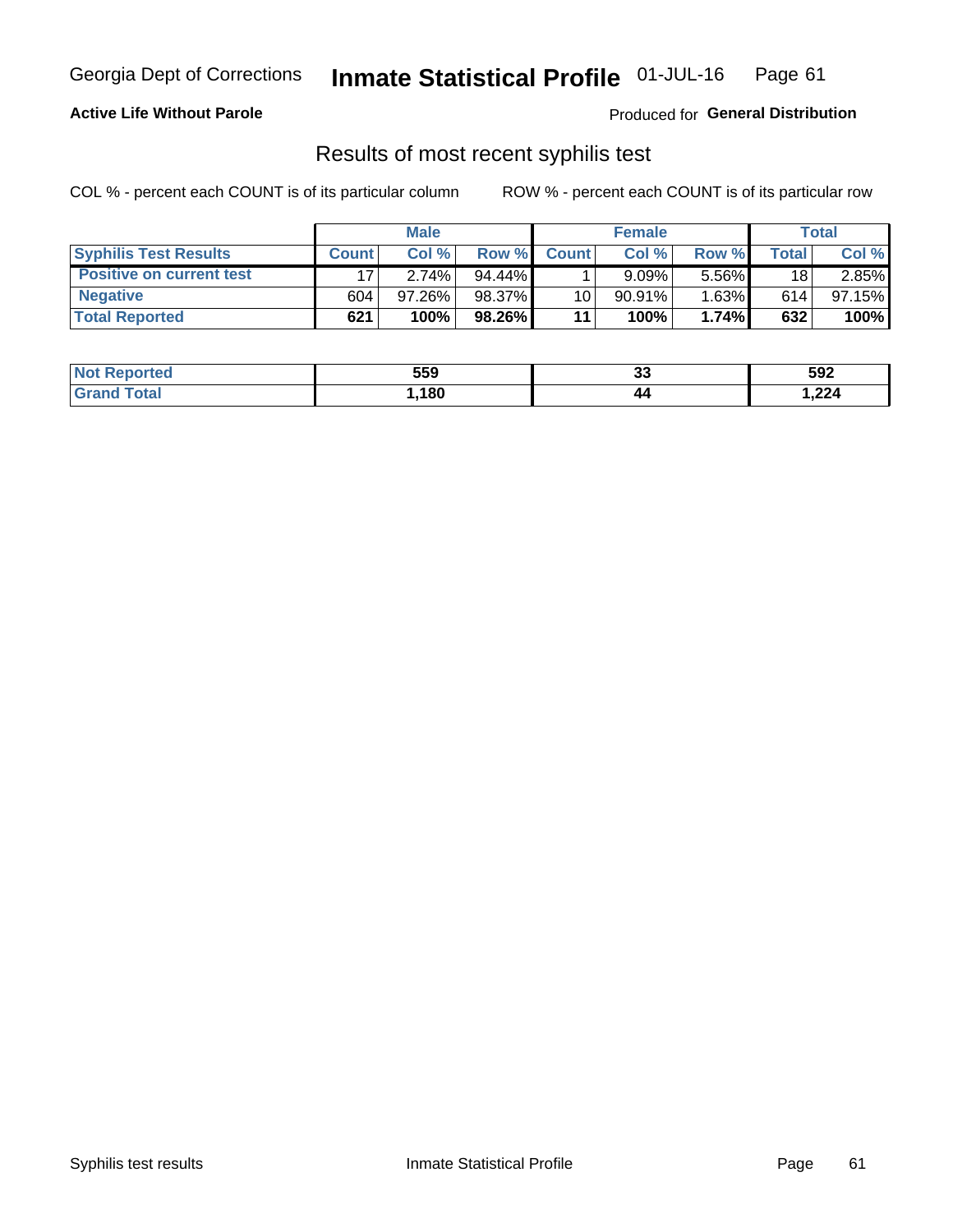Georgia Dept of Corrections **Inmate Statistical Profile** 01-JUL-16

**Active Life Without Parole**

Produced for **General Distribution**

## Results of most recent syphilis test

COL % - percent each COUNT is of its particular column ROW % - percent each COUNT is of its particular row

| | Male | | | Female | | | Total | |
|---|---|---|---|---|---|---|---|---|
| **Syphilis Test Results** | **Count** | **Col %** | **Row %** | **Count** | **Col %** | **Row %** | **Total** | **Col %** |
| **Positive on current test** | 17 | 2.74% | 94.44% | 1 | 9.09% | 5.56% | 18 | 2.85% |
| **Negative** | 604 | 97.26% | 98.37% | 10 | 90.91% | 1.63% | 614 | 97.15% |
| **Total Reported** | **621** | **100%** | **98.26%** | **11** | **100%** | **1.74%** | **632** | **100%** |

| | Male | Female | Total |
|---|---|---|---|
| **Not Reported** | **559** | **33** | **592** |
| **Grand Total** | **1,180** | **44** | **1,224** |

Syphilis test results Inmate Statistical Profile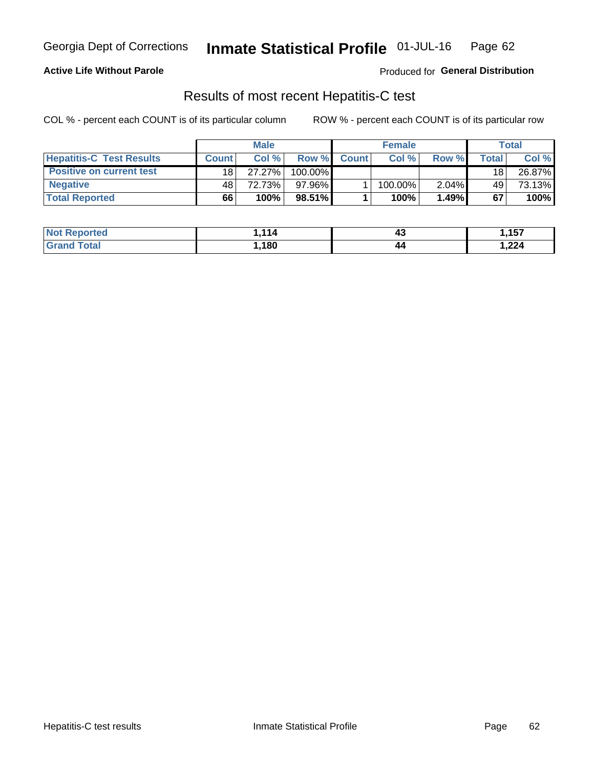Georgia Dept of Corrections **Inmate Statistical Profile** 01-JUL-16

**Active Life Without Parole**

Produced for **General Distribution**

## Results of most recent Hepatitis-C test

COL % - percent each COUNT is of its particular column

ROW % - percent each COUNT is of its particular row

| | Male | | | Female | | | Total | |
|---|---|---|---|---|---|---|---|---|
| **Hepatitis-C Test Results** | **Count** | **Col %** | **Row %** | **Count** | **Col %** | **Row %** | **Total** | **Col %** |
| **Positive on current test** | 18 | 27.27% | 100.00% | | | | 18 | 26.87% |
| **Negative** | 48 | 72.73% | 97.96% | 1 | 100.00% | 2.04% | 49 | 73.13% |
| **Total Reported** | **66** | **100%** | **98.51%** | **1** | **100%** | **1.49%** | **67** | **100%** |

| | | | |
|---|---|---|---|
| **Not Reported** | **1,114** | **43** | **1,157** |
| **Grand Total** | **1,180** | **44** | **1,224** |

Hepatitis-C test results